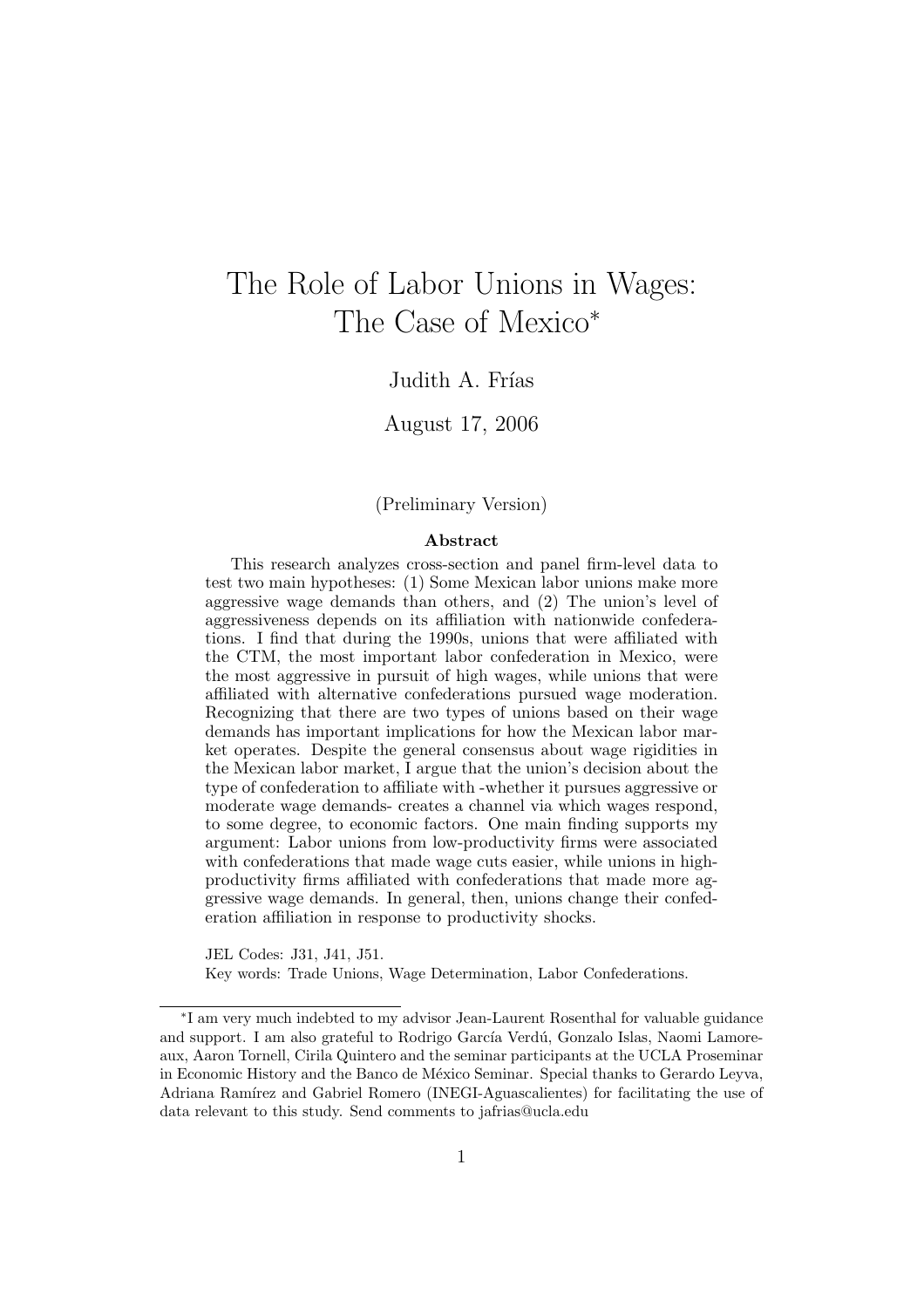# The Role of Labor Unions in Wages: The Case of Mexico*

Judith A. Frías

August 17, 2006

(Preliminary Version)

**Abstract**

This research analyzes cross-section and panel firm-level data to test two main hypotheses: (1) Some Mexican labor unions make more aggressive wage demands than others, and (2) The union's level of aggressiveness depends on its affiliation with nationwide confederations. I find that during the 1990s, unions that were affiliated with the CTM, the most important labor confederation in Mexico, were the most aggressive in pursuit of high wages, while unions that were affiliated with alternative confederations pursued wage moderation. Recognizing that there are two types of unions based on their wage demands has important implications for how the Mexican labor market operates. Despite the general consensus about wage rigidities in the Mexican labor market, I argue that the union's decision about the type of confederation to affiliate with -whether it pursues aggressive or moderate wage demands- creates a channel via which wages respond, to some degree, to economic factors. One main finding supports my argument: Labor unions from low-productivity firms were associated with confederations that made wage cuts easier, while unions in high-productivity firms affiliated with confederations that made more aggressive wage demands. In general, then, unions change their confederation affiliation in response to productivity shocks.

JEL Codes: J31, J41, J51.

Key words: Trade Unions, Wage Determination, Labor Confederations.

---

*I am very much indebted to my advisor Jean-Laurent Rosenthal for valuable guidance and support. I am also grateful to Rodrigo García Verdú, Gonzalo Islas, Naomi Lamoreaux, Aaron Tornell, Cirila Quintero and the seminar participants at the UCLA Proseminar in Economic History and the Banco de México Seminar. Special thanks to Gerardo Leyva, Adriana Ramírez and Gabriel Romero (INEGI-Aguascalientes) for facilitating the use of data relevant to this study. Send comments to jafrias@ucla.edu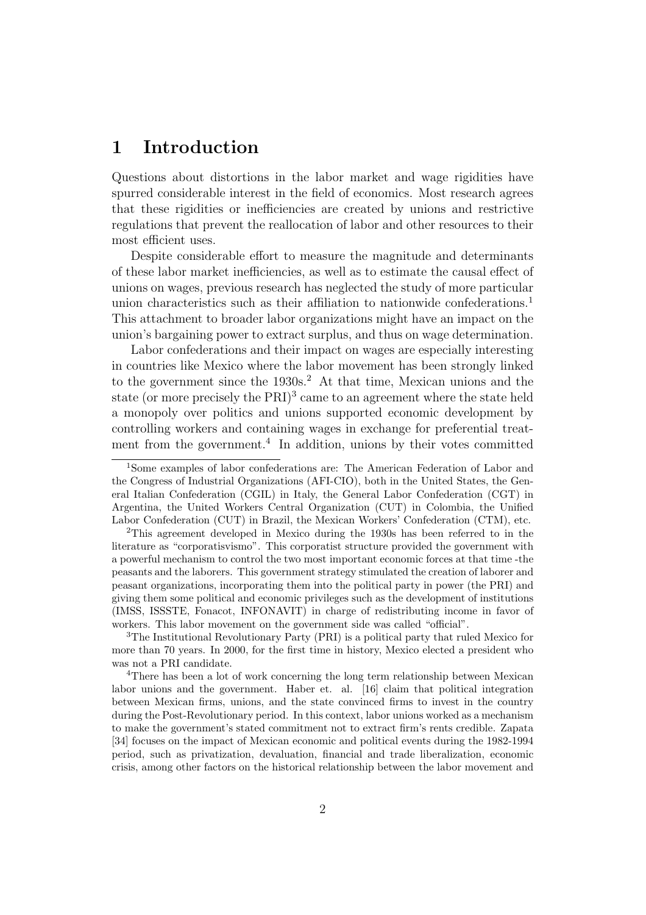# 1 Introduction

Questions about distortions in the labor market and wage rigidities have spurred considerable interest in the field of economics. Most research agrees that these rigidities or inefficiencies are created by unions and restrictive regulations that prevent the reallocation of labor and other resources to their most efficient uses.

Despite considerable effort to measure the magnitude and determinants of these labor market inefficiencies, as well as to estimate the causal effect of unions on wages, previous research has neglected the study of more particular union characteristics such as their affiliation to nationwide confederations.[1] This attachment to broader labor organizations might have an impact on the union's bargaining power to extract surplus, and thus on wage determination.

Labor confederations and their impact on wages are especially interesting in countries like Mexico where the labor movement has been strongly linked to the government since the 1930s.[2] At that time, Mexican unions and the state (or more precisely the PRI)[3] came to an agreement where the state held a monopoly over politics and unions supported economic development by controlling workers and containing wages in exchange for preferential treatment from the government.[4] In addition, unions by their votes committed

[1]Some examples of labor confederations are: The American Federation of Labor and the Congress of Industrial Organizations (AFI-CIO), both in the United States, the General Italian Confederation (CGIL) in Italy, the General Labor Confederation (CGT) in Argentina, the United Workers Central Organization (CUT) in Colombia, the Unified Labor Confederation (CUT) in Brazil, the Mexican Workers' Confederation (CTM), etc.

[2]This agreement developed in Mexico during the 1930s has been referred to in the literature as "corporatisvismo". This corporatist structure provided the government with a powerful mechanism to control the two most important economic forces at that time -the peasants and the laborers. This government strategy stimulated the creation of laborer and peasant organizations, incorporating them into the political party in power (the PRI) and giving them some political and economic privileges such as the development of institutions (IMSS, ISSSTE, Fonacot, INFONAVIT) in charge of redistributing income in favor of workers. This labor movement on the government side was called "official".

[3]The Institutional Revolutionary Party (PRI) is a political party that ruled Mexico for more than 70 years. In 2000, for the first time in history, Mexico elected a president who was not a PRI candidate.

[4]There has been a lot of work concerning the long term relationship between Mexican labor unions and the government. Haber et. al. [16] claim that political integration between Mexican firms, unions, and the state convinced firms to invest in the country during the Post-Revolutionary period. In this context, labor unions worked as a mechanism to make the government's stated commitment not to extract firm's rents credible. Zapata [34] focuses on the impact of Mexican economic and political events during the 1982-1994 period, such as privatization, devaluation, financial and trade liberalization, economic crisis, among other factors on the historical relationship between the labor movement and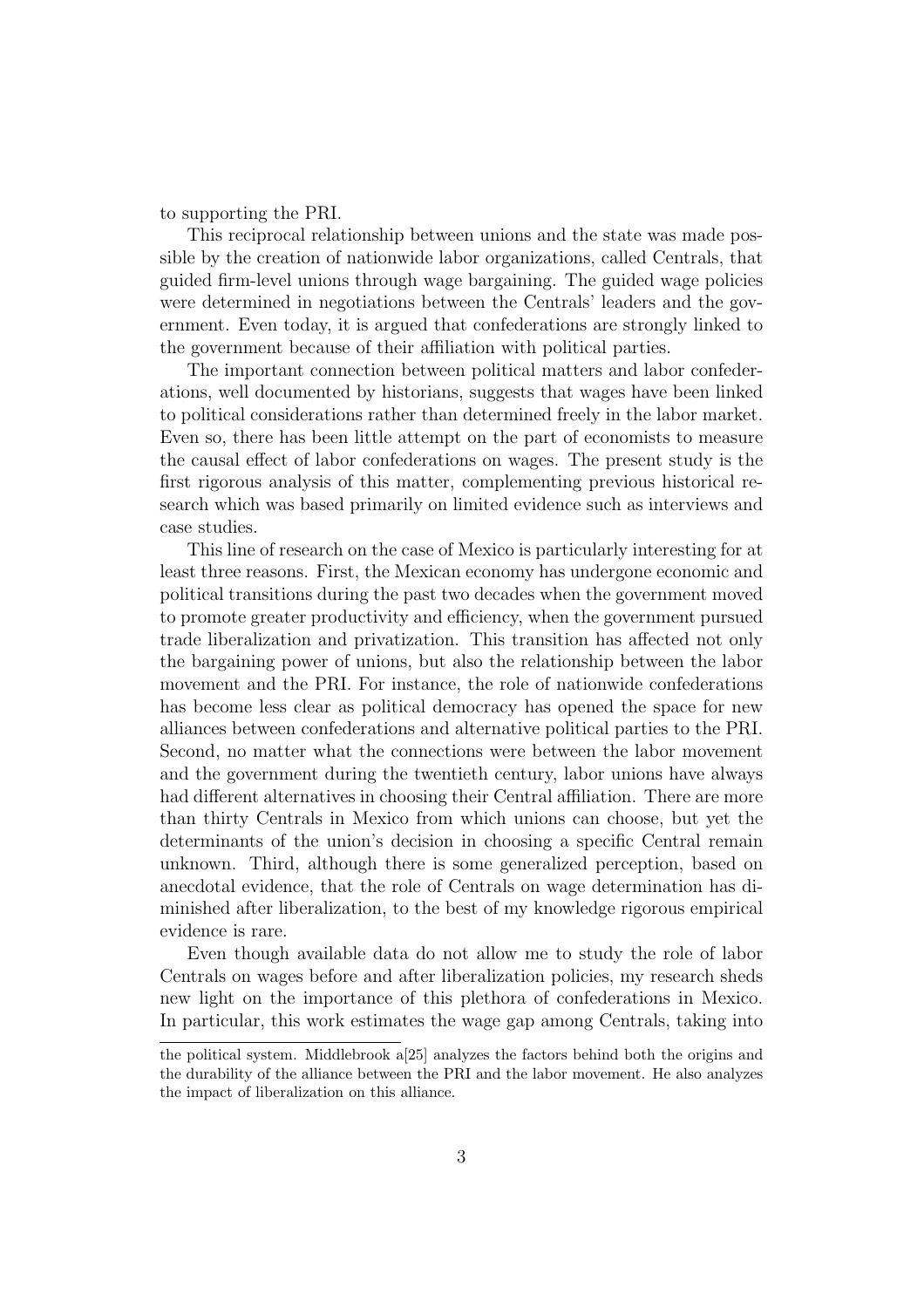to supporting the PRI.

This reciprocal relationship between unions and the state was made possible by the creation of nationwide labor organizations, called Centrals, that guided firm-level unions through wage bargaining. The guided wage policies were determined in negotiations between the Centrals' leaders and the government. Even today, it is argued that confederations are strongly linked to the government because of their affiliation with political parties.

The important connection between political matters and labor confederations, well documented by historians, suggests that wages have been linked to political considerations rather than determined freely in the labor market. Even so, there has been little attempt on the part of economists to measure the causal effect of labor confederations on wages. The present study is the first rigorous analysis of this matter, complementing previous historical research which was based primarily on limited evidence such as interviews and case studies.

This line of research on the case of Mexico is particularly interesting for at least three reasons. First, the Mexican economy has undergone economic and political transitions during the past two decades when the government moved to promote greater productivity and efficiency, when the government pursued trade liberalization and privatization. This transition has affected not only the bargaining power of unions, but also the relationship between the labor movement and the PRI. For instance, the role of nationwide confederations has become less clear as political democracy has opened the space for new alliances between confederations and alternative political parties to the PRI. Second, no matter what the connections were between the labor movement and the government during the twentieth century, labor unions have always had different alternatives in choosing their Central affiliation. There are more than thirty Centrals in Mexico from which unions can choose, but yet the determinants of the union's decision in choosing a specific Central remain unknown. Third, although there is some generalized perception, based on anecdotal evidence, that the role of Centrals on wage determination has diminished after liberalization, to the best of my knowledge rigorous empirical evidence is rare.

Even though available data do not allow me to study the role of labor Centrals on wages before and after liberalization policies, my research sheds new light on the importance of this plethora of confederations in Mexico. In particular, this work estimates the wage gap among Centrals, taking into

---

the political system. Middlebrook a[25] analyzes the factors behind both the origins and the durability of the alliance between the PRI and the labor movement. He also analyzes the impact of liberalization on this alliance.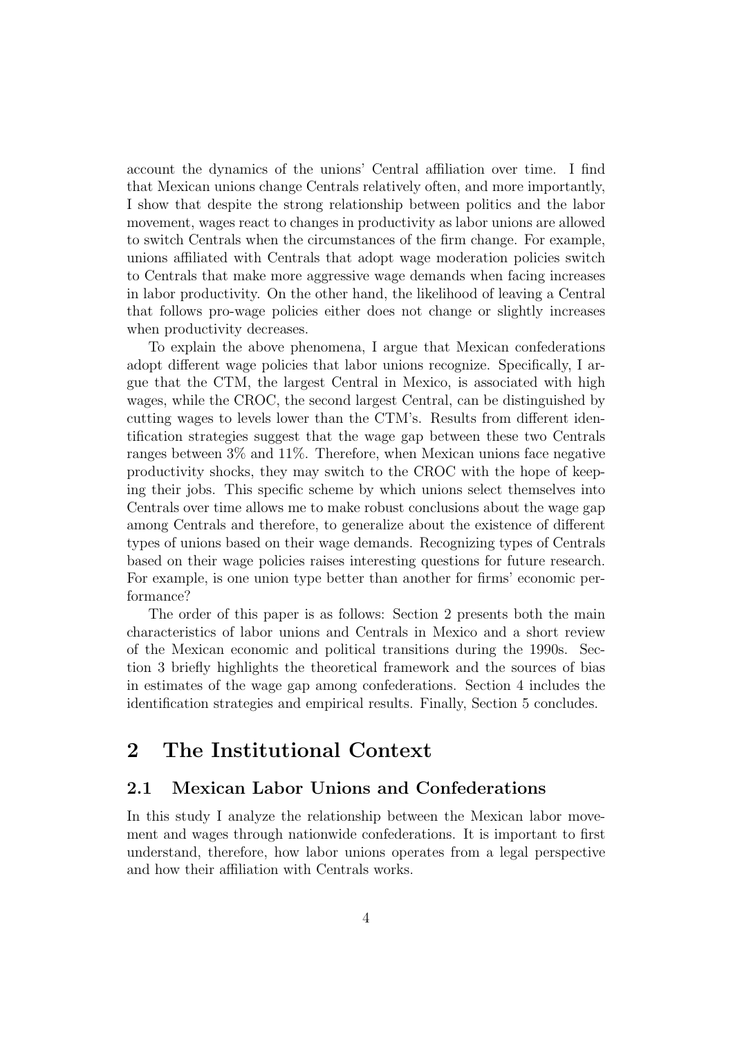account the dynamics of the unions' Central affiliation over time. I find that Mexican unions change Centrals relatively often, and more importantly, I show that despite the strong relationship between politics and the labor movement, wages react to changes in productivity as labor unions are allowed to switch Centrals when the circumstances of the firm change. For example, unions affiliated with Centrals that adopt wage moderation policies switch to Centrals that make more aggressive wage demands when facing increases in labor productivity. On the other hand, the likelihood of leaving a Central that follows pro-wage policies either does not change or slightly increases when productivity decreases.

To explain the above phenomena, I argue that Mexican confederations adopt different wage policies that labor unions recognize. Specifically, I argue that the CTM, the largest Central in Mexico, is associated with high wages, while the CROC, the second largest Central, can be distinguished by cutting wages to levels lower than the CTM's. Results from different identification strategies suggest that the wage gap between these two Centrals ranges between 3% and 11%. Therefore, when Mexican unions face negative productivity shocks, they may switch to the CROC with the hope of keeping their jobs. This specific scheme by which unions select themselves into Centrals over time allows me to make robust conclusions about the wage gap among Centrals and therefore, to generalize about the existence of different types of unions based on their wage demands. Recognizing types of Centrals based on their wage policies raises interesting questions for future research. For example, is one union type better than another for firms' economic performance?

The order of this paper is as follows: Section 2 presents both the main characteristics of labor unions and Centrals in Mexico and a short review of the Mexican economic and political transitions during the 1990s. Section 3 briefly highlights the theoretical framework and the sources of bias in estimates of the wage gap among confederations. Section 4 includes the identification strategies and empirical results. Finally, Section 5 concludes.

## 2 The Institutional Context

### 2.1 Mexican Labor Unions and Confederations

In this study I analyze the relationship between the Mexican labor movement and wages through nationwide confederations. It is important to first understand, therefore, how labor unions operates from a legal perspective and how their affiliation with Centrals works.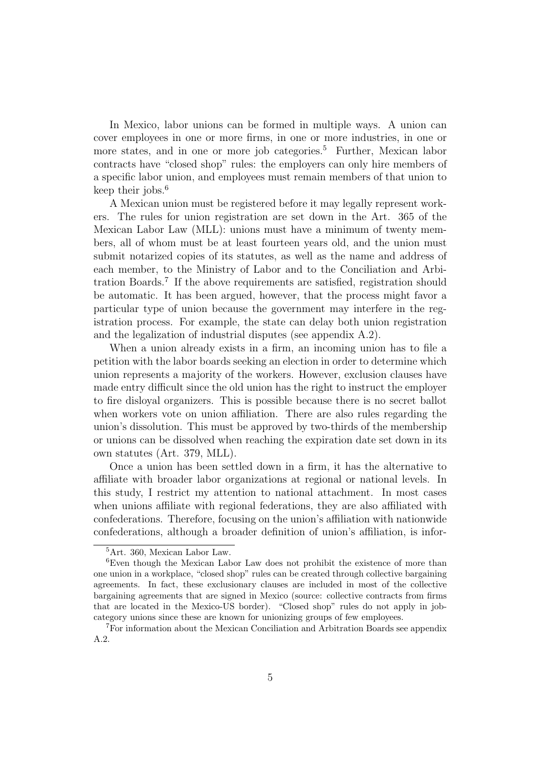In Mexico, labor unions can be formed in multiple ways. A union can cover employees in one or more firms, in one or more industries, in one or more states, and in one or more job categories.[5] Further, Mexican labor contracts have "closed shop" rules: the employers can only hire members of a specific labor union, and employees must remain members of that union to keep their jobs.[6]

A Mexican union must be registered before it may legally represent workers. The rules for union registration are set down in the Art. 365 of the Mexican Labor Law (MLL): unions must have a minimum of twenty members, all of whom must be at least fourteen years old, and the union must submit notarized copies of its statutes, as well as the name and address of each member, to the Ministry of Labor and to the Conciliation and Arbitration Boards.[7] If the above requirements are satisfied, registration should be automatic. It has been argued, however, that the process might favor a particular type of union because the government may interfere in the registration process. For example, the state can delay both union registration and the legalization of industrial disputes (see appendix A.2).

When a union already exists in a firm, an incoming union has to file a petition with the labor boards seeking an election in order to determine which union represents a majority of the workers. However, exclusion clauses have made entry difficult since the old union has the right to instruct the employer to fire disloyal organizers. This is possible because there is no secret ballot when workers vote on union affiliation. There are also rules regarding the union's dissolution. This must be approved by two-thirds of the membership or unions can be dissolved when reaching the expiration date set down in its own statutes (Art. 379, MLL).

Once a union has been settled down in a firm, it has the alternative to affiliate with broader labor organizations at regional or national levels. In this study, I restrict my attention to national attachment. In most cases when unions affiliate with regional federations, they are also affiliated with confederations. Therefore, focusing on the union's affiliation with nationwide confederations, although a broader definition of union's affiliation, is infor-

---

[5] Art. 360, Mexican Labor Law.

[6] Even though the Mexican Labor Law does not prohibit the existence of more than one union in a workplace, "closed shop" rules can be created through collective bargaining agreements. In fact, these exclusionary clauses are included in most of the collective bargaining agreements that are signed in Mexico (source: collective contracts from firms that are located in the Mexico-US border). "Closed shop" rules do not apply in job-category unions since these are known for unionizing groups of few employees.

[7] For information about the Mexican Conciliation and Arbitration Boards see appendix A.2.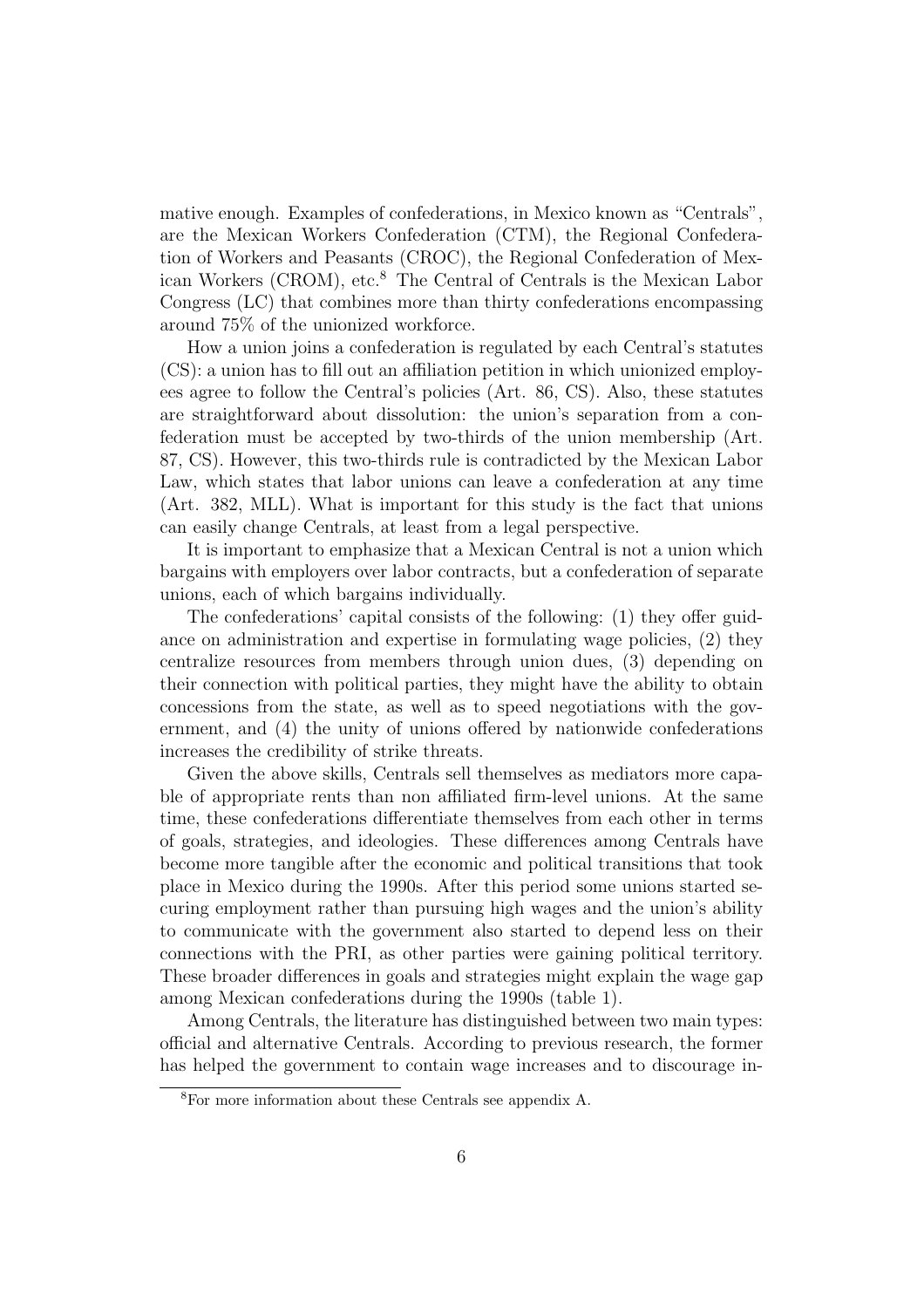mative enough. Examples of confederations, in Mexico known as "Centrals", are the Mexican Workers Confederation (CTM), the Regional Confederation of Workers and Peasants (CROC), the Regional Confederation of Mexican Workers (CROM), etc.[8] The Central of Centrals is the Mexican Labor Congress (LC) that combines more than thirty confederations encompassing around 75% of the unionized workforce.

How a union joins a confederation is regulated by each Central's statutes (CS): a union has to fill out an affiliation petition in which unionized employees agree to follow the Central's policies (Art. 86, CS). Also, these statutes are straightforward about dissolution: the union's separation from a confederation must be accepted by two-thirds of the union membership (Art. 87, CS). However, this two-thirds rule is contradicted by the Mexican Labor Law, which states that labor unions can leave a confederation at any time (Art. 382, MLL). What is important for this study is the fact that unions can easily change Centrals, at least from a legal perspective.

It is important to emphasize that a Mexican Central is not a union which bargains with employers over labor contracts, but a confederation of separate unions, each of which bargains individually.

The confederations' capital consists of the following: (1) they offer guidance on administration and expertise in formulating wage policies, (2) they centralize resources from members through union dues, (3) depending on their connection with political parties, they might have the ability to obtain concessions from the state, as well as to speed negotiations with the government, and (4) the unity of unions offered by nationwide confederations increases the credibility of strike threats.

Given the above skills, Centrals sell themselves as mediators more capable of appropriate rents than non affiliated firm-level unions. At the same time, these confederations differentiate themselves from each other in terms of goals, strategies, and ideologies. These differences among Centrals have become more tangible after the economic and political transitions that took place in Mexico during the 1990s. After this period some unions started securing employment rather than pursuing high wages and the union's ability to communicate with the government also started to depend less on their connections with the PRI, as other parties were gaining political territory. These broader differences in goals and strategies might explain the wage gap among Mexican confederations during the 1990s (table 1).

Among Centrals, the literature has distinguished between two main types: official and alternative Centrals. According to previous research, the former has helped the government to contain wage increases and to discourage in-

[8] For more information about these Centrals see appendix A.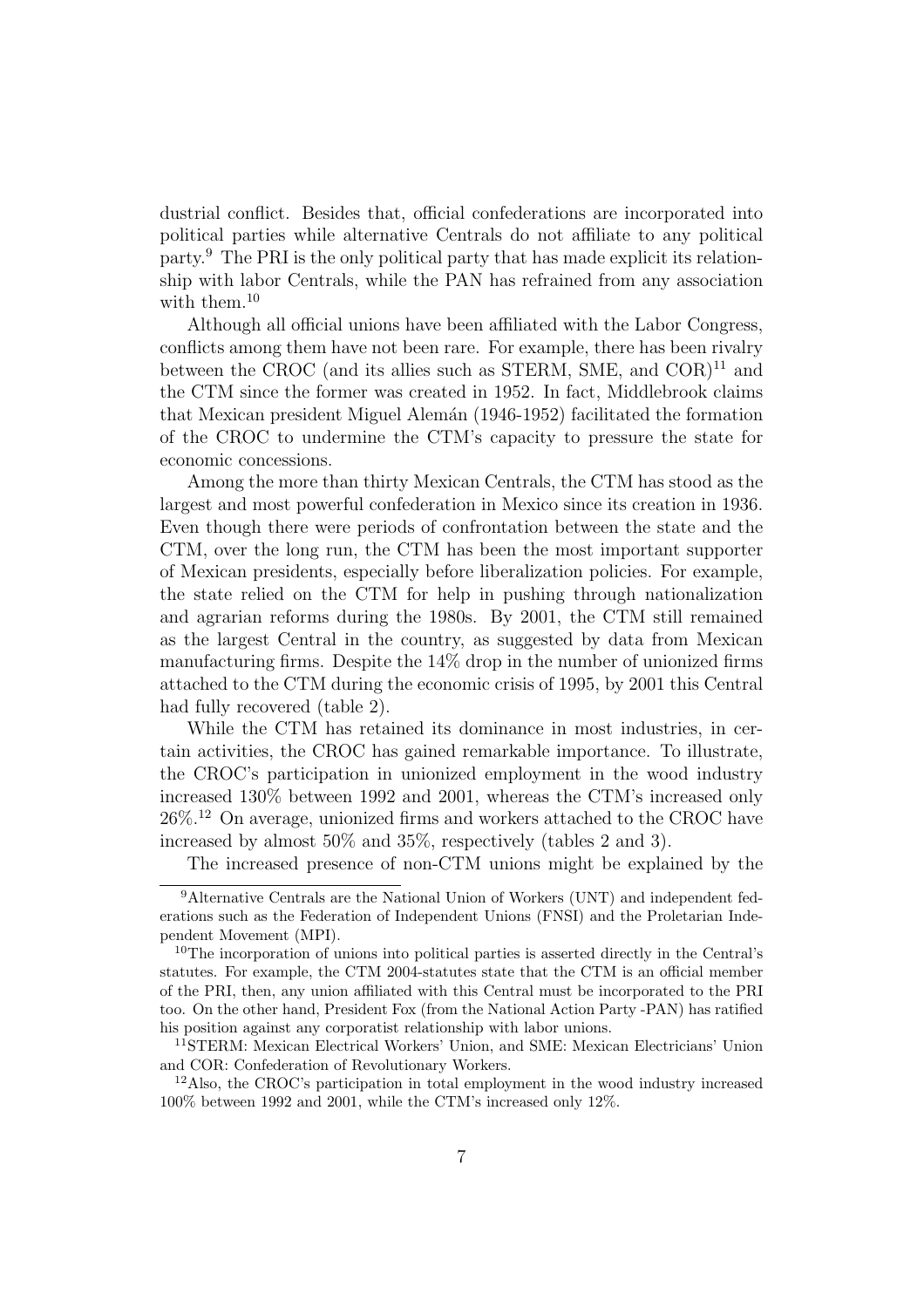dustrial conflict. Besides that, official confederations are incorporated into political parties while alternative Centrals do not affiliate to any political party.[9] The PRI is the only political party that has made explicit its relationship with labor Centrals, while the PAN has refrained from any association with them.[10]

Although all official unions have been affiliated with the Labor Congress, conflicts among them have not been rare. For example, there has been rivalry between the CROC (and its allies such as STERM, SME, and COR)[11] and the CTM since the former was created in 1952. In fact, Middlebrook claims that Mexican president Miguel Alemán (1946-1952) facilitated the formation of the CROC to undermine the CTM's capacity to pressure the state for economic concessions.

Among the more than thirty Mexican Centrals, the CTM has stood as the largest and most powerful confederation in Mexico since its creation in 1936. Even though there were periods of confrontation between the state and the CTM, over the long run, the CTM has been the most important supporter of Mexican presidents, especially before liberalization policies. For example, the state relied on the CTM for help in pushing through nationalization and agrarian reforms during the 1980s. By 2001, the CTM still remained as the largest Central in the country, as suggested by data from Mexican manufacturing firms. Despite the 14% drop in the number of unionized firms attached to the CTM during the economic crisis of 1995, by 2001 this Central had fully recovered (table 2).

While the CTM has retained its dominance in most industries, in certain activities, the CROC has gained remarkable importance. To illustrate, the CROC's participation in unionized employment in the wood industry increased 130% between 1992 and 2001, whereas the CTM's increased only 26%.[12] On average, unionized firms and workers attached to the CROC have increased by almost 50% and 35%, respectively (tables 2 and 3).

The increased presence of non-CTM unions might be explained by the

---

[9] Alternative Centrals are the National Union of Workers (UNT) and independent federations such as the Federation of Independent Unions (FNSI) and the Proletarian Independent Movement (MPI).

[10] The incorporation of unions into political parties is asserted directly in the Central's statutes. For example, the CTM 2004-statutes state that the CTM is an official member of the PRI, then, any union affiliated with this Central must be incorporated to the PRI too. On the other hand, President Fox (from the National Action Party -PAN) has ratified his position against any corporatist relationship with labor unions.

[11] STERM: Mexican Electrical Workers' Union, and SME: Mexican Electricians' Union and COR: Confederation of Revolutionary Workers.

[12] Also, the CROC's participation in total employment in the wood industry increased 100% between 1992 and 2001, while the CTM's increased only 12%.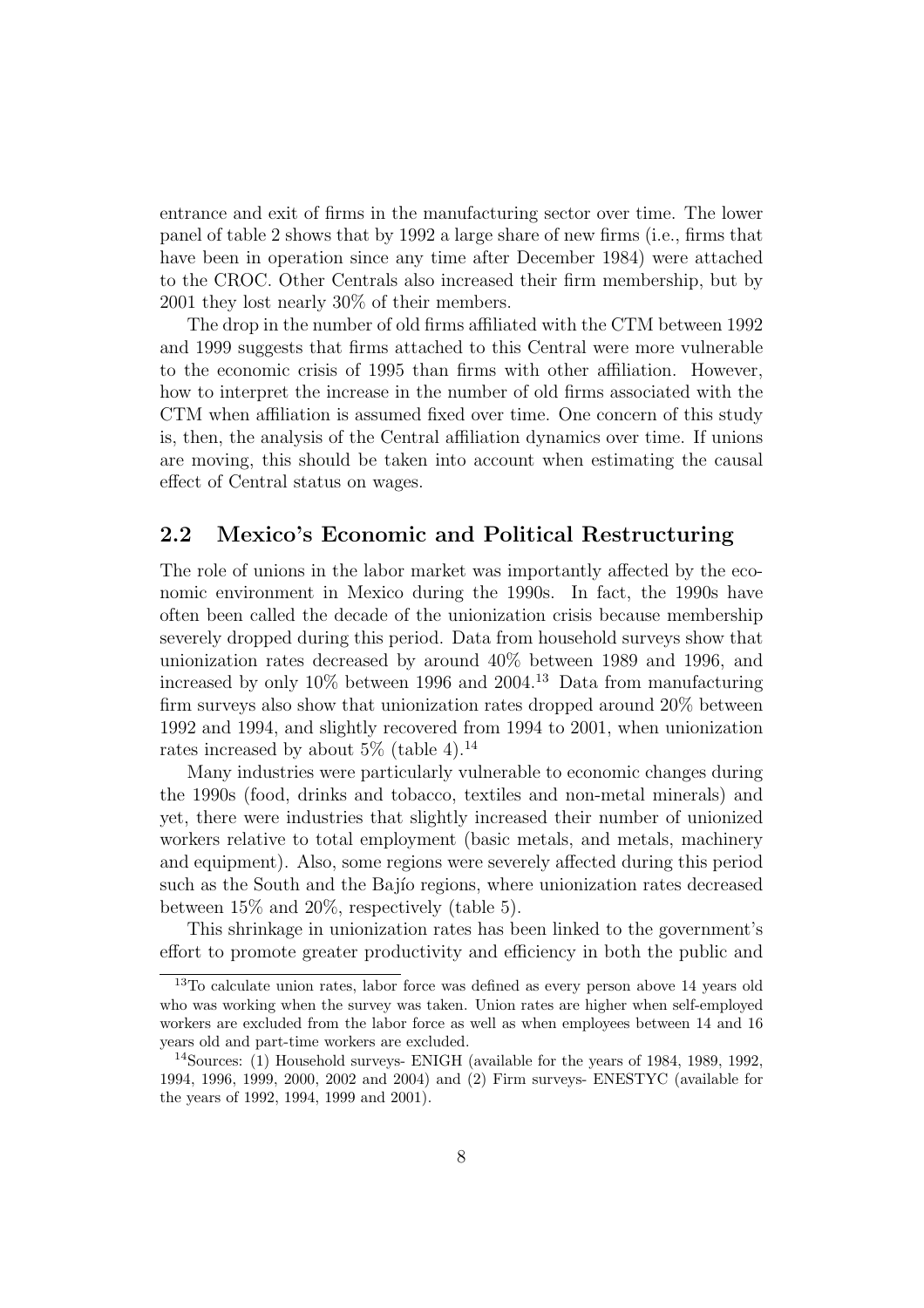entrance and exit of firms in the manufacturing sector over time. The lower panel of table 2 shows that by 1992 a large share of new firms (i.e., firms that have been in operation since any time after December 1984) were attached to the CROC. Other Centrals also increased their firm membership, but by 2001 they lost nearly 30% of their members.

The drop in the number of old firms affiliated with the CTM between 1992 and 1999 suggests that firms attached to this Central were more vulnerable to the economic crisis of 1995 than firms with other affiliation. However, how to interpret the increase in the number of old firms associated with the CTM when affiliation is assumed fixed over time. One concern of this study is, then, the analysis of the Central affiliation dynamics over time. If unions are moving, this should be taken into account when estimating the causal effect of Central status on wages.

## 2.2 Mexico's Economic and Political Restructuring

The role of unions in the labor market was importantly affected by the economic environment in Mexico during the 1990s. In fact, the 1990s have often been called the decade of the unionization crisis because membership severely dropped during this period. Data from household surveys show that unionization rates decreased by around 40% between 1989 and 1996, and increased by only 10% between 1996 and 2004.[13] Data from manufacturing firm surveys also show that unionization rates dropped around 20% between 1992 and 1994, and slightly recovered from 1994 to 2001, when unionization rates increased by about 5% (table 4).[14]

Many industries were particularly vulnerable to economic changes during the 1990s (food, drinks and tobacco, textiles and non-metal minerals) and yet, there were industries that slightly increased their number of unionized workers relative to total employment (basic metals, and metals, machinery and equipment). Also, some regions were severely affected during this period such as the South and the Bajío regions, where unionization rates decreased between 15% and 20%, respectively (table 5).

This shrinkage in unionization rates has been linked to the government's effort to promote greater productivity and efficiency in both the public and

[13] To calculate union rates, labor force was defined as every person above 14 years old who was working when the survey was taken. Union rates are higher when self-employed workers are excluded from the labor force as well as when employees between 14 and 16 years old and part-time workers are excluded.

[14] Sources: (1) Household surveys- ENIGH (available for the years of 1984, 1989, 1992, 1994, 1996, 1999, 2000, 2002 and 2004) and (2) Firm surveys- ENESTYC (available for the years of 1992, 1994, 1999 and 2001).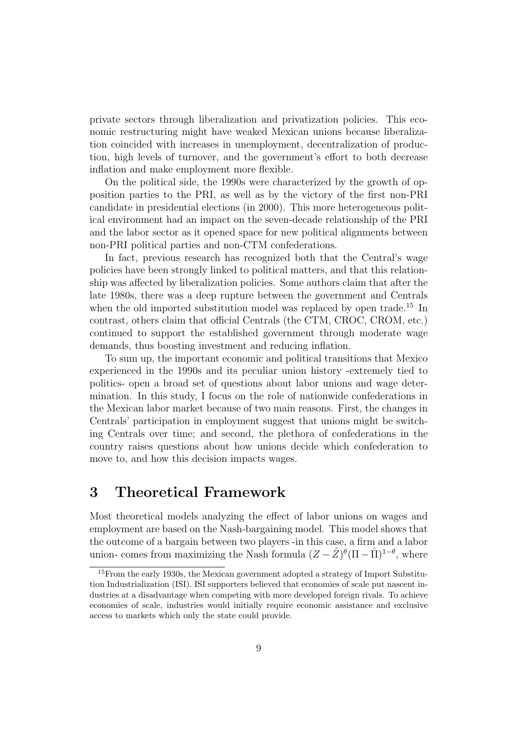private sectors through liberalization and privatization policies. This economic restructuring might have weaked Mexican unions because liberalization coincided with increases in unemployment, decentralization of production, high levels of turnover, and the government's effort to both decrease inflation and make employment more flexible.

On the political side, the 1990s were characterized by the growth of opposition parties to the PRI, as well as by the victory of the first non-PRI candidate in presidential elections (in 2000). This more heterogeneous political environment had an impact on the seven-decade relationship of the PRI and the labor sector as it opened space for new political alignments between non-PRI political parties and non-CTM confederations.

In fact, previous research has recognized both that the Central's wage policies have been strongly linked to political matters, and that this relationship was affected by liberalization policies. Some authors claim that after the late 1980s, there was a deep rupture between the government and Centrals when the old imported substitution model was replaced by open trade.[15] In contrast, others claim that official Centrals (the CTM, CROC, CROM, etc.) continued to support the established government through moderate wage demands, thus boosting investment and reducing inflation.

To sum up, the important economic and political transitions that Mexico experienced in the 1990s and its peculiar union history -extremely tied to politics- open a broad set of questions about labor unions and wage determination. In this study, I focus on the role of nationwide confederations in the Mexican labor market because of two main reasons. First, the changes in Centrals' participation in employment suggest that unions might be switching Centrals over time; and second, the plethora of confederations in the country raises questions about how unions decide which confederation to move to, and how this decision impacts wages.

# 3 Theoretical Framework

Most theoretical models analyzing the effect of labor unions on wages and employment are based on the Nash-bargaining model. This model shows that the outcome of a bargain between two players -in this case, a firm and a labor union- comes from maximizing the Nash formula $(Z - \hat{Z})^{\theta}(\Pi - \hat{\Pi})^{1-\theta}$, where

[15] From the early 1930s, the Mexican government adopted a strategy of Import Substitution Industrialization (ISI). ISI supporters believed that economies of scale put nascent industries at a disadvantage when competing with more developed foreign rivals. To achieve economies of scale, industries would initially require economic assistance and exclusive access to markets which only the state could provide.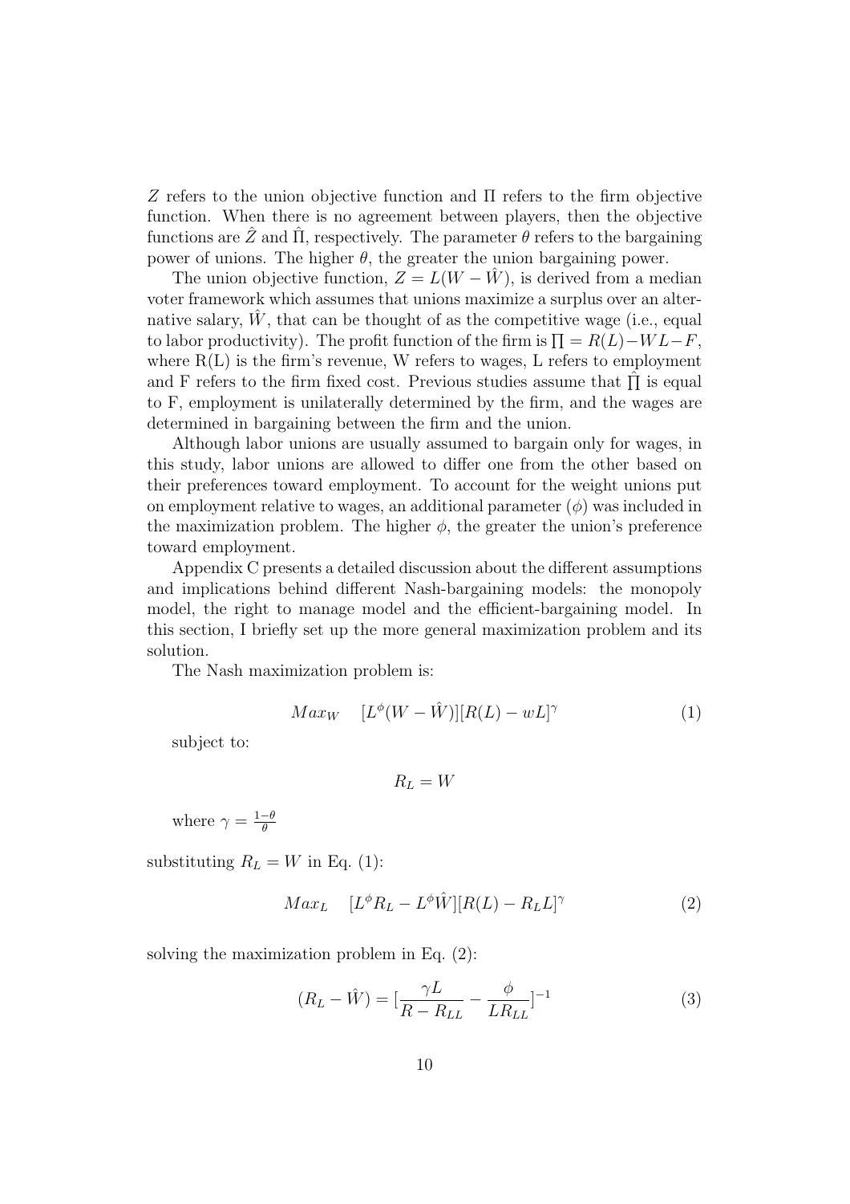$Z$ refers to the union objective function and $\Pi$ refers to the firm objective function. When there is no agreement between players, then the objective functions are $\hat{Z}$ and $\hat{\Pi}$, respectively. The parameter $\theta$ refers to the bargaining power of unions. The higher $\theta$, the greater the union bargaining power.

The union objective function, $Z = L(W - \hat{W})$, is derived from a median voter framework which assumes that unions maximize a surplus over an alternative salary, $\hat{W}$, that can be thought of as the competitive wage (i.e., equal to labor productivity). The profit function of the firm is $\prod = R(L) - WL - F$, where R(L) is the firm's revenue, W refers to wages, L refers to employment and F refers to the firm fixed cost. Previous studies assume that $\hat{\prod}$ is equal to F, employment is unilaterally determined by the firm, and the wages are determined in bargaining between the firm and the union.

Although labor unions are usually assumed to bargain only for wages, in this study, labor unions are allowed to differ one from the other based on their preferences toward employment. To account for the weight unions put on employment relative to wages, an additional parameter ($\phi$) was included in the maximization problem. The higher $\phi$, the greater the union's preference toward employment.

Appendix C presents a detailed discussion about the different assumptions and implications behind different Nash-bargaining models: the monopoly model, the right to manage model and the efficient-bargaining model. In this section, I briefly set up the more general maximization problem and its solution.

The Nash maximization problem is:

$$Max_W \quad [L^{\phi}(W - \hat{W})][R(L) - wL]^{\gamma} \tag{1}$$

subject to:

$$R_L = W$$

where $\gamma = \frac{1-\theta}{\theta}$

substituting $R_L = W$ in Eq. (1):

$$Max_L \quad [L^{\phi}R_L - L^{\phi}\hat{W}][R(L) - R_L L]^{\gamma} \tag{2}$$

solving the maximization problem in Eq. (2):

$$(R_L - \hat{W}) = [\frac{\gamma L}{R - R_{LL}} - \frac{\phi}{LR_{LL}}]^{-1} \tag{3}$$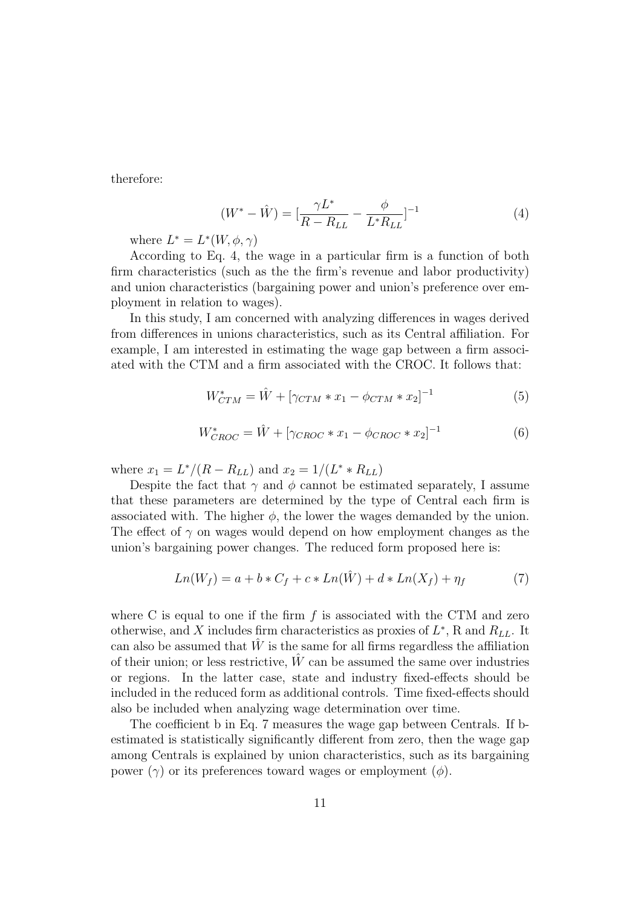therefore:

$$(W^* - \hat{W}) = [\frac{\gamma L^*}{R - R_{LL}} - \frac{\phi}{L^* R_{LL}}]^{-1} \tag{4}$$

where $L^* = L^*(W, \phi, \gamma)$

According to Eq. 4, the wage in a particular firm is a function of both firm characteristics (such as the the firm's revenue and labor productivity) and union characteristics (bargaining power and union's preference over employment in relation to wages).

In this study, I am concerned with analyzing differences in wages derived from differences in unions characteristics, such as its Central affiliation. For example, I am interested in estimating the wage gap between a firm associated with the CTM and a firm associated with the CROC. It follows that:

$$W^*_{CTM} = \hat{W} + [\gamma_{CTM} * x_1 - \phi_{CTM} * x_2]^{-1} \tag{5}$$

$$W^*_{CROC} = \hat{W} + [\gamma_{CROC} * x_1 - \phi_{CROC} * x_2]^{-1} \tag{6}$$

where $x_1 = L^*/(R - R_{LL})$ and $x_2 = 1/(L^* * R_{LL})$

Despite the fact that $\gamma$ and $\phi$ cannot be estimated separately, I assume that these parameters are determined by the type of Central each firm is associated with. The higher $\phi$, the lower the wages demanded by the union. The effect of $\gamma$ on wages would depend on how employment changes as the union's bargaining power changes. The reduced form proposed here is:

$$Ln(W_f) = a + b * C_f + c * Ln(\hat{W}) + d * Ln(X_f) + \eta_f \tag{7}$$

where C is equal to one if the firm $f$ is associated with the CTM and zero otherwise, and $X$ includes firm characteristics as proxies of $L^*$, R and $R_{LL}$. It can also be assumed that $\hat{W}$ is the same for all firms regardless the affiliation of their union; or less restrictive, $\hat{W}$ can be assumed the same over industries or regions. In the latter case, state and industry fixed-effects should be included in the reduced form as additional controls. Time fixed-effects should also be included when analyzing wage determination over time.

The coefficient b in Eq. 7 measures the wage gap between Centrals. If b-estimated is statistically significantly different from zero, then the wage gap among Centrals is explained by union characteristics, such as its bargaining power ($\gamma$) or its preferences toward wages or employment ($\phi$).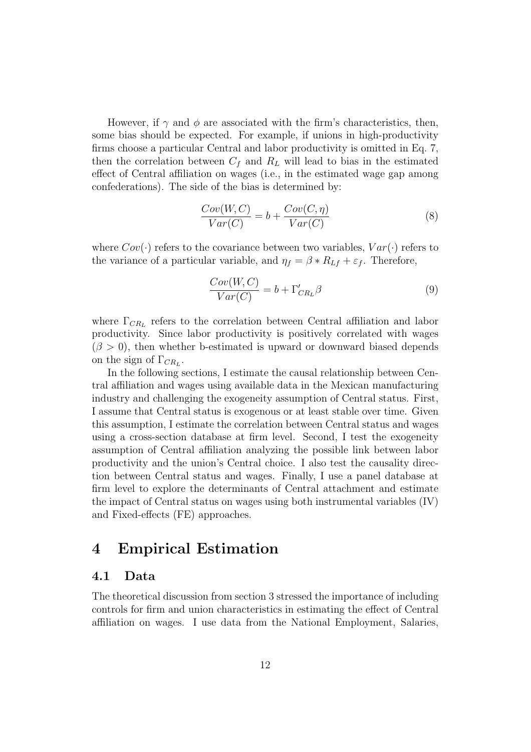However, if $\gamma$ and $\phi$ are associated with the firm's characteristics, then, some bias should be expected. For example, if unions in high-productivity firms choose a particular Central and labor productivity is omitted in Eq. 7, then the correlation between $C_f$ and $R_L$ will lead to bias in the estimated effect of Central affiliation on wages (i.e., in the estimated wage gap among confederations). The side of the bias is determined by:

$$\frac{Cov(W, C)}{Var(C)} = b + \frac{Cov(C, \eta)}{Var(C)} \tag{8}$$

where $Cov(\cdot)$ refers to the covariance between two variables, $Var(\cdot)$ refers to the variance of a particular variable, and $\eta_f = \beta * R_{Lf} + \varepsilon_f$. Therefore,

$$\frac{Cov(W, C)}{Var(C)} = b + \Gamma'_{CR_L}\beta \tag{9}$$

where $\Gamma_{CR_L}$ refers to the correlation between Central affiliation and labor productivity. Since labor productivity is positively correlated with wages ($\beta > 0$), then whether b-estimated is upward or downward biased depends on the sign of $\Gamma_{CR_L}$.

In the following sections, I estimate the causal relationship between Central affiliation and wages using available data in the Mexican manufacturing industry and challenging the exogeneity assumption of Central status. First, I assume that Central status is exogenous or at least stable over time. Given this assumption, I estimate the correlation between Central status and wages using a cross-section database at firm level. Second, I test the exogeneity assumption of Central affiliation analyzing the possible link between labor productivity and the union's Central choice. I also test the causality direction between Central status and wages. Finally, I use a panel database at firm level to explore the determinants of Central attachment and estimate the impact of Central status on wages using both instrumental variables (IV) and Fixed-effects (FE) approaches.

# 4 Empirical Estimation

## 4.1 Data

The theoretical discussion from section 3 stressed the importance of including controls for firm and union characteristics in estimating the effect of Central affiliation on wages. I use data from the National Employment, Salaries,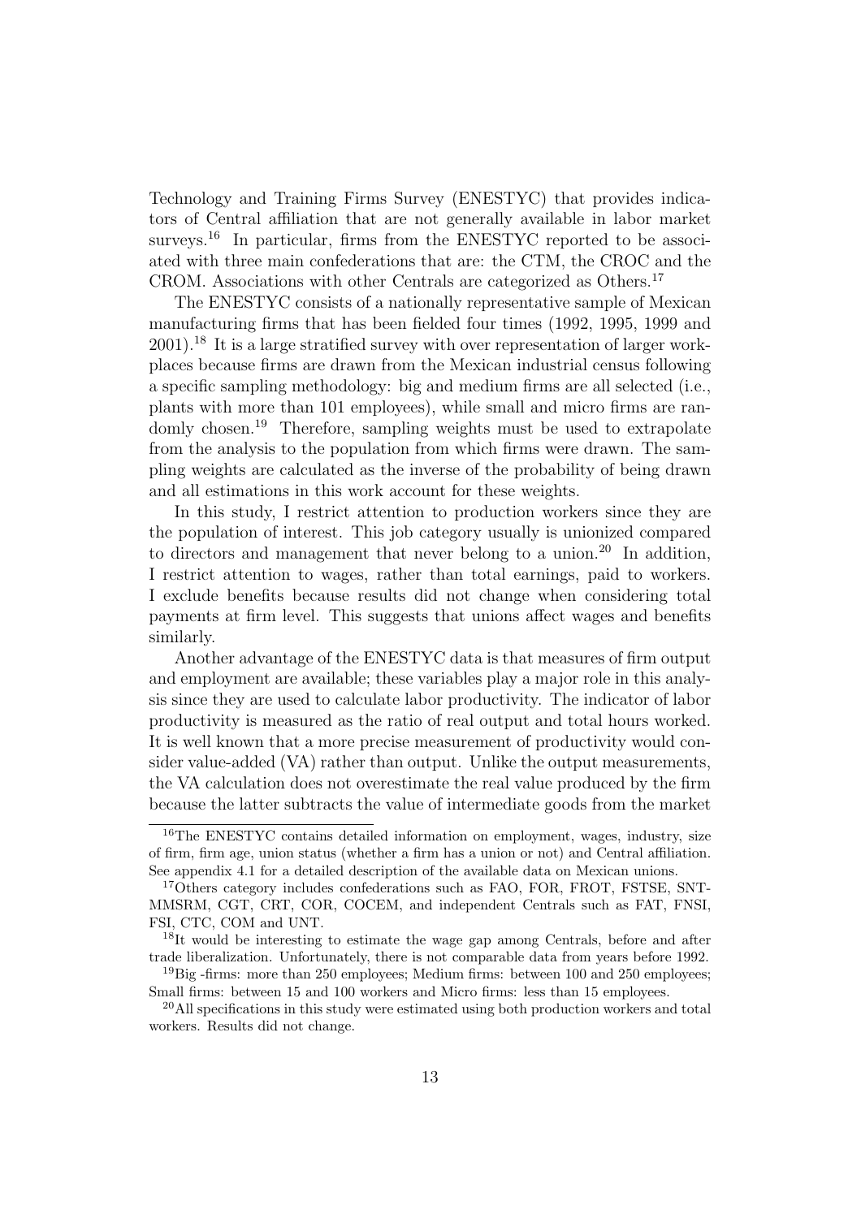Technology and Training Firms Survey (ENESTYC) that provides indicators of Central affiliation that are not generally available in labor market surveys.[16] In particular, firms from the ENESTYC reported to be associated with three main confederations that are: the CTM, the CROC and the CROM. Associations with other Centrals are categorized as Others.[17]

The ENESTYC consists of a nationally representative sample of Mexican manufacturing firms that has been fielded four times (1992, 1995, 1999 and 2001).[18] It is a large stratified survey with over representation of larger workplaces because firms are drawn from the Mexican industrial census following a specific sampling methodology: big and medium firms are all selected (i.e., plants with more than 101 employees), while small and micro firms are randomly chosen.[19] Therefore, sampling weights must be used to extrapolate from the analysis to the population from which firms were drawn. The sampling weights are calculated as the inverse of the probability of being drawn and all estimations in this work account for these weights.

In this study, I restrict attention to production workers since they are the population of interest. This job category usually is unionized compared to directors and management that never belong to a union.[20] In addition, I restrict attention to wages, rather than total earnings, paid to workers. I exclude benefits because results did not change when considering total payments at firm level. This suggests that unions affect wages and benefits similarly.

Another advantage of the ENESTYC data is that measures of firm output and employment are available; these variables play a major role in this analysis since they are used to calculate labor productivity. The indicator of labor productivity is measured as the ratio of real output and total hours worked. It is well known that a more precise measurement of productivity would consider value-added (VA) rather than output. Unlike the output measurements, the VA calculation does not overestimate the real value produced by the firm because the latter subtracts the value of intermediate goods from the market

---

[16] The ENESTYC contains detailed information on employment, wages, industry, size of firm, firm age, union status (whether a firm has a union or not) and Central affiliation. See appendix 4.1 for a detailed description of the available data on Mexican unions.

[17] Others category includes confederations such as FAO, FOR, FROT, FSTSE, SNT-MMSRM, CGT, CRT, COR, COCEM, and independent Centrals such as FAT, FNSI, FSI, CTC, COM and UNT.

[18] It would be interesting to estimate the wage gap among Centrals, before and after trade liberalization. Unfortunately, there is not comparable data from years before 1992.

[19] Big -firms: more than 250 employees; Medium firms: between 100 and 250 employees; Small firms: between 15 and 100 workers and Micro firms: less than 15 employees.

[20] All specifications in this study were estimated using both production workers and total workers. Results did not change.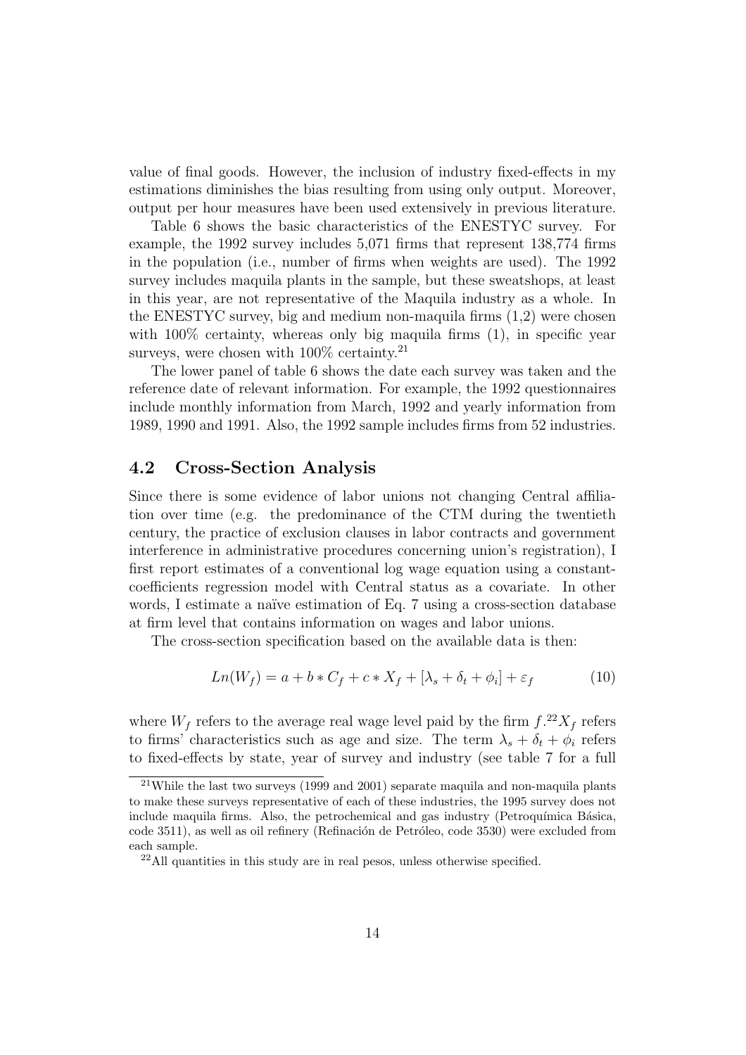value of final goods. However, the inclusion of industry fixed-effects in my estimations diminishes the bias resulting from using only output. Moreover, output per hour measures have been used extensively in previous literature.

Table 6 shows the basic characteristics of the ENESTYC survey. For example, the 1992 survey includes 5,071 firms that represent 138,774 firms in the population (i.e., number of firms when weights are used). The 1992 survey includes maquila plants in the sample, but these sweatshops, at least in this year, are not representative of the Maquila industry as a whole. In the ENESTYC survey, big and medium non-maquila firms (1,2) were chosen with 100% certainty, whereas only big maquila firms (1), in specific year surveys, were chosen with 100% certainty.[21]

The lower panel of table 6 shows the date each survey was taken and the reference date of relevant information. For example, the 1992 questionnaires include monthly information from March, 1992 and yearly information from 1989, 1990 and 1991. Also, the 1992 sample includes firms from 52 industries.

## 4.2 Cross-Section Analysis

Since there is some evidence of labor unions not changing Central affiliation over time (e.g. the predominance of the CTM during the twentieth century, the practice of exclusion clauses in labor contracts and government interference in administrative procedures concerning union's registration), I first report estimates of a conventional log wage equation using a constant-coefficients regression model with Central status as a covariate. In other words, I estimate a naïve estimation of Eq. 7 using a cross-section database at firm level that contains information on wages and labor unions.

The cross-section specification based on the available data is then:

$$Ln(W_f) = a + b * C_f + c * X_f + [\lambda_s + \delta_t + \phi_i] + \varepsilon_f \tag{10}$$

where $W_f$ refers to the average real wage level paid by the firm $f$.[22] $X_f$ refers to firms' characteristics such as age and size. The term $\lambda_s + \delta_t + \phi_i$ refers to fixed-effects by state, year of survey and industry (see table 7 for a full

---

[21] While the last two surveys (1999 and 2001) separate maquila and non-maquila plants to make these surveys representative of each of these industries, the 1995 survey does not include maquila firms. Also, the petrochemical and gas industry (Petroquímica Básica, code 3511), as well as oil refinery (Refinación de Petróleo, code 3530) were excluded from each sample.

[22] All quantities in this study are in real pesos, unless otherwise specified.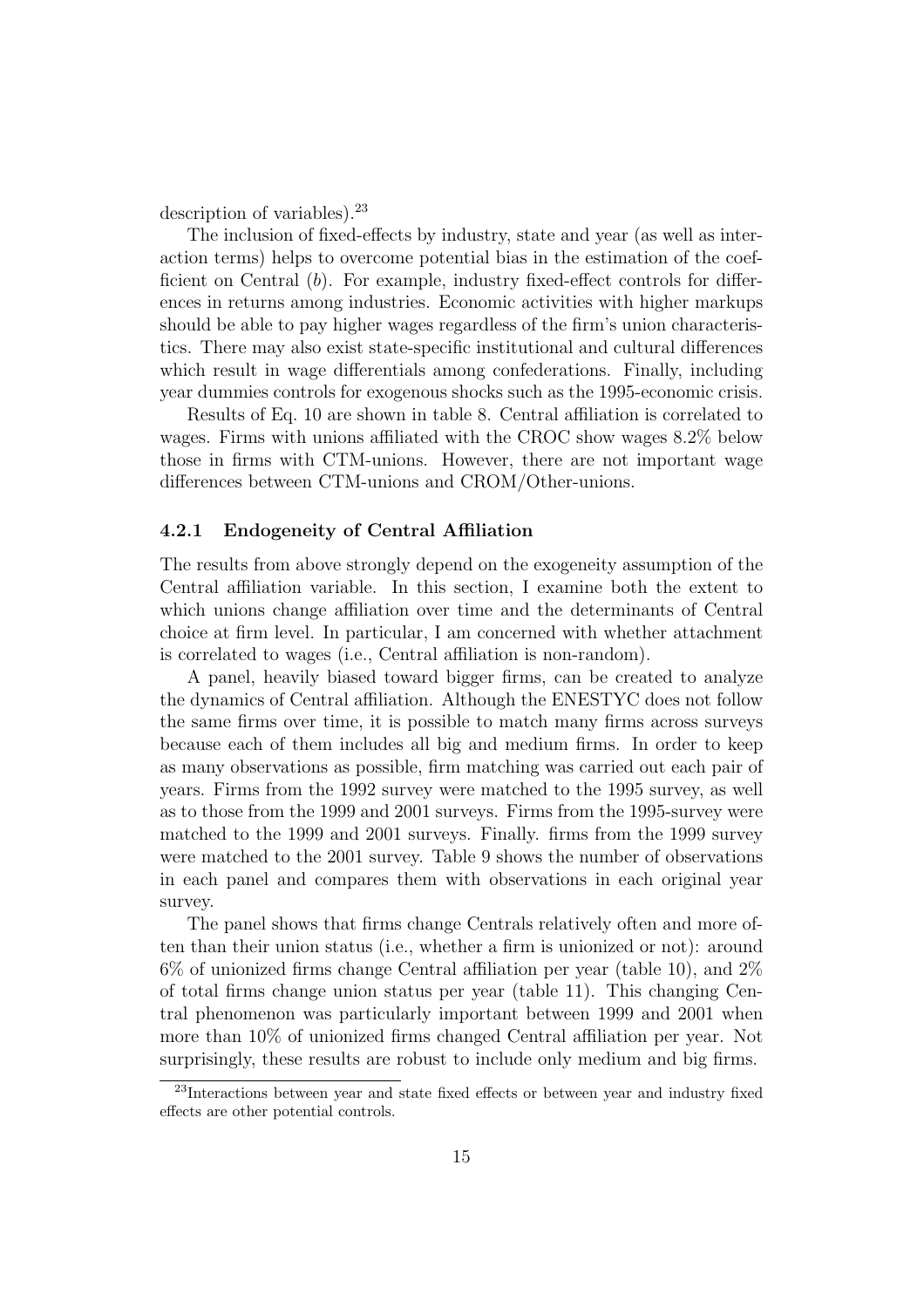description of variables).[23]

The inclusion of fixed-effects by industry, state and year (as well as interaction terms) helps to overcome potential bias in the estimation of the coefficient on Central ($b$). For example, industry fixed-effect controls for differences in returns among industries. Economic activities with higher markups should be able to pay higher wages regardless of the firm's union characteristics. There may also exist state-specific institutional and cultural differences which result in wage differentials among confederations. Finally, including year dummies controls for exogenous shocks such as the 1995-economic crisis.

Results of Eq. 10 are shown in table 8. Central affiliation is correlated to wages. Firms with unions affiliated with the CROC show wages 8.2% below those in firms with CTM-unions. However, there are not important wage differences between CTM-unions and CROM/Other-unions.

#### 4.2.1 Endogeneity of Central Affiliation

The results from above strongly depend on the exogeneity assumption of the Central affiliation variable. In this section, I examine both the extent to which unions change affiliation over time and the determinants of Central choice at firm level. In particular, I am concerned with whether attachment is correlated to wages (i.e., Central affiliation is non-random).

A panel, heavily biased toward bigger firms, can be created to analyze the dynamics of Central affiliation. Although the ENESTYC does not follow the same firms over time, it is possible to match many firms across surveys because each of them includes all big and medium firms. In order to keep as many observations as possible, firm matching was carried out each pair of years. Firms from the 1992 survey were matched to the 1995 survey, as well as to those from the 1999 and 2001 surveys. Firms from the 1995-survey were matched to the 1999 and 2001 surveys. Finally. firms from the 1999 survey were matched to the 2001 survey. Table 9 shows the number of observations in each panel and compares them with observations in each original year survey.

The panel shows that firms change Centrals relatively often and more often than their union status (i.e., whether a firm is unionized or not): around 6% of unionized firms change Central affiliation per year (table 10), and 2% of total firms change union status per year (table 11). This changing Central phenomenon was particularly important between 1999 and 2001 when more than 10% of unionized firms changed Central affiliation per year. Not surprisingly, these results are robust to include only medium and big firms.

[23] Interactions between year and state fixed effects or between year and industry fixed effects are other potential controls.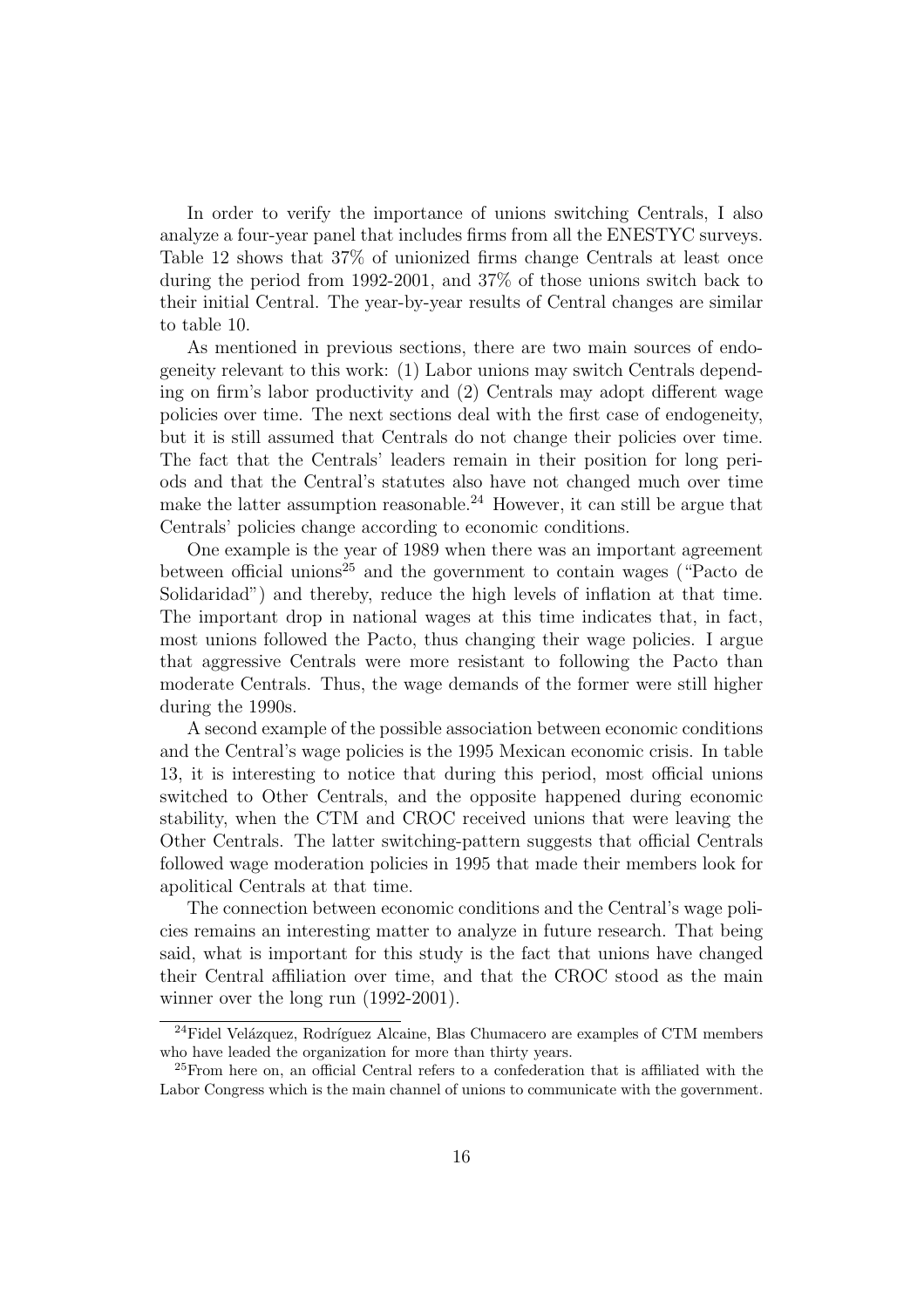In order to verify the importance of unions switching Centrals, I also analyze a four-year panel that includes firms from all the ENESTYC surveys. Table 12 shows that 37% of unionized firms change Centrals at least once during the period from 1992-2001, and 37% of those unions switch back to their initial Central. The year-by-year results of Central changes are similar to table 10.

As mentioned in previous sections, there are two main sources of endogeneity relevant to this work: (1) Labor unions may switch Centrals depending on firm's labor productivity and (2) Centrals may adopt different wage policies over time. The next sections deal with the first case of endogeneity, but it is still assumed that Centrals do not change their policies over time. The fact that the Centrals' leaders remain in their position for long periods and that the Central's statutes also have not changed much over time make the latter assumption reasonable.[24] However, it can still be argue that Centrals' policies change according to economic conditions.

One example is the year of 1989 when there was an important agreement between official unions[25] and the government to contain wages ("Pacto de Solidaridad") and thereby, reduce the high levels of inflation at that time. The important drop in national wages at this time indicates that, in fact, most unions followed the Pacto, thus changing their wage policies. I argue that aggressive Centrals were more resistant to following the Pacto than moderate Centrals. Thus, the wage demands of the former were still higher during the 1990s.

A second example of the possible association between economic conditions and the Central's wage policies is the 1995 Mexican economic crisis. In table 13, it is interesting to notice that during this period, most official unions switched to Other Centrals, and the opposite happened during economic stability, when the CTM and CROC received unions that were leaving the Other Centrals. The latter switching-pattern suggests that official Centrals followed wage moderation policies in 1995 that made their members look for apolitical Centrals at that time.

The connection between economic conditions and the Central's wage policies remains an interesting matter to analyze in future research. That being said, what is important for this study is the fact that unions have changed their Central affiliation over time, and that the CROC stood as the main winner over the long run (1992-2001).

[24] Fidel Velázquez, Rodríguez Alcaine, Blas Chumacero are examples of CTM members who have leaded the organization for more than thirty years.

[25] From here on, an official Central refers to a confederation that is affiliated with the Labor Congress which is the main channel of unions to communicate with the government.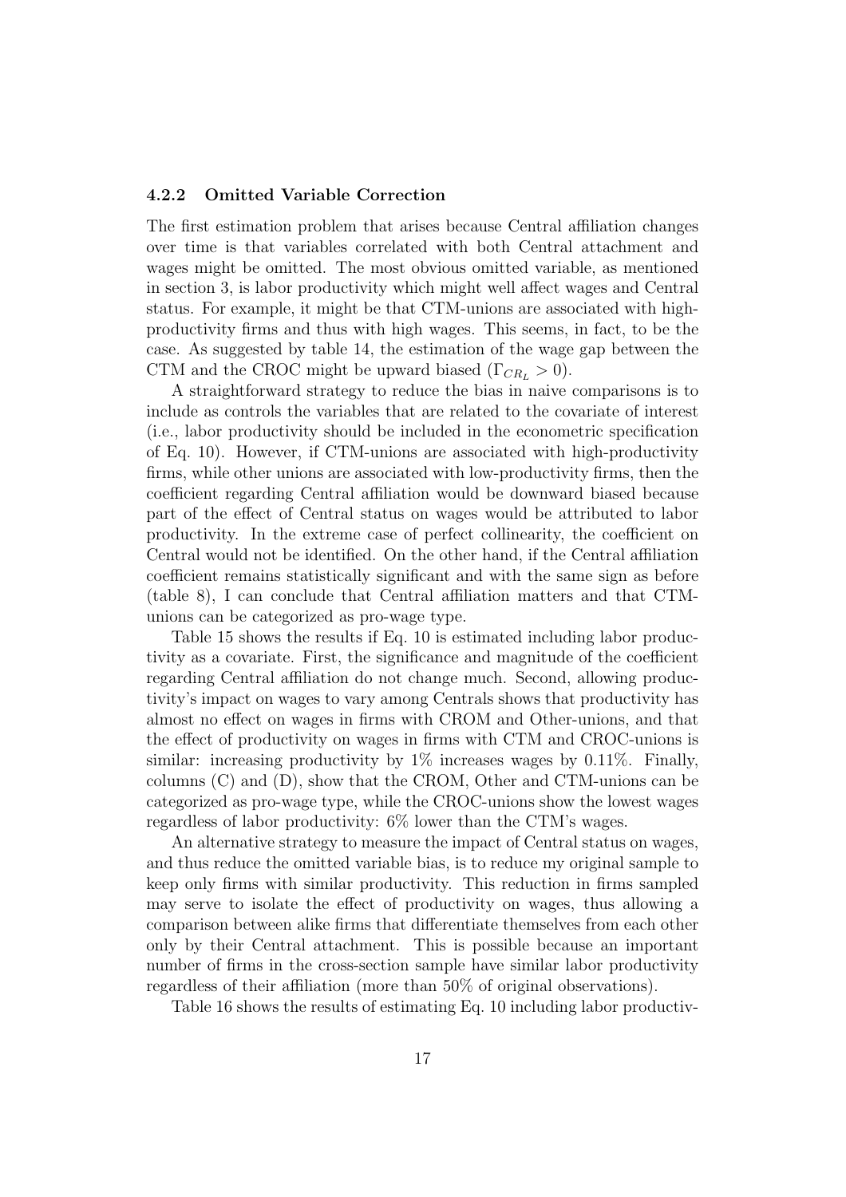### 4.2.2 Omitted Variable Correction

The first estimation problem that arises because Central affiliation changes over time is that variables correlated with both Central attachment and wages might be omitted. The most obvious omitted variable, as mentioned in section 3, is labor productivity which might well affect wages and Central status. For example, it might be that CTM-unions are associated with high-productivity firms and thus with high wages. This seems, in fact, to be the case. As suggested by table 14, the estimation of the wage gap between the CTM and the CROC might be upward biased ($\Gamma_{CR_L} > 0$).

A straightforward strategy to reduce the bias in naive comparisons is to include as controls the variables that are related to the covariate of interest (i.e., labor productivity should be included in the econometric specification of Eq. 10). However, if CTM-unions are associated with high-productivity firms, while other unions are associated with low-productivity firms, then the coefficient regarding Central affiliation would be downward biased because part of the effect of Central status on wages would be attributed to labor productivity. In the extreme case of perfect collinearity, the coefficient on Central would not be identified. On the other hand, if the Central affiliation coefficient remains statistically significant and with the same sign as before (table 8), I can conclude that Central affiliation matters and that CTM-unions can be categorized as pro-wage type.

Table 15 shows the results if Eq. 10 is estimated including labor productivity as a covariate. First, the significance and magnitude of the coefficient regarding Central affiliation do not change much. Second, allowing productivity's impact on wages to vary among Centrals shows that productivity has almost no effect on wages in firms with CROM and Other-unions, and that the effect of productivity on wages in firms with CTM and CROC-unions is similar: increasing productivity by 1% increases wages by 0.11%. Finally, columns (C) and (D), show that the CROM, Other and CTM-unions can be categorized as pro-wage type, while the CROC-unions show the lowest wages regardless of labor productivity: 6% lower than the CTM's wages.

An alternative strategy to measure the impact of Central status on wages, and thus reduce the omitted variable bias, is to reduce my original sample to keep only firms with similar productivity. This reduction in firms sampled may serve to isolate the effect of productivity on wages, thus allowing a comparison between alike firms that differentiate themselves from each other only by their Central attachment. This is possible because an important number of firms in the cross-section sample have similar labor productivity regardless of their affiliation (more than 50% of original observations).

Table 16 shows the results of estimating Eq. 10 including labor productiv-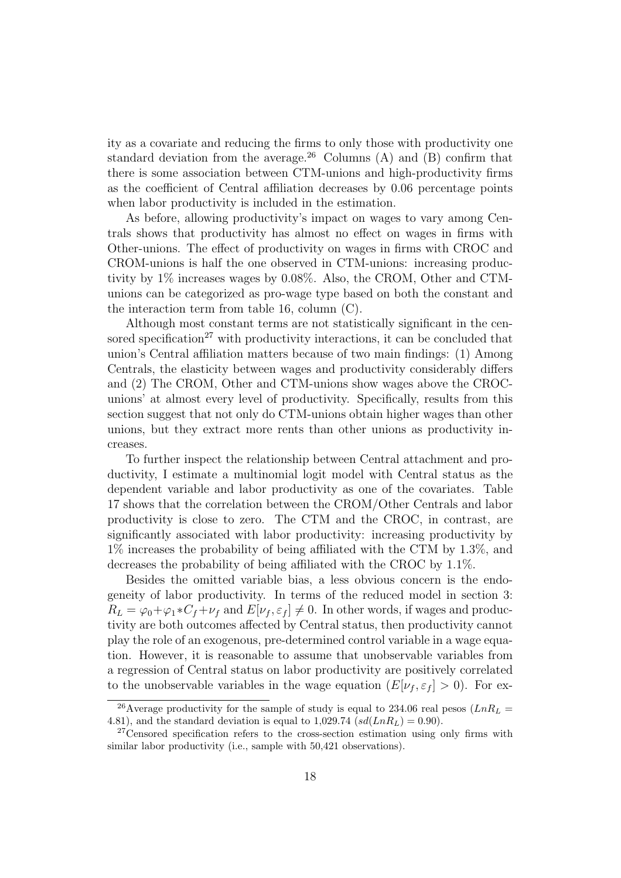ity as a covariate and reducing the firms to only those with productivity one standard deviation from the average.[26] Columns (A) and (B) confirm that there is some association between CTM-unions and high-productivity firms as the coefficient of Central affiliation decreases by 0.06 percentage points when labor productivity is included in the estimation.

As before, allowing productivity's impact on wages to vary among Centrals shows that productivity has almost no effect on wages in firms with Other-unions. The effect of productivity on wages in firms with CROC and CROM-unions is half the one observed in CTM-unions: increasing productivity by 1% increases wages by 0.08%. Also, the CROM, Other and CTM-unions can be categorized as pro-wage type based on both the constant and the interaction term from table 16, column (C).

Although most constant terms are not statistically significant in the censored specification[27] with productivity interactions, it can be concluded that union's Central affiliation matters because of two main findings: (1) Among Centrals, the elasticity between wages and productivity considerably differs and (2) The CROM, Other and CTM-unions show wages above the CROC-unions' at almost every level of productivity. Specifically, results from this section suggest that not only do CTM-unions obtain higher wages than other unions, but they extract more rents than other unions as productivity increases.

To further inspect the relationship between Central attachment and productivity, I estimate a multinomial logit model with Central status as the dependent variable and labor productivity as one of the covariates. Table 17 shows that the correlation between the CROM/Other Centrals and labor productivity is close to zero. The CTM and the CROC, in contrast, are significantly associated with labor productivity: increasing productivity by 1% increases the probability of being affiliated with the CTM by 1.3%, and decreases the probability of being affiliated with the CROC by 1.1%.

Besides the omitted variable bias, a less obvious concern is the endogeneity of labor productivity. In terms of the reduced model in section 3: $R_L = \varphi_0 + \varphi_1 * C_f + \nu_f$ and $E[\nu_f, \varepsilon_f] \neq 0$. In other words, if wages and productivity are both outcomes affected by Central status, then productivity cannot play the role of an exogenous, pre-determined control variable in a wage equation. However, it is reasonable to assume that unobservable variables from a regression of Central status on labor productivity are positively correlated to the unobservable variables in the wage equation ($E[\nu_f, \varepsilon_f] > 0$). For ex-

[26] Average productivity for the sample of study is equal to 234.06 real pesos ($LnR_L = 4.81$), and the standard deviation is equal to 1,029.74 ($sd(LnR_L) = 0.90$).

[27] Censored specification refers to the cross-section estimation using only firms with similar labor productivity (i.e., sample with 50,421 observations).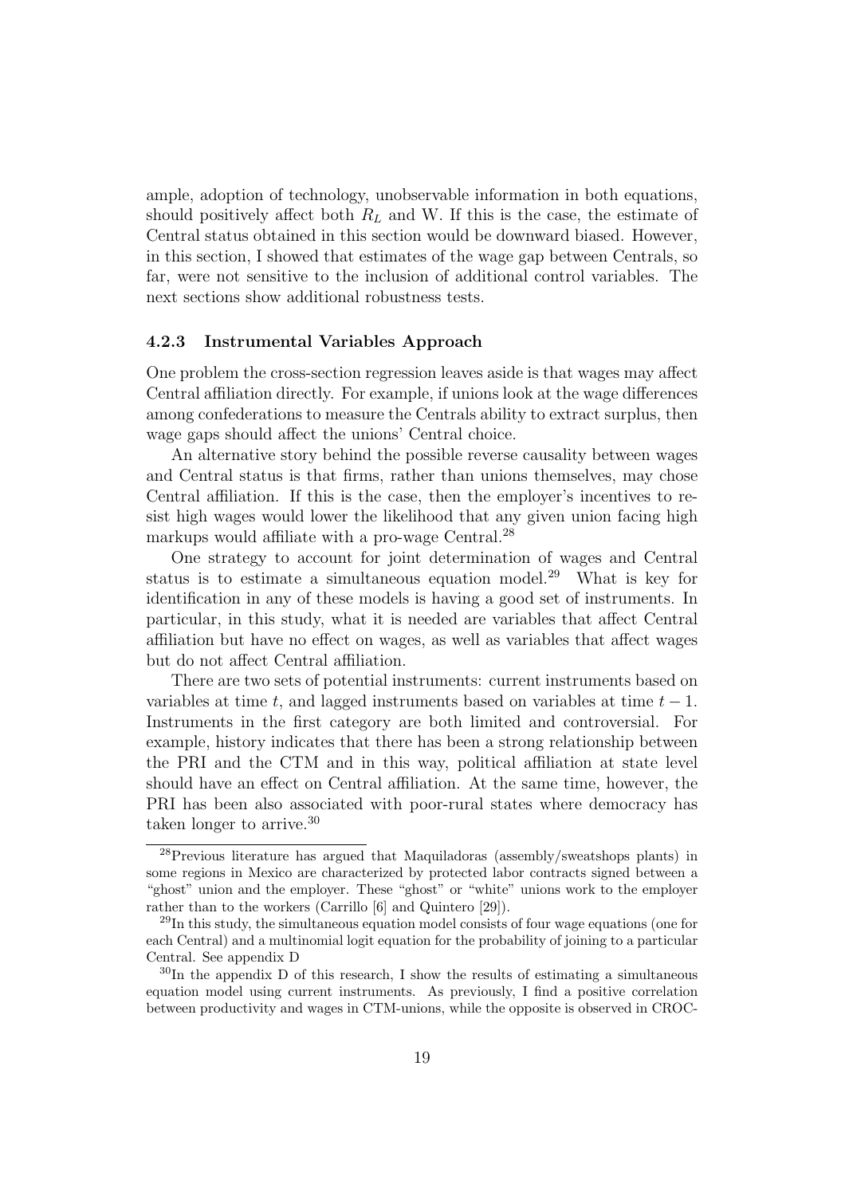ample, adoption of technology, unobservable information in both equations, should positively affect both $R_L$ and W. If this is the case, the estimate of Central status obtained in this section would be downward biased. However, in this section, I showed that estimates of the wage gap between Centrals, so far, were not sensitive to the inclusion of additional control variables. The next sections show additional robustness tests.

### 4.2.3 Instrumental Variables Approach

One problem the cross-section regression leaves aside is that wages may affect Central affiliation directly. For example, if unions look at the wage differences among confederations to measure the Centrals ability to extract surplus, then wage gaps should affect the unions' Central choice.

An alternative story behind the possible reverse causality between wages and Central status is that firms, rather than unions themselves, may chose Central affiliation. If this is the case, then the employer's incentives to resist high wages would lower the likelihood that any given union facing high markups would affiliate with a pro-wage Central.[28]

One strategy to account for joint determination of wages and Central status is to estimate a simultaneous equation model.[29] What is key for identification in any of these models is having a good set of instruments. In particular, in this study, what it is needed are variables that affect Central affiliation but have no effect on wages, as well as variables that affect wages but do not affect Central affiliation.

There are two sets of potential instruments: current instruments based on variables at time $t$, and lagged instruments based on variables at time $t-1$. Instruments in the first category are both limited and controversial. For example, history indicates that there has been a strong relationship between the PRI and the CTM and in this way, political affiliation at state level should have an effect on Central affiliation. At the same time, however, the PRI has been also associated with poor-rural states where democracy has taken longer to arrive.[30]

---

[28] Previous literature has argued that Maquiladoras (assembly/sweatshops plants) in some regions in Mexico are characterized by protected labor contracts signed between a "ghost" union and the employer. These "ghost" or "white" unions work to the employer rather than to the workers (Carrillo [6] and Quintero [29]).

[29] In this study, the simultaneous equation model consists of four wage equations (one for each Central) and a multinomial logit equation for the probability of joining to a particular Central. See appendix D

[30] In the appendix D of this research, I show the results of estimating a simultaneous equation model using current instruments. As previously, I find a positive correlation between productivity and wages in CTM-unions, while the opposite is observed in CROC-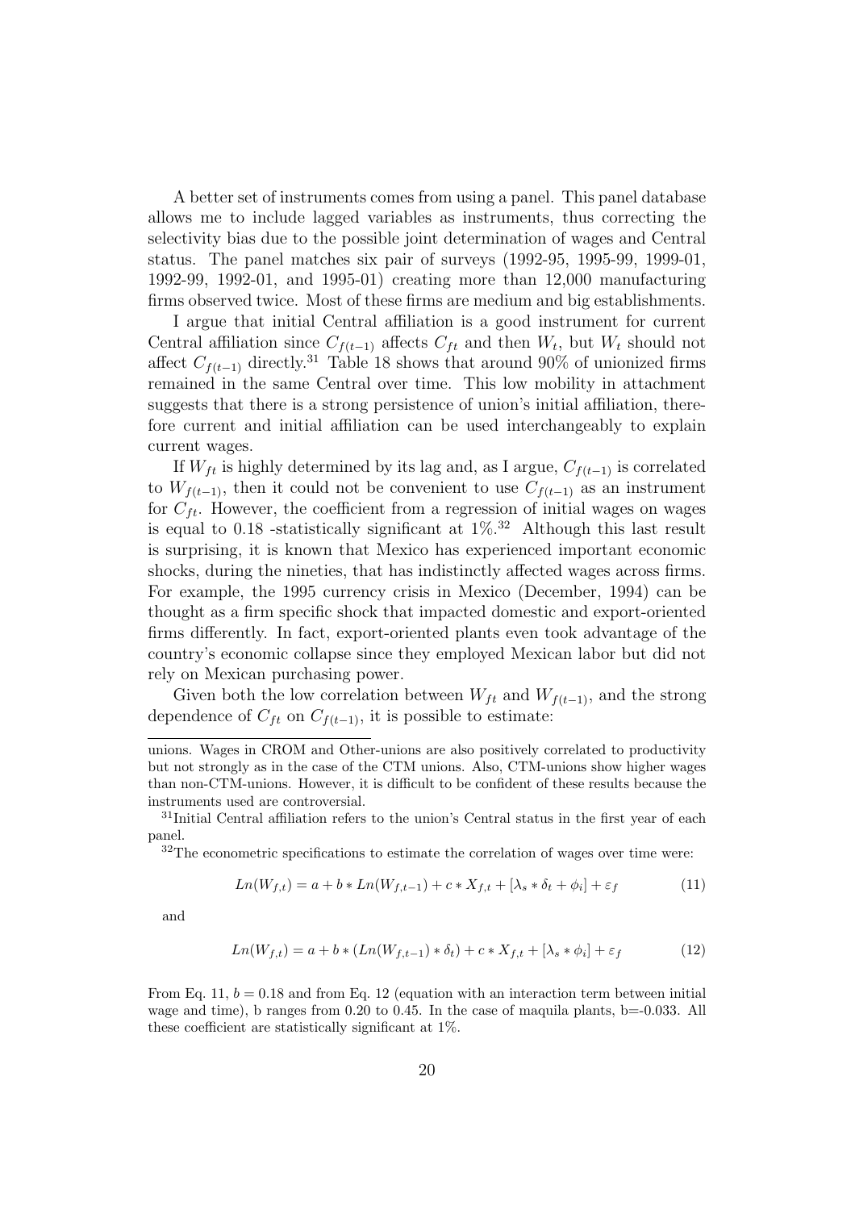A better set of instruments comes from using a panel. This panel database allows me to include lagged variables as instruments, thus correcting the selectivity bias due to the possible joint determination of wages and Central status. The panel matches six pair of surveys (1992-95, 1995-99, 1999-01, 1992-99, 1992-01, and 1995-01) creating more than 12,000 manufacturing firms observed twice. Most of these firms are medium and big establishments.

I argue that initial Central affiliation is a good instrument for current Central affiliation since $C_{f(t-1)}$ affects $C_{ft}$ and then $W_t$, but $W_t$ should not affect $C_{f(t-1)}$ directly.[31] Table 18 shows that around 90% of unionized firms remained in the same Central over time. This low mobility in attachment suggests that there is a strong persistence of union's initial affiliation, therefore current and initial affiliation can be used interchangeably to explain current wages.

If $W_{ft}$ is highly determined by its lag and, as I argue, $C_{f(t-1)}$ is correlated to $W_{f(t-1)}$, then it could not be convenient to use $C_{f(t-1)}$ as an instrument for $C_{ft}$. However, the coefficient from a regression of initial wages on wages is equal to 0.18 -statistically significant at 1%.[32] Although this last result is surprising, it is known that Mexico has experienced important economic shocks, during the nineties, that has indistinctly affected wages across firms. For example, the 1995 currency crisis in Mexico (December, 1994) can be thought as a firm specific shock that impacted domestic and export-oriented firms differently. In fact, export-oriented plants even took advantage of the country's economic collapse since they employed Mexican labor but did not rely on Mexican purchasing power.

Given both the low correlation between $W_{ft}$ and $W_{f(t-1)}$, and the strong dependence of $C_{ft}$ on $C_{f(t-1)}$, it is possible to estimate:

---

unions. Wages in CROM and Other-unions are also positively correlated to productivity but not strongly as in the case of the CTM unions. Also, CTM-unions show higher wages than non-CTM-unions. However, it is difficult to be confident of these results because the instruments used are controversial.

[31] Initial Central affiliation refers to the union's Central status in the first year of each panel.

[32] The econometric specifications to estimate the correlation of wages over time were:

$$Ln(W_{f,t}) = a + b * Ln(W_{f,t-1}) + c * X_{f,t} + [\lambda_s * \delta_t + \phi_i] + \varepsilon_f \tag{11}$$

and

$$Ln(W_{f,t}) = a + b * (Ln(W_{f,t-1}) * \delta_t) + c * X_{f,t} + [\lambda_s * \phi_i] + \varepsilon_f \tag{12}$$

From Eq. 11, $b = 0.18$ and from Eq. 12 (equation with an interaction term between initial wage and time), b ranges from 0.20 to 0.45. In the case of maquila plants, b=-0.033. All these coefficient are statistically significant at 1%.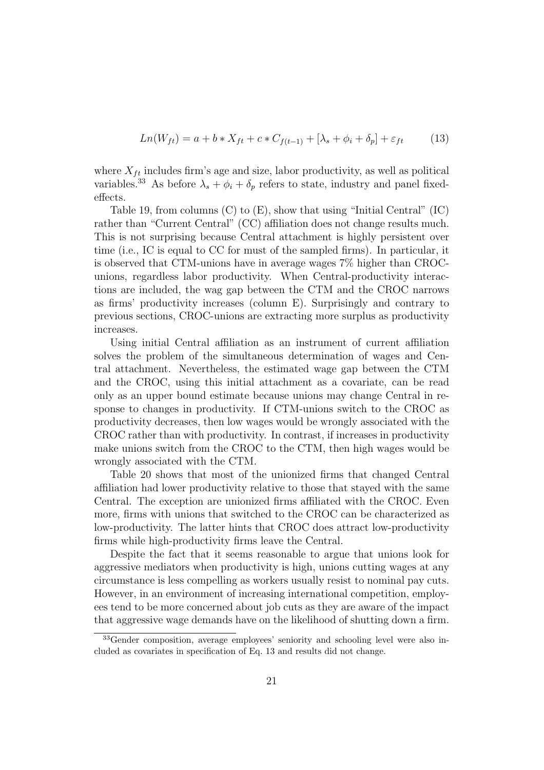$$Ln(W_{ft}) = a + b * X_{ft} + c * C_{f(t-1)} + [\lambda_s + \phi_i + \delta_p] + \varepsilon_{ft} \tag{13}$$

where $X_{ft}$ includes firm's age and size, labor productivity, as well as political variables.[33] As before $\lambda_s + \phi_i + \delta_p$ refers to state, industry and panel fixed-effects.

Table 19, from columns (C) to (E), show that using "Initial Central" (IC) rather than "Current Central" (CC) affiliation does not change results much. This is not surprising because Central attachment is highly persistent over time (i.e., IC is equal to CC for must of the sampled firms). In particular, it is observed that CTM-unions have in average wages 7% higher than CROC-unions, regardless labor productivity. When Central-productivity interactions are included, the wag gap between the CTM and the CROC narrows as firms' productivity increases (column E). Surprisingly and contrary to previous sections, CROC-unions are extracting more surplus as productivity increases.

Using initial Central affiliation as an instrument of current affiliation solves the problem of the simultaneous determination of wages and Central attachment. Nevertheless, the estimated wage gap between the CTM and the CROC, using this initial attachment as a covariate, can be read only as an upper bound estimate because unions may change Central in response to changes in productivity. If CTM-unions switch to the CROC as productivity decreases, then low wages would be wrongly associated with the CROC rather than with productivity. In contrast, if increases in productivity make unions switch from the CROC to the CTM, then high wages would be wrongly associated with the CTM.

Table 20 shows that most of the unionized firms that changed Central affiliation had lower productivity relative to those that stayed with the same Central. The exception are unionized firms affiliated with the CROC. Even more, firms with unions that switched to the CROC can be characterized as low-productivity. The latter hints that CROC does attract low-productivity firms while high-productivity firms leave the Central.

Despite the fact that it seems reasonable to argue that unions look for aggressive mediators when productivity is high, unions cutting wages at any circumstance is less compelling as workers usually resist to nominal pay cuts. However, in an environment of increasing international competition, employees tend to be more concerned about job cuts as they are aware of the impact that aggressive wage demands have on the likelihood of shutting down a firm.

[33] Gender composition, average employees' seniority and schooling level were also included as covariates in specification of Eq. 13 and results did not change.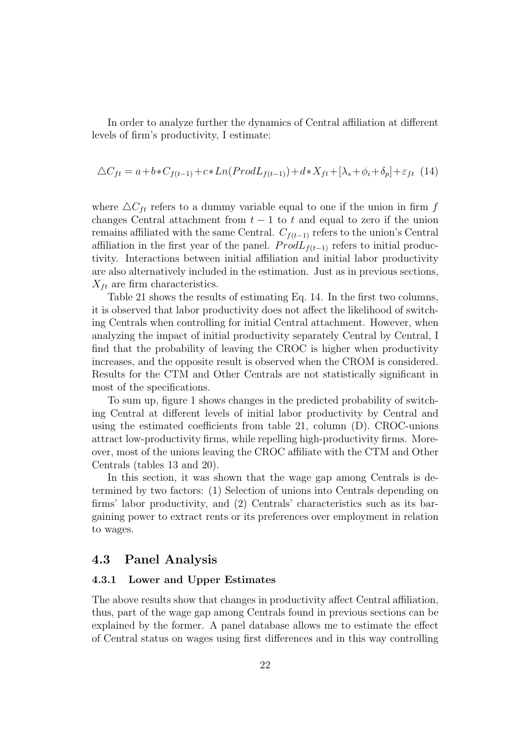In order to analyze further the dynamics of Central affiliation at different levels of firm's productivity, I estimate:

$$\triangle C_{ft} = a + b * C_{f(t-1)} + c * Ln(ProdL_{f(t-1)}) + d * X_{ft} + [\lambda_s + \phi_i + \delta_p] + \varepsilon_{ft} \quad (14)$$

where $\triangle C_{ft}$ refers to a dummy variable equal to one if the union in firm $f$ changes Central attachment from $t-1$ to $t$ and equal to zero if the union remains affiliated with the same Central. $C_{f(t-1)}$ refers to the union's Central affiliation in the first year of the panel. $ProdL_{f(t-1)}$ refers to initial productivity. Interactions between initial affiliation and initial labor productivity are also alternatively included in the estimation. Just as in previous sections, $X_{ft}$ are firm characteristics.

Table 21 shows the results of estimating Eq. 14. In the first two columns, it is observed that labor productivity does not affect the likelihood of switching Centrals when controlling for initial Central attachment. However, when analyzing the impact of initial productivity separately Central by Central, I find that the probability of leaving the CROC is higher when productivity increases, and the opposite result is observed when the CROM is considered. Results for the CTM and Other Centrals are not statistically significant in most of the specifications.

To sum up, figure 1 shows changes in the predicted probability of switching Central at different levels of initial labor productivity by Central and using the estimated coefficients from table 21, column (D). CROC-unions attract low-productivity firms, while repelling high-productivity firms. Moreover, most of the unions leaving the CROC affiliate with the CTM and Other Centrals (tables 13 and 20).

In this section, it was shown that the wage gap among Centrals is determined by two factors: (1) Selection of unions into Centrals depending on firms' labor productivity, and (2) Centrals' characteristics such as its bargaining power to extract rents or its preferences over employment in relation to wages.

## 4.3 Panel Analysis

### 4.3.1 Lower and Upper Estimates

The above results show that changes in productivity affect Central affiliation, thus, part of the wage gap among Centrals found in previous sections can be explained by the former. A panel database allows me to estimate the effect of Central status on wages using first differences and in this way controlling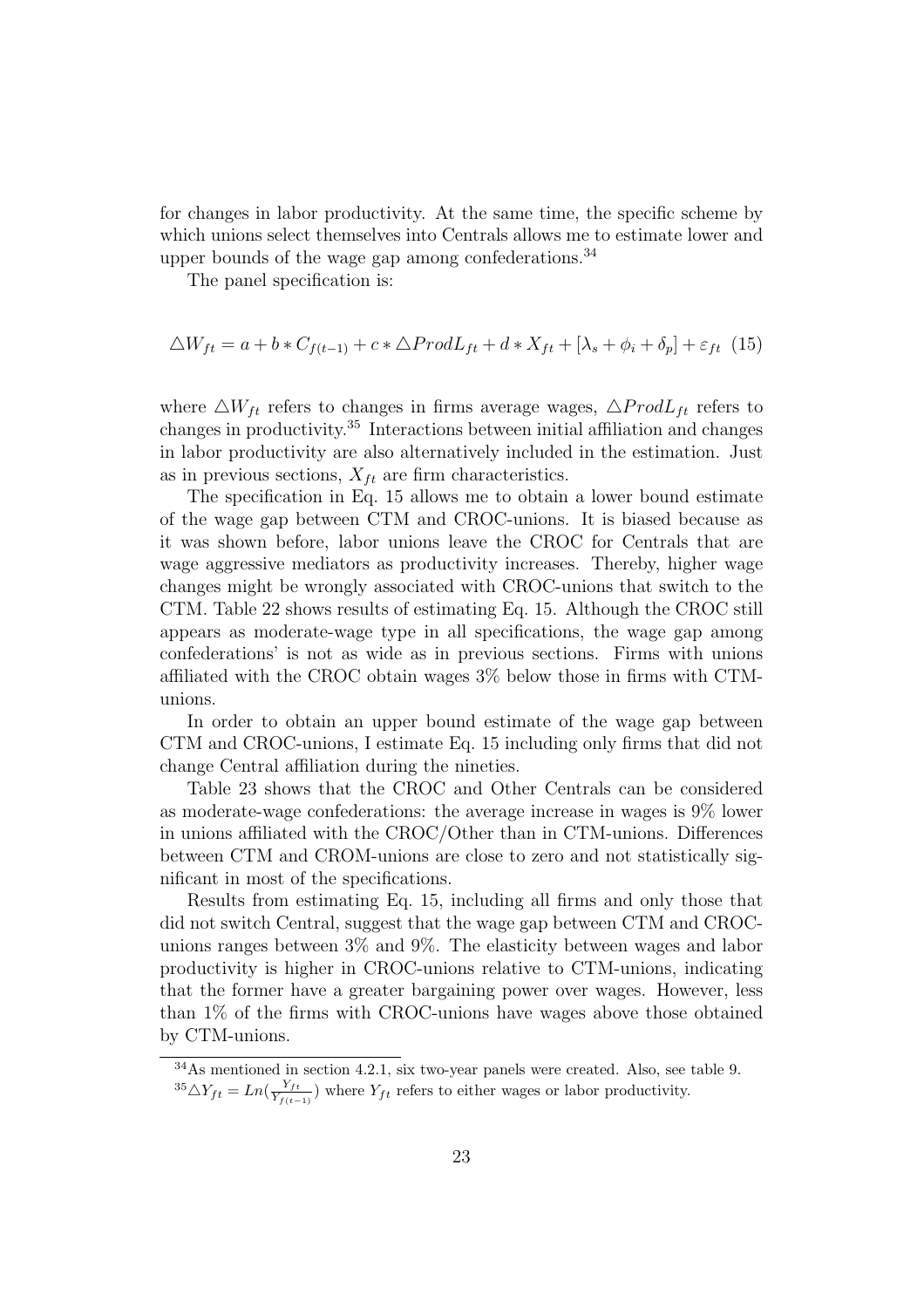for changes in labor productivity. At the same time, the specific scheme by which unions select themselves into Centrals allows me to estimate lower and upper bounds of the wage gap among confederations.[34]

The panel specification is:

$$\triangle W_{ft} = a + b * C_{f(t-1)} + c * \triangle ProdL_{ft} + d * X_{ft} + [\lambda_s + \phi_i + \delta_p] + \varepsilon_{ft} \quad (15)$$

where $\triangle W_{ft}$ refers to changes in firms average wages, $\triangle ProdL_{ft}$ refers to changes in productivity.[35] Interactions between initial affiliation and changes in labor productivity are also alternatively included in the estimation. Just as in previous sections, $X_{ft}$ are firm characteristics.

The specification in Eq. 15 allows me to obtain a lower bound estimate of the wage gap between CTM and CROC-unions. It is biased because as it was shown before, labor unions leave the CROC for Centrals that are wage aggressive mediators as productivity increases. Thereby, higher wage changes might be wrongly associated with CROC-unions that switch to the CTM. Table 22 shows results of estimating Eq. 15. Although the CROC still appears as moderate-wage type in all specifications, the wage gap among confederations' is not as wide as in previous sections. Firms with unions affiliated with the CROC obtain wages 3% below those in firms with CTM-unions.

In order to obtain an upper bound estimate of the wage gap between CTM and CROC-unions, I estimate Eq. 15 including only firms that did not change Central affiliation during the nineties.

Table 23 shows that the CROC and Other Centrals can be considered as moderate-wage confederations: the average increase in wages is 9% lower in unions affiliated with the CROC/Other than in CTM-unions. Differences between CTM and CROM-unions are close to zero and not statistically significant in most of the specifications.

Results from estimating Eq. 15, including all firms and only those that did not switch Central, suggest that the wage gap between CTM and CROC-unions ranges between 3% and 9%. The elasticity between wages and labor productivity is higher in CROC-unions relative to CTM-unions, indicating that the former have a greater bargaining power over wages. However, less than 1% of the firms with CROC-unions have wages above those obtained by CTM-unions.

[34] As mentioned in section 4.2.1, six two-year panels were created. Also, see table 9.

[35] $\triangle Y_{ft} = Ln(\frac{Y_{ft}}{Y_{f(t-1)}})$ where $Y_{ft}$ refers to either wages or labor productivity.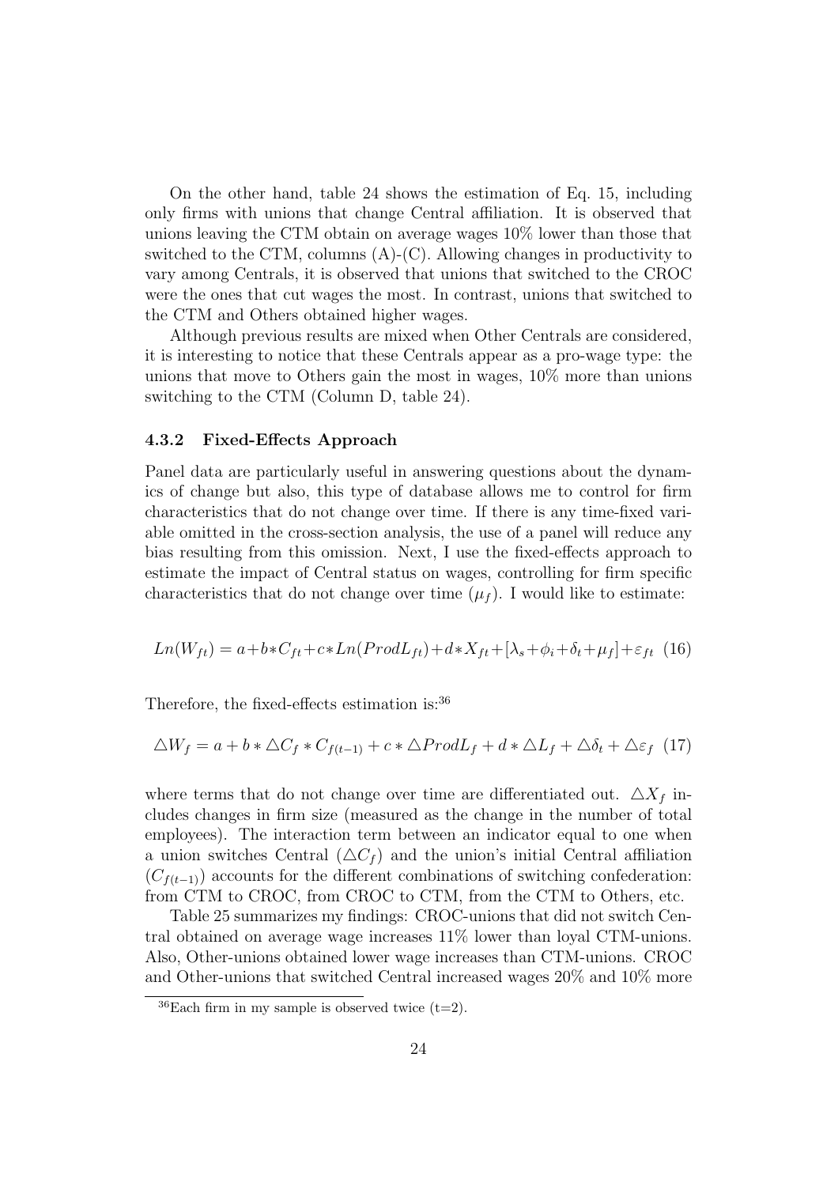On the other hand, table 24 shows the estimation of Eq. 15, including only firms with unions that change Central affiliation. It is observed that unions leaving the CTM obtain on average wages 10% lower than those that switched to the CTM, columns (A)-(C). Allowing changes in productivity to vary among Centrals, it is observed that unions that switched to the CROC were the ones that cut wages the most. In contrast, unions that switched to the CTM and Others obtained higher wages.

Although previous results are mixed when Other Centrals are considered, it is interesting to notice that these Centrals appear as a pro-wage type: the unions that move to Others gain the most in wages, 10% more than unions switching to the CTM (Column D, table 24).

### 4.3.2 Fixed-Effects Approach

Panel data are particularly useful in answering questions about the dynamics of change but also, this type of database allows me to control for firm characteristics that do not change over time. If there is any time-fixed variable omitted in the cross-section analysis, the use of a panel will reduce any bias resulting from this omission. Next, I use the fixed-effects approach to estimate the impact of Central status on wages, controlling for firm specific characteristics that do not change over time ($\mu_f$). I would like to estimate:

$$Ln(W_{ft}) = a + b * C_{ft} + c * Ln(ProdL_{ft}) + d * X_{ft} + [\lambda_s + \phi_i + \delta_t + \mu_f] + \varepsilon_{ft} \quad (16)$$

Therefore, the fixed-effects estimation is:[36]

$$\triangle W_f = a + b * \triangle C_f * C_{f(t-1)} + c * \triangle ProdL_f + d * \triangle L_f + \triangle \delta_t + \triangle \varepsilon_f \quad (17)$$

where terms that do not change over time are differentiated out. $\triangle X_f$ includes changes in firm size (measured as the change in the number of total employees). The interaction term between an indicator equal to one when a union switches Central ($\triangle C_f$) and the union's initial Central affiliation ($C_{f(t-1)}$) accounts for the different combinations of switching confederation: from CTM to CROC, from CROC to CTM, from the CTM to Others, etc.

Table 25 summarizes my findings: CROC-unions that did not switch Central obtained on average wage increases 11% lower than loyal CTM-unions. Also, Other-unions obtained lower wage increases than CTM-unions. CROC and Other-unions that switched Central increased wages 20% and 10% more

[36] Each firm in my sample is observed twice (t=2).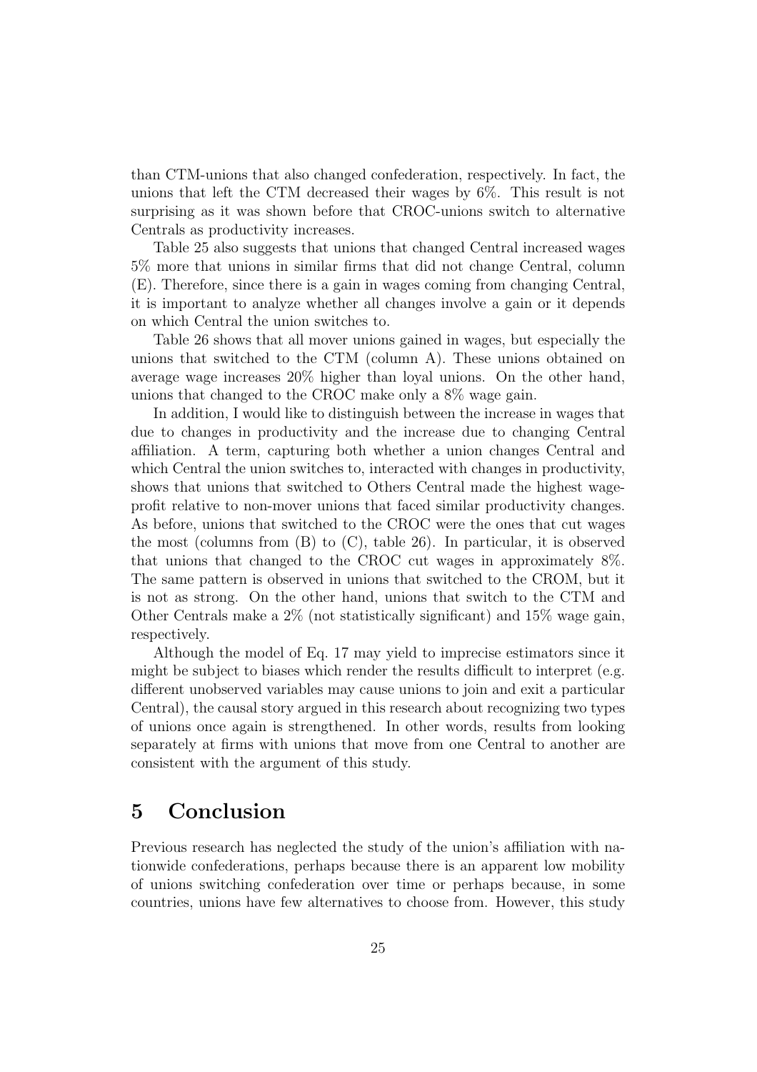than CTM-unions that also changed confederation, respectively. In fact, the unions that left the CTM decreased their wages by 6%. This result is not surprising as it was shown before that CROC-unions switch to alternative Centrals as productivity increases.

Table 25 also suggests that unions that changed Central increased wages 5% more that unions in similar firms that did not change Central, column (E). Therefore, since there is a gain in wages coming from changing Central, it is important to analyze whether all changes involve a gain or it depends on which Central the union switches to.

Table 26 shows that all mover unions gained in wages, but especially the unions that switched to the CTM (column A). These unions obtained on average wage increases 20% higher than loyal unions. On the other hand, unions that changed to the CROC make only a 8% wage gain.

In addition, I would like to distinguish between the increase in wages that due to changes in productivity and the increase due to changing Central affiliation. A term, capturing both whether a union changes Central and which Central the union switches to, interacted with changes in productivity, shows that unions that switched to Others Central made the highest wage-profit relative to non-mover unions that faced similar productivity changes. As before, unions that switched to the CROC were the ones that cut wages the most (columns from (B) to (C), table 26). In particular, it is observed that unions that changed to the CROC cut wages in approximately 8%. The same pattern is observed in unions that switched to the CROM, but it is not as strong. On the other hand, unions that switch to the CTM and Other Centrals make a 2% (not statistically significant) and 15% wage gain, respectively.

Although the model of Eq. 17 may yield to imprecise estimators since it might be subject to biases which render the results difficult to interpret (e.g. different unobserved variables may cause unions to join and exit a particular Central), the causal story argued in this research about recognizing two types of unions once again is strengthened. In other words, results from looking separately at firms with unions that move from one Central to another are consistent with the argument of this study.

# 5 Conclusion

Previous research has neglected the study of the union's affiliation with nationwide confederations, perhaps because there is an apparent low mobility of unions switching confederation over time or perhaps because, in some countries, unions have few alternatives to choose from. However, this study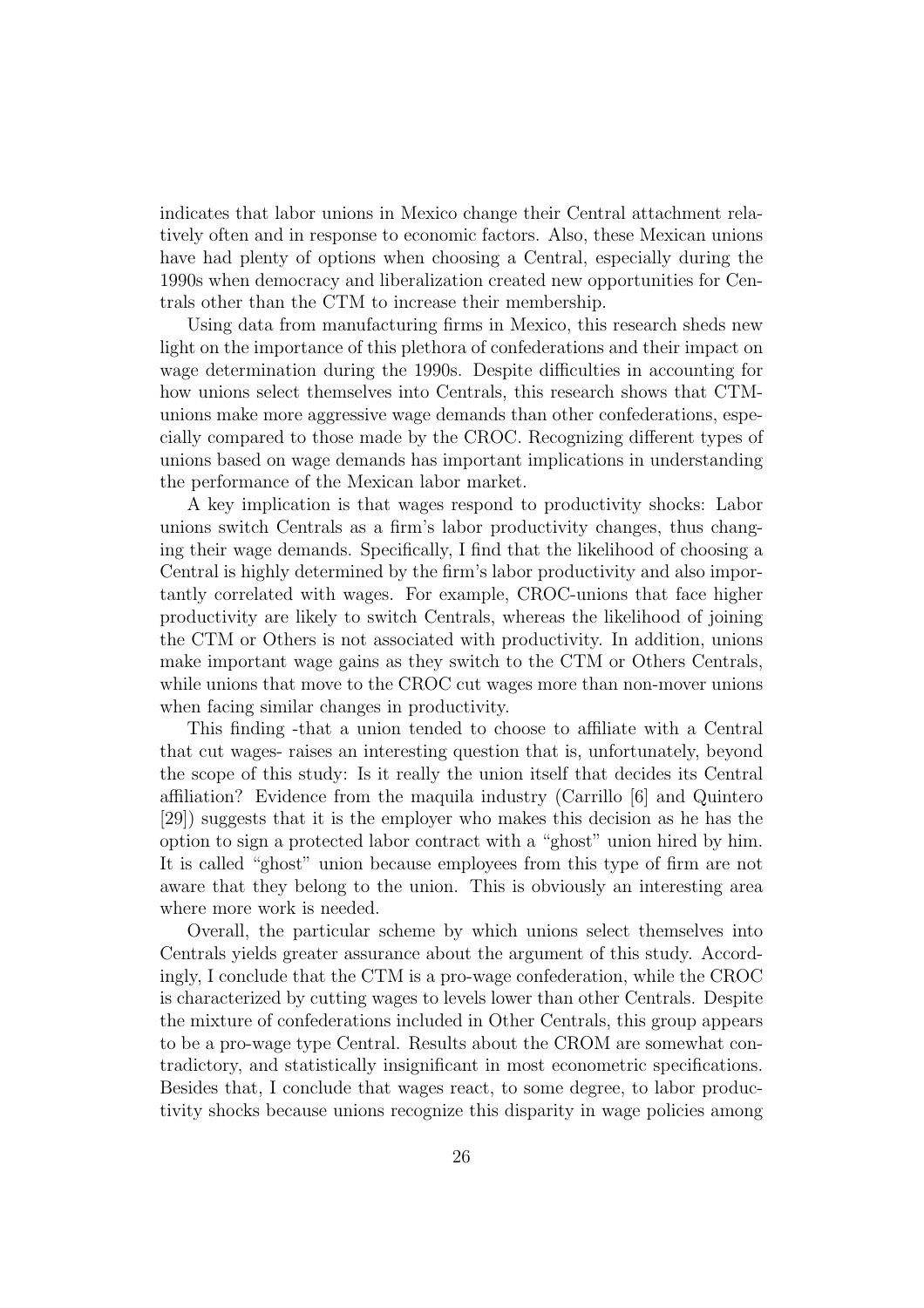indicates that labor unions in Mexico change their Central attachment relatively often and in response to economic factors. Also, these Mexican unions have had plenty of options when choosing a Central, especially during the 1990s when democracy and liberalization created new opportunities for Centrals other than the CTM to increase their membership.

Using data from manufacturing firms in Mexico, this research sheds new light on the importance of this plethora of confederations and their impact on wage determination during the 1990s. Despite difficulties in accounting for how unions select themselves into Centrals, this research shows that CTM-unions make more aggressive wage demands than other confederations, especially compared to those made by the CROC. Recognizing different types of unions based on wage demands has important implications in understanding the performance of the Mexican labor market.

A key implication is that wages respond to productivity shocks: Labor unions switch Centrals as a firm's labor productivity changes, thus changing their wage demands. Specifically, I find that the likelihood of choosing a Central is highly determined by the firm's labor productivity and also importantly correlated with wages. For example, CROC-unions that face higher productivity are likely to switch Centrals, whereas the likelihood of joining the CTM or Others is not associated with productivity. In addition, unions make important wage gains as they switch to the CTM or Others Centrals, while unions that move to the CROC cut wages more than non-mover unions when facing similar changes in productivity.

This finding -that a union tended to choose to affiliate with a Central that cut wages- raises an interesting question that is, unfortunately, beyond the scope of this study: Is it really the union itself that decides its Central affiliation? Evidence from the maquila industry (Carrillo [6] and Quintero [29]) suggests that it is the employer who makes this decision as he has the option to sign a protected labor contract with a "ghost" union hired by him. It is called "ghost" union because employees from this type of firm are not aware that they belong to the union. This is obviously an interesting area where more work is needed.

Overall, the particular scheme by which unions select themselves into Centrals yields greater assurance about the argument of this study. Accordingly, I conclude that the CTM is a pro-wage confederation, while the CROC is characterized by cutting wages to levels lower than other Centrals. Despite the mixture of confederations included in Other Centrals, this group appears to be a pro-wage type Central. Results about the CROM are somewhat contradictory, and statistically insignificant in most econometric specifications. Besides that, I conclude that wages react, to some degree, to labor productivity shocks because unions recognize this disparity in wage policies among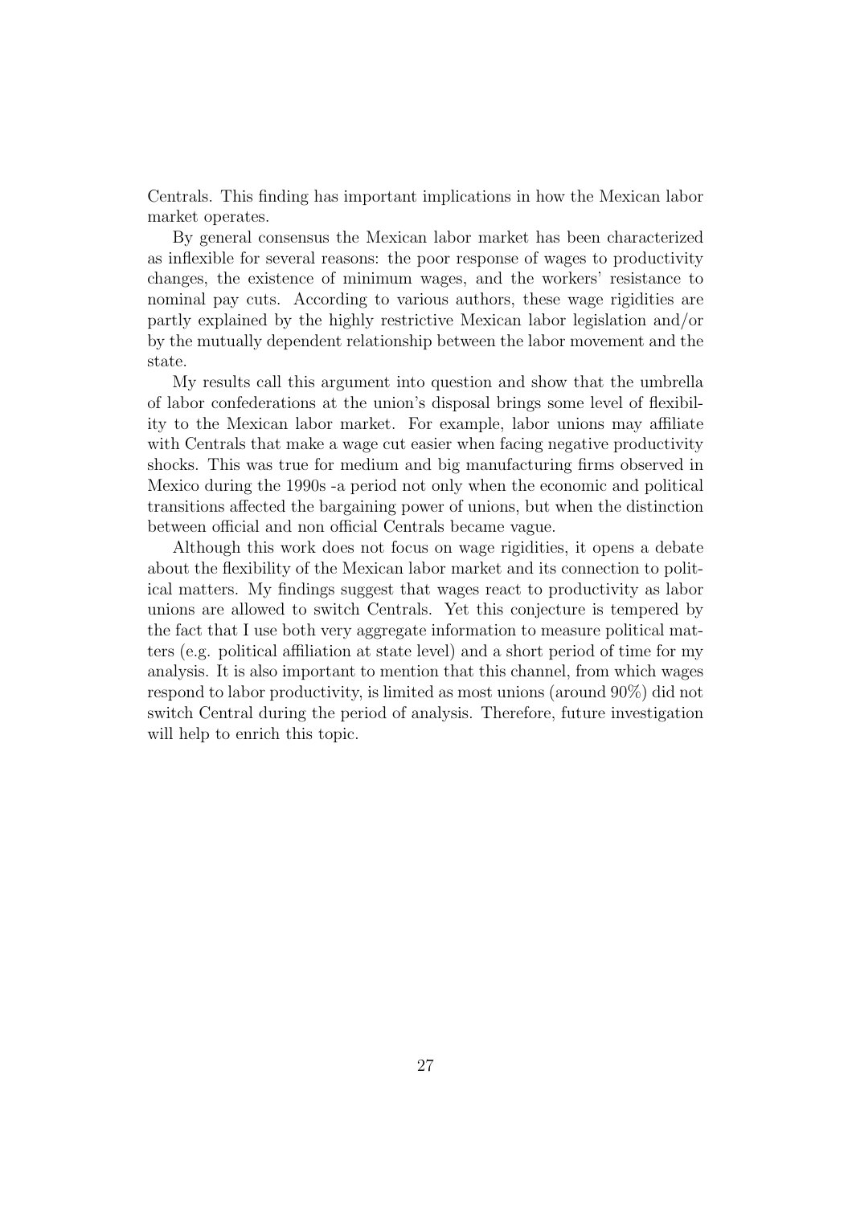Centrals. This finding has important implications in how the Mexican labor market operates.

By general consensus the Mexican labor market has been characterized as inflexible for several reasons: the poor response of wages to productivity changes, the existence of minimum wages, and the workers' resistance to nominal pay cuts. According to various authors, these wage rigidities are partly explained by the highly restrictive Mexican labor legislation and/or by the mutually dependent relationship between the labor movement and the state.

My results call this argument into question and show that the umbrella of labor confederations at the union's disposal brings some level of flexibility to the Mexican labor market. For example, labor unions may affiliate with Centrals that make a wage cut easier when facing negative productivity shocks. This was true for medium and big manufacturing firms observed in Mexico during the 1990s -a period not only when the economic and political transitions affected the bargaining power of unions, but when the distinction between official and non official Centrals became vague.

Although this work does not focus on wage rigidities, it opens a debate about the flexibility of the Mexican labor market and its connection to political matters. My findings suggest that wages react to productivity as labor unions are allowed to switch Centrals. Yet this conjecture is tempered by the fact that I use both very aggregate information to measure political matters (e.g. political affiliation at state level) and a short period of time for my analysis. It is also important to mention that this channel, from which wages respond to labor productivity, is limited as most unions (around 90%) did not switch Central during the period of analysis. Therefore, future investigation will help to enrich this topic.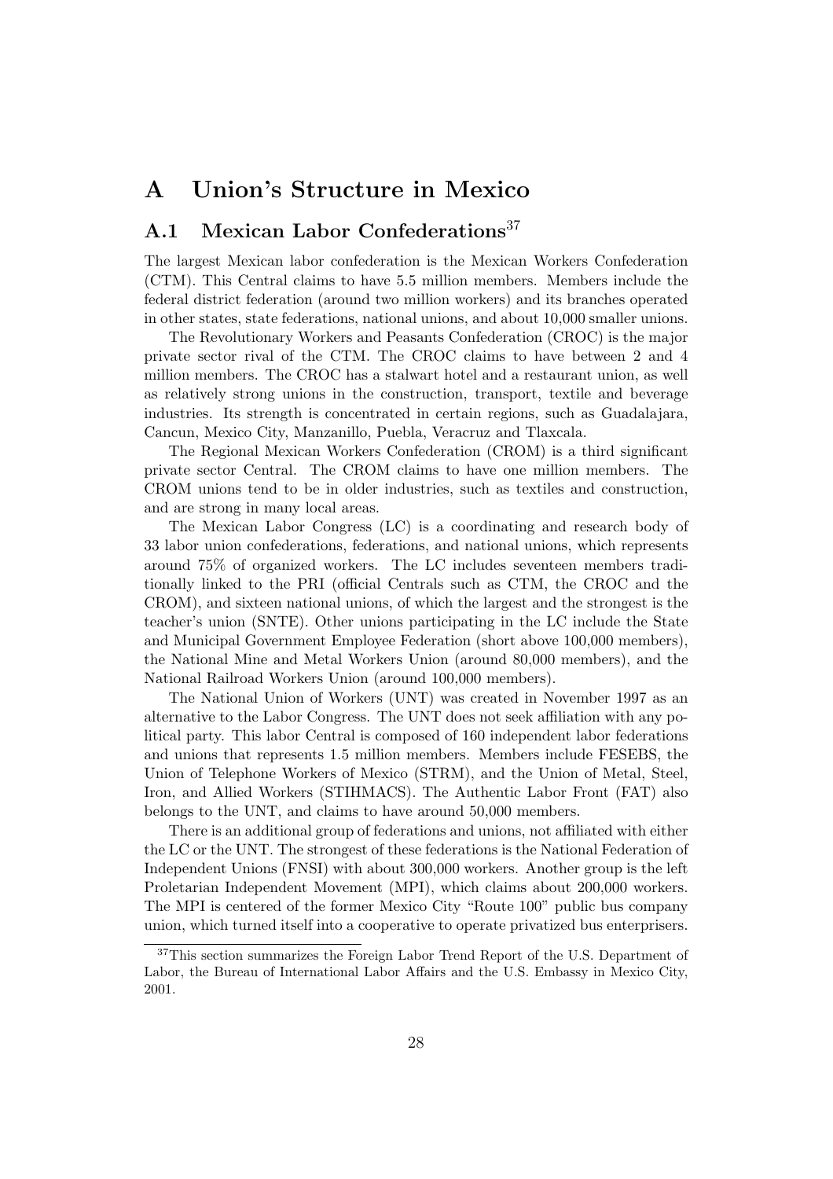# A Union's Structure in Mexico

## A.1 Mexican Labor Confederations[37]

The largest Mexican labor confederation is the Mexican Workers Confederation (CTM). This Central claims to have 5.5 million members. Members include the federal district federation (around two million workers) and its branches operated in other states, state federations, national unions, and about 10,000 smaller unions.

The Revolutionary Workers and Peasants Confederation (CROC) is the major private sector rival of the CTM. The CROC claims to have between 2 and 4 million members. The CROC has a stalwart hotel and a restaurant union, as well as relatively strong unions in the construction, transport, textile and beverage industries. Its strength is concentrated in certain regions, such as Guadalajara, Cancun, Mexico City, Manzanillo, Puebla, Veracruz and Tlaxcala.

The Regional Mexican Workers Confederation (CROM) is a third significant private sector Central. The CROM claims to have one million members. The CROM unions tend to be in older industries, such as textiles and construction, and are strong in many local areas.

The Mexican Labor Congress (LC) is a coordinating and research body of 33 labor union confederations, federations, and national unions, which represents around 75% of organized workers. The LC includes seventeen members traditionally linked to the PRI (official Centrals such as CTM, the CROC and the CROM), and sixteen national unions, of which the largest and the strongest is the teacher's union (SNTE). Other unions participating in the LC include the State and Municipal Government Employee Federation (short above 100,000 members), the National Mine and Metal Workers Union (around 80,000 members), and the National Railroad Workers Union (around 100,000 members).

The National Union of Workers (UNT) was created in November 1997 as an alternative to the Labor Congress. The UNT does not seek affiliation with any political party. This labor Central is composed of 160 independent labor federations and unions that represents 1.5 million members. Members include FESEBS, the Union of Telephone Workers of Mexico (STRM), and the Union of Metal, Steel, Iron, and Allied Workers (STIHMACS). The Authentic Labor Front (FAT) also belongs to the UNT, and claims to have around 50,000 members.

There is an additional group of federations and unions, not affiliated with either the LC or the UNT. The strongest of these federations is the National Federation of Independent Unions (FNSI) with about 300,000 workers. Another group is the left Proletarian Independent Movement (MPI), which claims about 200,000 workers. The MPI is centered of the former Mexico City "Route 100" public bus company union, which turned itself into a cooperative to operate privatized bus enterprisers.

[37] This section summarizes the Foreign Labor Trend Report of the U.S. Department of Labor, the Bureau of International Labor Affairs and the U.S. Embassy in Mexico City, 2001.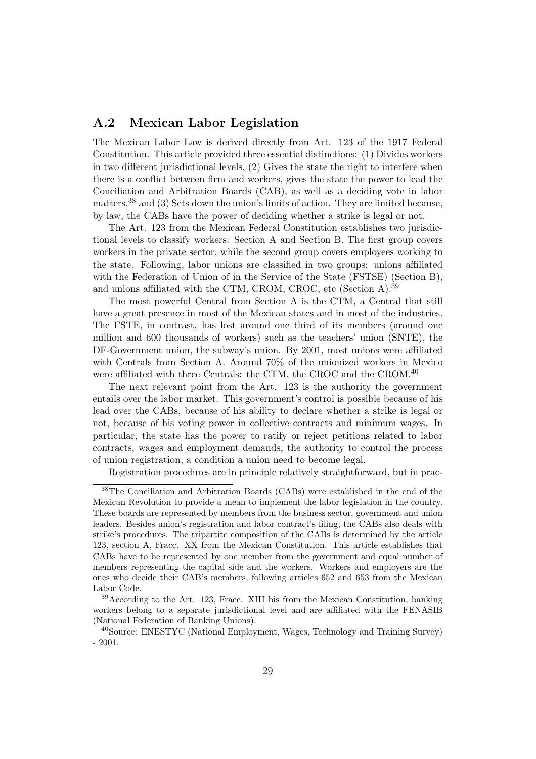## A.2 Mexican Labor Legislation

The Mexican Labor Law is derived directly from Art. 123 of the 1917 Federal Constitution. This article provided three essential distinctions: (1) Divides workers in two different jurisdictional levels, (2) Gives the state the right to interfere when there is a conflict between firm and workers, gives the state the power to lead the Conciliation and Arbitration Boards (CAB), as well as a deciding vote in labor matters,[38] and (3) Sets down the union's limits of action. They are limited because, by law, the CABs have the power of deciding whether a strike is legal or not.

The Art. 123 from the Mexican Federal Constitution establishes two jurisdictional levels to classify workers: Section A and Section B. The first group covers workers in the private sector, while the second group covers employees working to the state. Following, labor unions are classified in two groups: unions affiliated with the Federation of Union of in the Service of the State (FSTSE) (Section B), and unions affiliated with the CTM, CROM, CROC, etc (Section A).[39]

The most powerful Central from Section A is the CTM, a Central that still have a great presence in most of the Mexican states and in most of the industries. The FSTE, in contrast, has lost around one third of its members (around one million and 600 thousands of workers) such as the teachers' union (SNTE), the DF-Government union, the subway's union. By 2001, most unions were affiliated with Centrals from Section A. Around 70% of the unionized workers in Mexico were affiliated with three Centrals: the CTM, the CROC and the CROM.[40]

The next relevant point from the Art. 123 is the authority the government entails over the labor market. This government's control is possible because of his lead over the CABs, because of his ability to declare whether a strike is legal or not, because of his voting power in collective contracts and minimum wages. In particular, the state has the power to ratify or reject petitions related to labor contracts, wages and employment demands, the authority to control the process of union registration, a condition a union need to become legal.

Registration procedures are in principle relatively straightforward, but in prac-

---

[38] The Conciliation and Arbitration Boards (CABs) were established in the end of the Mexican Revolution to provide a mean to implement the labor legislation in the country. These boards are represented by members from the business sector, government and union leaders. Besides union's registration and labor contract's filing, the CABs also deals with strike's procedures. The tripartite composition of the CABs is determined by the article 123, section A, Fracc. XX from the Mexican Constitution. This article establishes that CABs have to be represented by one member from the government and equal number of members representing the capital side and the workers. Workers and employers are the ones who decide their CAB's members, following articles 652 and 653 from the Mexican Labor Code.

[39] According to the Art. 123, Fracc. XIII bis from the Mexican Constitution, banking workers belong to a separate jurisdictional level and are affiliated with the FENASIB (National Federation of Banking Unions).

[40] Source: ENESTYC (National Employment, Wages, Technology and Training Survey) - 2001.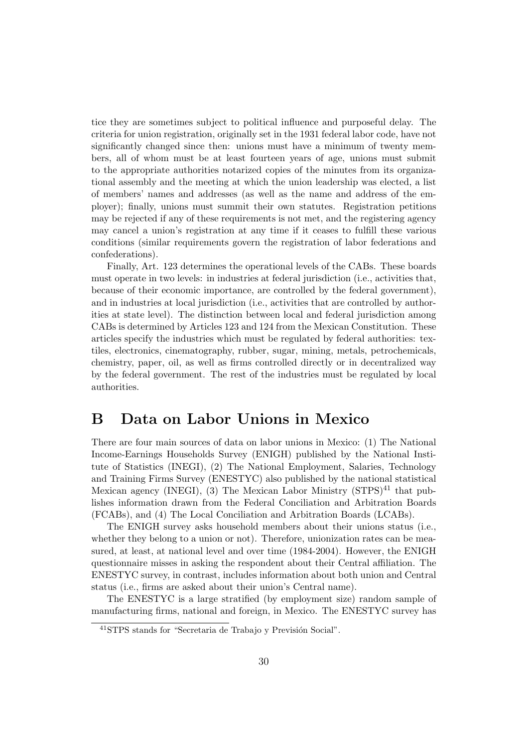tice they are sometimes subject to political influence and purposeful delay. The criteria for union registration, originally set in the 1931 federal labor code, have not significantly changed since then: unions must have a minimum of twenty members, all of whom must be at least fourteen years of age, unions must submit to the appropriate authorities notarized copies of the minutes from its organizational assembly and the meeting at which the union leadership was elected, a list of members' names and addresses (as well as the name and address of the employer); finally, unions must summit their own statutes. Registration petitions may be rejected if any of these requirements is not met, and the registering agency may cancel a union's registration at any time if it ceases to fulfill these various conditions (similar requirements govern the registration of labor federations and confederations).

Finally, Art. 123 determines the operational levels of the CABs. These boards must operate in two levels: in industries at federal jurisdiction (i.e., activities that, because of their economic importance, are controlled by the federal government), and in industries at local jurisdiction (i.e., activities that are controlled by authorities at state level). The distinction between local and federal jurisdiction among CABs is determined by Articles 123 and 124 from the Mexican Constitution. These articles specify the industries which must be regulated by federal authorities: textiles, electronics, cinematography, rubber, sugar, mining, metals, petrochemicals, chemistry, paper, oil, as well as firms controlled directly or in decentralized way by the federal government. The rest of the industries must be regulated by local authorities.

# B Data on Labor Unions in Mexico

There are four main sources of data on labor unions in Mexico: (1) The National Income-Earnings Households Survey (ENIGH) published by the National Institute of Statistics (INEGI), (2) The National Employment, Salaries, Technology and Training Firms Survey (ENESTYC) also published by the national statistical Mexican agency (INEGI), (3) The Mexican Labor Ministry (STPS)[41] that publishes information drawn from the Federal Conciliation and Arbitration Boards (FCABs), and (4) The Local Conciliation and Arbitration Boards (LCABs).

The ENIGH survey asks household members about their unions status (i.e., whether they belong to a union or not). Therefore, unionization rates can be measured, at least, at national level and over time (1984-2004). However, the ENIGH questionnaire misses in asking the respondent about their Central affiliation. The ENESTYC survey, in contrast, includes information about both union and Central status (i.e., firms are asked about their union's Central name).

The ENESTYC is a large stratified (by employment size) random sample of manufacturing firms, national and foreign, in Mexico. The ENESTYC survey has

[41] STPS stands for "Secretaria de Trabajo y Previsión Social".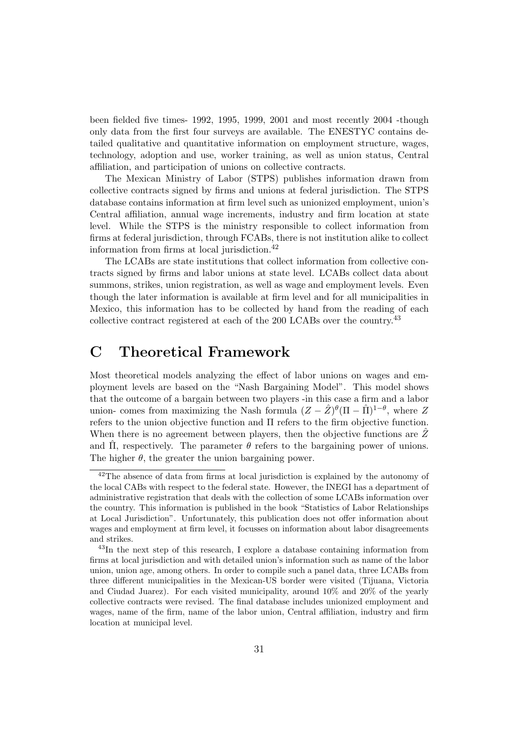been fielded five times- 1992, 1995, 1999, 2001 and most recently 2004 -though only data from the first four surveys are available. The ENESTYC contains detailed qualitative and quantitative information on employment structure, wages, technology, adoption and use, worker training, as well as union status, Central affiliation, and participation of unions on collective contracts.

The Mexican Ministry of Labor (STPS) publishes information drawn from collective contracts signed by firms and unions at federal jurisdiction. The STPS database contains information at firm level such as unionized employment, union's Central affiliation, annual wage increments, industry and firm location at state level. While the STPS is the ministry responsible to collect information from firms at federal jurisdiction, through FCABs, there is not institution alike to collect information from firms at local jurisdiction.[42]

The LCABs are state institutions that collect information from collective contracts signed by firms and labor unions at state level. LCABs collect data about summons, strikes, union registration, as well as wage and employment levels. Even though the later information is available at firm level and for all municipalities in Mexico, this information has to be collected by hand from the reading of each collective contract registered at each of the 200 LCABs over the country.[43]

# C Theoretical Framework

Most theoretical models analyzing the effect of labor unions on wages and employment levels are based on the "Nash Bargaining Model". This model shows that the outcome of a bargain between two players -in this case a firm and a labor union- comes from maximizing the Nash formula $(Z - \hat{Z})^{\theta}(\Pi - \hat{\Pi})^{1-\theta}$, where $Z$ refers to the union objective function and $\Pi$ refers to the firm objective function. When there is no agreement between players, then the objective functions are $\hat{Z}$ and $\hat{\Pi}$, respectively. The parameter $\theta$ refers to the bargaining power of unions. The higher $\theta$, the greater the union bargaining power.

[42]The absence of data from firms at local jurisdiction is explained by the autonomy of the local CABs with respect to the federal state. However, the INEGI has a department of administrative registration that deals with the collection of some LCABs information over the country. This information is published in the book "Statistics of Labor Relationships at Local Jurisdiction". Unfortunately, this publication does not offer information about wages and employment at firm level, it focusses on information about labor disagreements and strikes.

[43]In the next step of this research, I explore a database containing information from firms at local jurisdiction and with detailed union's information such as name of the labor union, union age, among others. In order to compile such a panel data, three LCABs from three different municipalities in the Mexican-US border were visited (Tijuana, Victoria and Ciudad Juarez). For each visited municipality, around 10% and 20% of the yearly collective contracts were revised. The final database includes unionized employment and wages, name of the firm, name of the labor union, Central affiliation, industry and firm location at municipal level.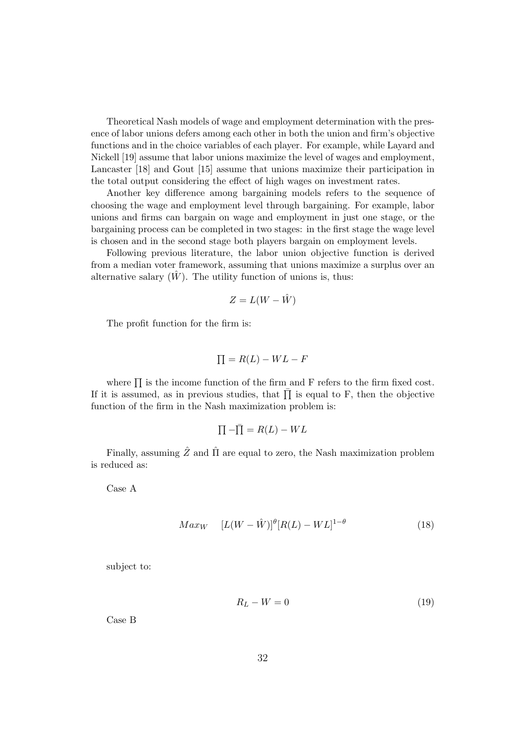Theoretical Nash models of wage and employment determination with the presence of labor unions defers among each other in both the union and firm's objective functions and in the choice variables of each player. For example, while Layard and Nickell [19] assume that labor unions maximize the level of wages and employment, Lancaster [18] and Gout [15] assume that unions maximize their participation in the total output considering the effect of high wages on investment rates.

Another key difference among bargaining models refers to the sequence of choosing the wage and employment level through bargaining. For example, labor unions and firms can bargain on wage and employment in just one stage, or the bargaining process can be completed in two stages: in the first stage the wage level is chosen and in the second stage both players bargain on employment levels.

Following previous literature, the labor union objective function is derived from a median voter framework, assuming that unions maximize a surplus over an alternative salary ($\hat{W}$). The utility function of unions is, thus:

$$Z = L(W - \hat{W})$$

The profit function for the firm is:

$$\prod = R(L) - WL - F$$

where $\prod$ is the income function of the firm and F refers to the firm fixed cost. If it is assumed, as in previous studies, that $\bar{\prod}$ is equal to F, then the objective function of the firm in the Nash maximization problem is:

$$\prod - \bar{\prod} = R(L) - WL$$

Finally, assuming $\hat{Z}$ and $\hat{\Pi}$ are equal to zero, the Nash maximization problem is reduced as:

Case A

$$Max_W \quad [L(W - \hat{W})]^{\theta}[R(L) - WL]^{1-\theta} \tag{18}$$

subject to:

$$R_L - W = 0 \tag{19}$$

Case B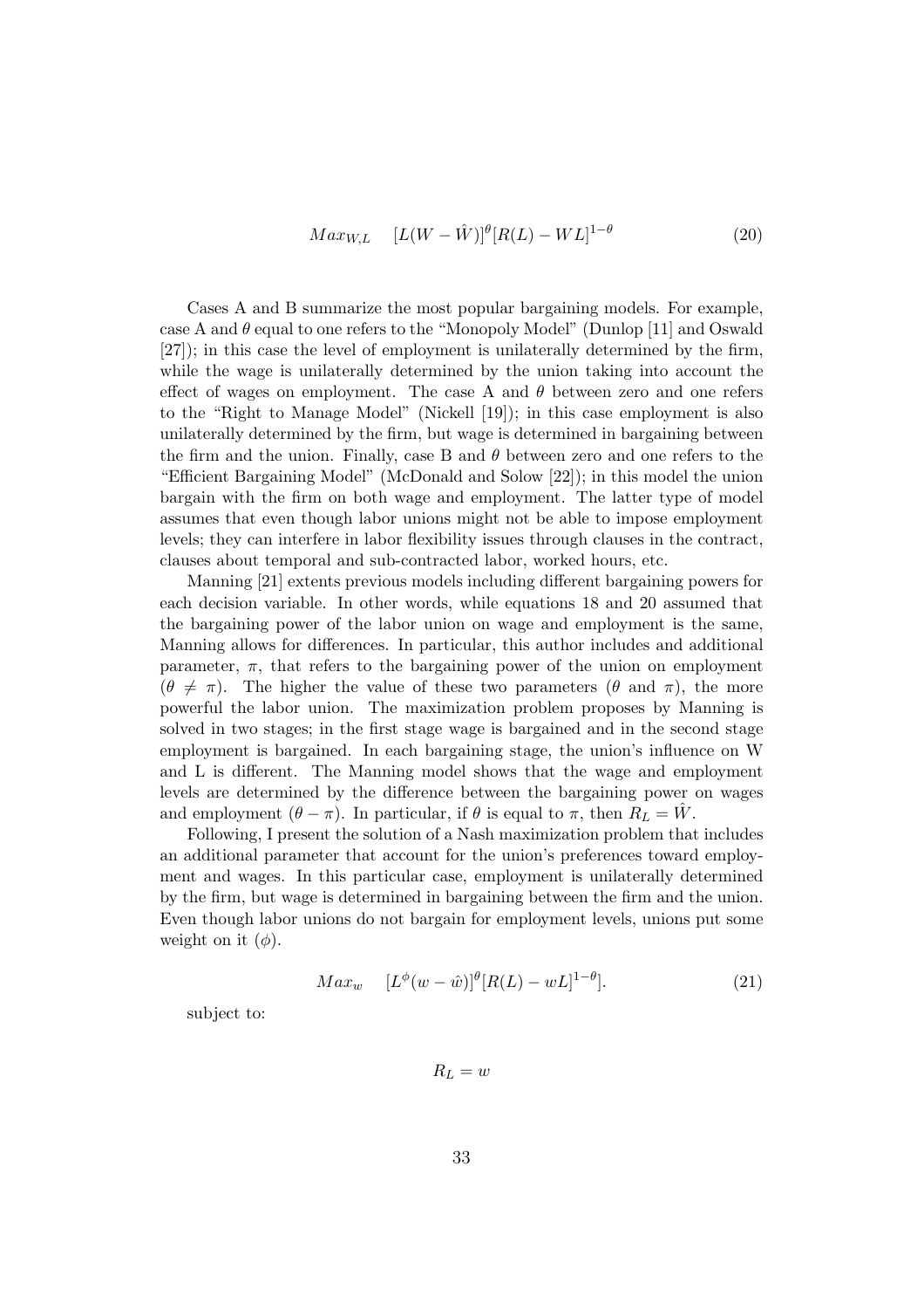$$Max_{W,L} \quad [L(W - \hat{W})]^{\theta}[R(L) - WL]^{1-\theta} \tag{20}$$

Cases A and B summarize the most popular bargaining models. For example, case A and $\theta$ equal to one refers to the "Monopoly Model" (Dunlop [11] and Oswald [27]); in this case the level of employment is unilaterally determined by the firm, while the wage is unilaterally determined by the union taking into account the effect of wages on employment. The case A and $\theta$ between zero and one refers to the "Right to Manage Model" (Nickell [19]); in this case employment is also unilaterally determined by the firm, but wage is determined in bargaining between the firm and the union. Finally, case B and $\theta$ between zero and one refers to the "Efficient Bargaining Model" (McDonald and Solow [22]); in this model the union bargain with the firm on both wage and employment. The latter type of model assumes that even though labor unions might not be able to impose employment levels; they can interfere in labor flexibility issues through clauses in the contract, clauses about temporal and sub-contracted labor, worked hours, etc.

Manning [21] extents previous models including different bargaining powers for each decision variable. In other words, while equations 18 and 20 assumed that the bargaining power of the labor union on wage and employment is the same, Manning allows for differences. In particular, this author includes and additional parameter, $\pi$, that refers to the bargaining power of the union on employment ($\theta \neq \pi$). The higher the value of these two parameters ($\theta$ and $\pi$), the more powerful the labor union. The maximization problem proposes by Manning is solved in two stages; in the first stage wage is bargained and in the second stage employment is bargained. In each bargaining stage, the union's influence on W and L is different. The Manning model shows that the wage and employment levels are determined by the difference between the bargaining power on wages and employment ($\theta - \pi$). In particular, if $\theta$ is equal to $\pi$, then $R_L = \hat{W}$.

Following, I present the solution of a Nash maximization problem that includes an additional parameter that account for the union's preferences toward employment and wages. In this particular case, employment is unilaterally determined by the firm, but wage is determined in bargaining between the firm and the union. Even though labor unions do not bargain for employment levels, unions put some weight on it ($\phi$).

$$Max_{w} \quad [L^{\phi}(w - \hat{w})]^{\theta}[R(L) - wL]^{1-\theta}]. \tag{21}$$

subject to:

$$R_L = w$$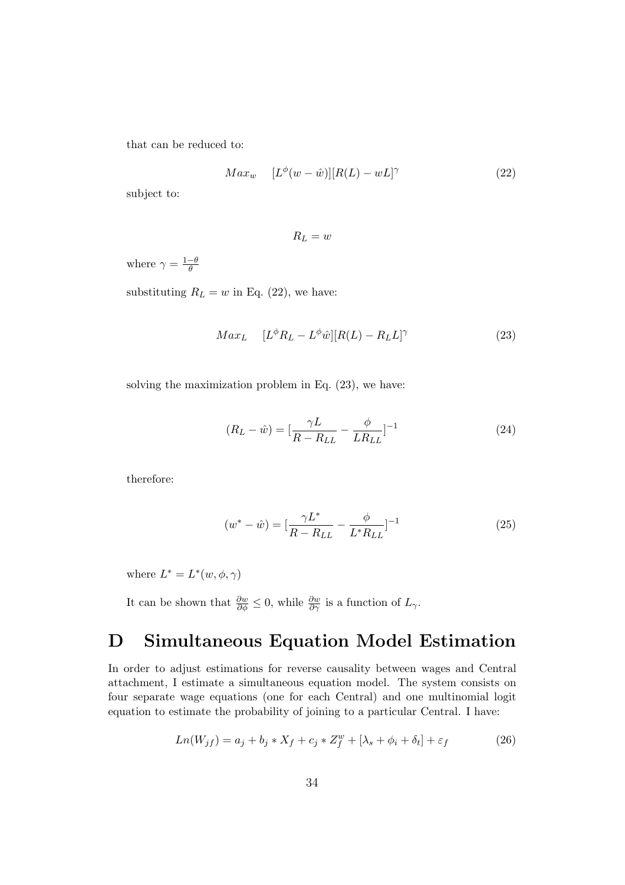that can be reduced to:

$$Max_w \quad [L^{\phi}(w - \hat{w})][R(L) - wL]^{\gamma} \tag{22}$$

subject to:

$$R_L = w$$

where $\gamma = \frac{1-\theta}{\theta}$

substituting $R_L = w$ in Eq. (22), we have:

$$Max_L \quad [L^{\phi}R_L - L^{\phi}\hat{w}][R(L) - R_L L]^{\gamma} \tag{23}$$

solving the maximization problem in Eq. (23), we have:

$$(R_L - \hat{w}) = [\frac{\gamma L}{R - R_{LL}} - \frac{\phi}{L R_{LL}}]^{-1} \tag{24}$$

therefore:

$$(w^* - \hat{w}) = [\frac{\gamma L^*}{R - R_{LL}} - \frac{\phi}{L^* R_{LL}}]^{-1} \tag{25}$$

where $L^* = L^*(w, \phi, \gamma)$

It can be shown that $\frac{\partial w}{\partial \phi} \leq 0$, while $\frac{\partial w}{\partial \gamma}$ is a function of $L_{\gamma}$.

# D Simultaneous Equation Model Estimation

In order to adjust estimations for reverse causality between wages and Central attachment, I estimate a simultaneous equation model. The system consists on four separate wage equations (one for each Central) and one multinomial logit equation to estimate the probability of joining to a particular Central. I have:

$$Ln(W_{jf}) = a_j + b_j * X_f + c_j * Z_f^w + [\lambda_s + \phi_i + \delta_t] + \varepsilon_f \tag{26}$$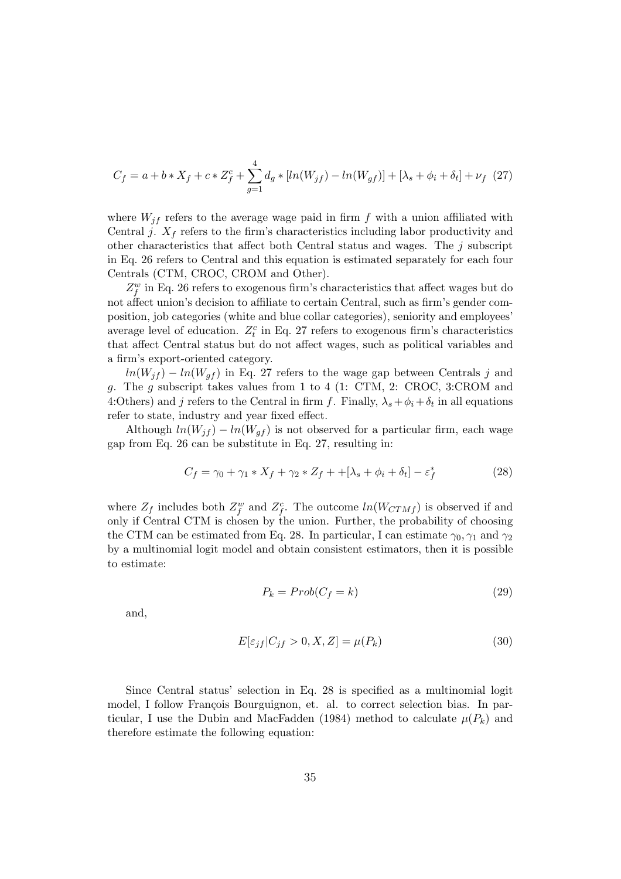$$C_f = a + b * X_f + c * Z^c_f + \sum_{g=1}^{4} d_g * [ln(W_{jf}) - ln(W_{gf})] + [\lambda_s + \phi_i + \delta_t] + \nu_f \quad (27)$$

where $W_{jf}$ refers to the average wage paid in firm $f$ with a union affiliated with Central $j$. $X_f$ refers to the firm's characteristics including labor productivity and other characteristics that affect both Central status and wages. The $j$ subscript in Eq. 26 refers to Central and this equation is estimated separately for each four Centrals (CTM, CROC, CROM and Other).

$Z^w_f$ in Eq. 26 refers to exogenous firm's characteristics that affect wages but do not affect union's decision to affiliate to certain Central, such as firm's gender composition, job categories (white and blue collar categories), seniority and employees' average level of education. $Z^c_i$ in Eq. 27 refers to exogenous firm's characteristics that affect Central status but do not affect wages, such as political variables and a firm's export-oriented category.

$ln(W_{jf}) - ln(W_{gf})$ in Eq. 27 refers to the wage gap between Centrals $j$ and $g$. The $g$ subscript takes values from 1 to 4 (1: CTM, 2: CROC, 3:CROM and 4:Others) and $j$ refers to the Central in firm $f$. Finally, $\lambda_s + \phi_i + \delta_t$ in all equations refer to state, industry and year fixed effect.

Although $ln(W_{jf}) - ln(W_{gf})$ is not observed for a particular firm, each wage gap from Eq. 26 can be substitute in Eq. 27, resulting in:

$$C_f = \gamma_0 + \gamma_1 * X_f + \gamma_2 * Z_f + +[\lambda_s + \phi_i + \delta_t] - \varepsilon^*_f \quad (28)$$

where $Z_f$ includes both $Z^w_f$ and $Z^c_f$. The outcome $ln(W_{CTMf})$ is observed if and only if Central CTM is chosen by the union. Further, the probability of choosing the CTM can be estimated from Eq. 28. In particular, I can estimate $\gamma_0, \gamma_1$ and $\gamma_2$ by a multinomial logit model and obtain consistent estimators, then it is possible to estimate:

$$P_k = Prob(C_f = k) \quad (29)$$

and,

$$E[\varepsilon_{jf} | C_{jf} > 0, X, Z] = \mu(P_k) \quad (30)$$

Since Central status' selection in Eq. 28 is specified as a multinomial logit model, I follow François Bourguignon, et. al. to correct selection bias. In particular, I use the Dubin and MacFadden (1984) method to calculate $\mu(P_k)$ and therefore estimate the following equation: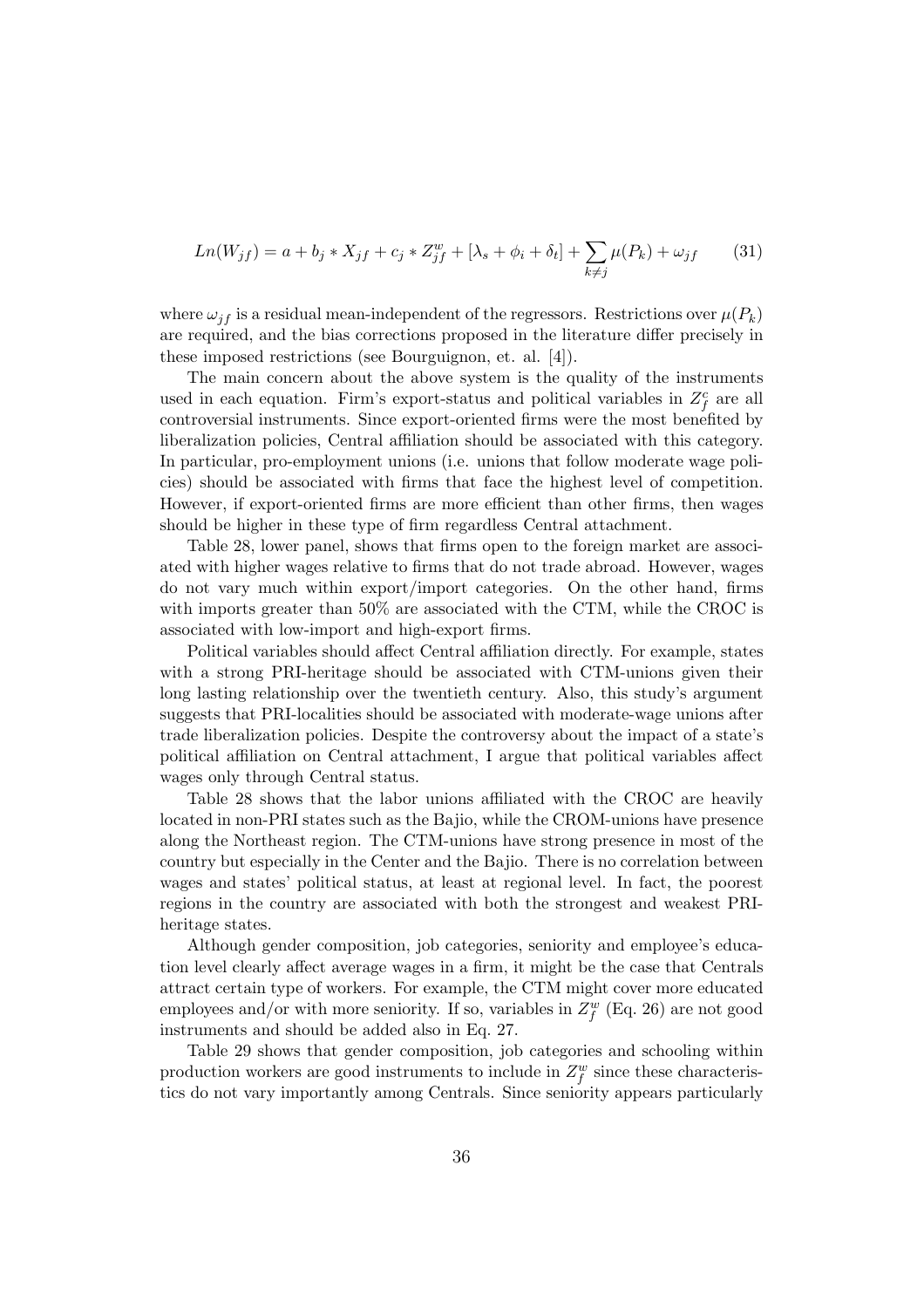$$Ln(W_{jf}) = a + b_j * X_{jf} + c_j * Z^w_{jf} + [\lambda_s + \phi_i + \delta_t] + \sum_{k \neq j} \mu(P_k) + \omega_{jf} \tag{31}$$

where $\omega_{jf}$ is a residual mean-independent of the regressors. Restrictions over $\mu(P_k)$ are required, and the bias corrections proposed in the literature differ precisely in these imposed restrictions (see Bourguignon, et. al. [4]).

The main concern about the above system is the quality of the instruments used in each equation. Firm's export-status and political variables in $Z^c_f$ are all controversial instruments. Since export-oriented firms were the most benefited by liberalization policies, Central affiliation should be associated with this category. In particular, pro-employment unions (i.e. unions that follow moderate wage policies) should be associated with firms that face the highest level of competition. However, if export-oriented firms are more efficient than other firms, then wages should be higher in these type of firm regardless Central attachment.

Table 28, lower panel, shows that firms open to the foreign market are associated with higher wages relative to firms that do not trade abroad. However, wages do not vary much within export/import categories. On the other hand, firms with imports greater than 50% are associated with the CTM, while the CROC is associated with low-import and high-export firms.

Political variables should affect Central affiliation directly. For example, states with a strong PRI-heritage should be associated with CTM-unions given their long lasting relationship over the twentieth century. Also, this study's argument suggests that PRI-localities should be associated with moderate-wage unions after trade liberalization policies. Despite the controversy about the impact of a state's political affiliation on Central attachment, I argue that political variables affect wages only through Central status.

Table 28 shows that the labor unions affiliated with the CROC are heavily located in non-PRI states such as the Bajio, while the CROM-unions have presence along the Northeast region. The CTM-unions have strong presence in most of the country but especially in the Center and the Bajio. There is no correlation between wages and states' political status, at least at regional level. In fact, the poorest regions in the country are associated with both the strongest and weakest PRI-heritage states.

Although gender composition, job categories, seniority and employee's education level clearly affect average wages in a firm, it might be the case that Centrals attract certain type of workers. For example, the CTM might cover more educated employees and/or with more seniority. If so, variables in $Z^w_f$ (Eq. 26) are not good instruments and should be added also in Eq. 27.

Table 29 shows that gender composition, job categories and schooling within production workers are good instruments to include in $Z^w_f$ since these characteristics do not vary importantly among Centrals. Since seniority appears particularly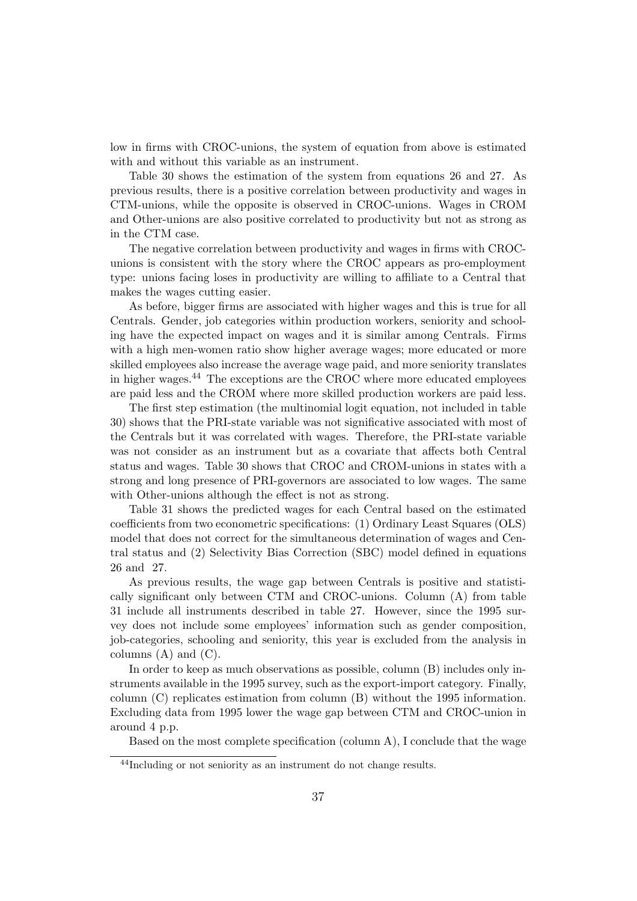low in firms with CROC-unions, the system of equation from above is estimated with and without this variable as an instrument.

Table 30 shows the estimation of the system from equations 26 and 27. As previous results, there is a positive correlation between productivity and wages in CTM-unions, while the opposite is observed in CROC-unions. Wages in CROM and Other-unions are also positive correlated to productivity but not as strong as in the CTM case.

The negative correlation between productivity and wages in firms with CROC-unions is consistent with the story where the CROC appears as pro-employment type: unions facing loses in productivity are willing to affiliate to a Central that makes the wages cutting easier.

As before, bigger firms are associated with higher wages and this is true for all Centrals. Gender, job categories within production workers, seniority and schooling have the expected impact on wages and it is similar among Centrals. Firms with a high men-women ratio show higher average wages; more educated or more skilled employees also increase the average wage paid, and more seniority translates in higher wages.[44] The exceptions are the CROC where more educated employees are paid less and the CROM where more skilled production workers are paid less.

The first step estimation (the multinomial logit equation, not included in table 30) shows that the PRI-state variable was not significative associated with most of the Centrals but it was correlated with wages. Therefore, the PRI-state variable was not consider as an instrument but as a covariate that affects both Central status and wages. Table 30 shows that CROC and CROM-unions in states with a strong and long presence of PRI-governors are associated to low wages. The same with Other-unions although the effect is not as strong.

Table 31 shows the predicted wages for each Central based on the estimated coefficients from two econometric specifications: (1) Ordinary Least Squares (OLS) model that does not correct for the simultaneous determination of wages and Central status and (2) Selectivity Bias Correction (SBC) model defined in equations 26 and 27.

As previous results, the wage gap between Centrals is positive and statistically significant only between CTM and CROC-unions. Column (A) from table 31 include all instruments described in table 27. However, since the 1995 survey does not include some employees' information such as gender composition, job-categories, schooling and seniority, this year is excluded from the analysis in columns (A) and (C).

In order to keep as much observations as possible, column (B) includes only instruments available in the 1995 survey, such as the export-import category. Finally, column (C) replicates estimation from column (B) without the 1995 information. Excluding data from 1995 lower the wage gap between CTM and CROC-union in around 4 p.p.

Based on the most complete specification (column A), I conclude that the wage

[44] Including or not seniority as an instrument do not change results.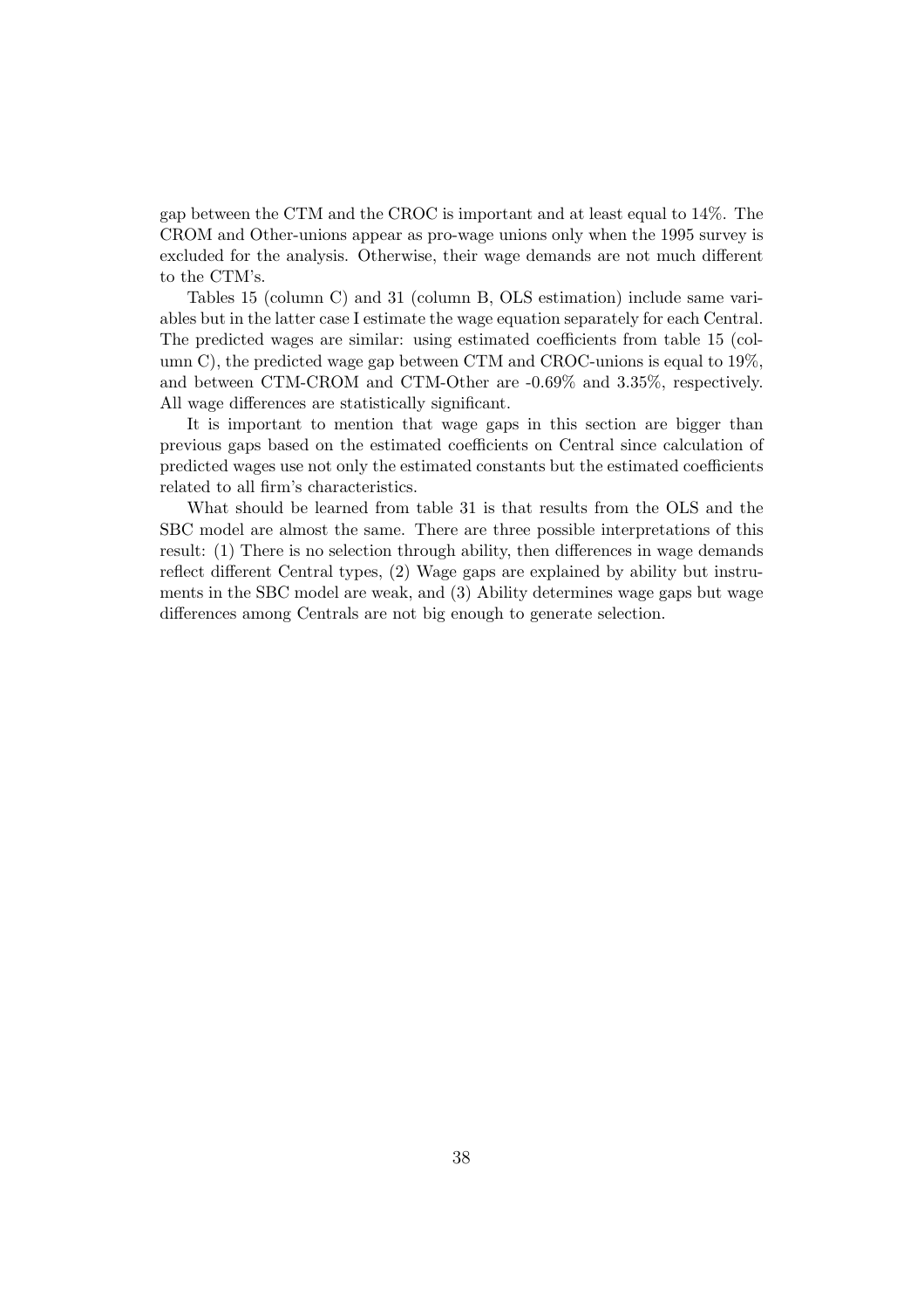gap between the CTM and the CROC is important and at least equal to 14%. The CROM and Other-unions appear as pro-wage unions only when the 1995 survey is excluded for the analysis. Otherwise, their wage demands are not much different to the CTM's.

Tables 15 (column C) and 31 (column B, OLS estimation) include same variables but in the latter case I estimate the wage equation separately for each Central. The predicted wages are similar: using estimated coefficients from table 15 (column C), the predicted wage gap between CTM and CROC-unions is equal to 19%, and between CTM-CROM and CTM-Other are -0.69% and 3.35%, respectively. All wage differences are statistically significant.

It is important to mention that wage gaps in this section are bigger than previous gaps based on the estimated coefficients on Central since calculation of predicted wages use not only the estimated constants but the estimated coefficients related to all firm's characteristics.

What should be learned from table 31 is that results from the OLS and the SBC model are almost the same. There are three possible interpretations of this result: (1) There is no selection through ability, then differences in wage demands reflect different Central types, (2) Wage gaps are explained by ability but instruments in the SBC model are weak, and (3) Ability determines wage gaps but wage differences among Centrals are not big enough to generate selection.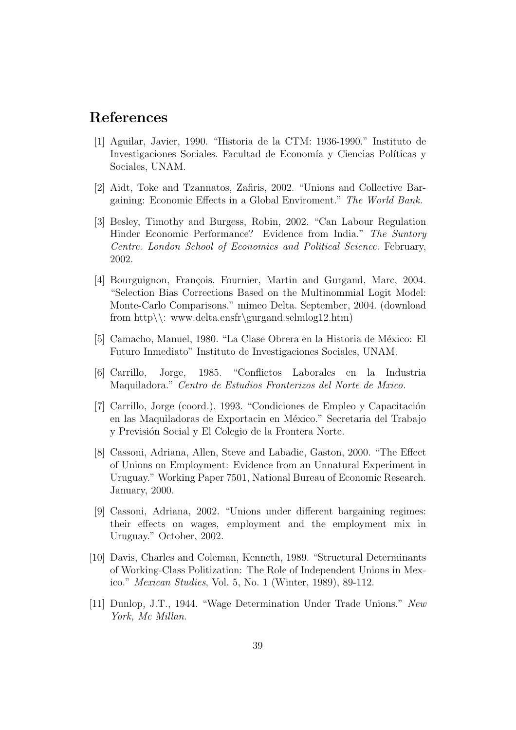# References

[1] Aguilar, Javier, 1990. "Historia de la CTM: 1936-1990." Instituto de Investigaciones Sociales. Facultad de Economía y Ciencias Políticas y Sociales, UNAM.

[2] Aidt, Toke and Tzannatos, Zafiris, 2002. "Unions and Collective Bargaining: Economic Effects in a Global Enviroment." *The World Bank.*

[3] Besley, Timothy and Burgess, Robin, 2002. "Can Labour Regulation Hinder Economic Performance? Evidence from India." *The Suntory Centre. London School of Economics and Political Science.* February, 2002.

[4] Bourguignon, François, Fournier, Martin and Gurgand, Marc, 2004. "Selection Bias Corrections Based on the Multinommial Logit Model: Monte-Carlo Comparisons." mimeo Delta. September, 2004. (download from http\\: www.delta.ensfr\gurgand.selmlog12.htm)

[5] Camacho, Manuel, 1980. "La Clase Obrera en la Historia de México: El Futuro Inmediato" Instituto de Investigaciones Sociales, UNAM.

[6] Carrillo, Jorge, 1985. "Conflictos Laborales en la Industria Maquiladora." *Centro de Estudios Fronterizos del Norte de Mxico.*

[7] Carrillo, Jorge (coord.), 1993. "Condiciones de Empleo y Capacitación en las Maquiladoras de Exportacin en México." Secretaria del Trabajo y Previsión Social y El Colegio de la Frontera Norte.

[8] Cassoni, Adriana, Allen, Steve and Labadie, Gaston, 2000. "The Effect of Unions on Employment: Evidence from an Unnatural Experiment in Uruguay." Working Paper 7501, National Bureau of Economic Research. January, 2000.

[9] Cassoni, Adriana, 2002. "Unions under different bargaining regimes: their effects on wages, employment and the employment mix in Uruguay." October, 2002.

[10] Davis, Charles and Coleman, Kenneth, 1989. "Structural Determinants of Working-Class Politization: The Role of Independent Unions in Mexico." *Mexican Studies*, Vol. 5, No. 1 (Winter, 1989), 89-112.

[11] Dunlop, J.T., 1944. "Wage Determination Under Trade Unions." *New York, Mc Millan.*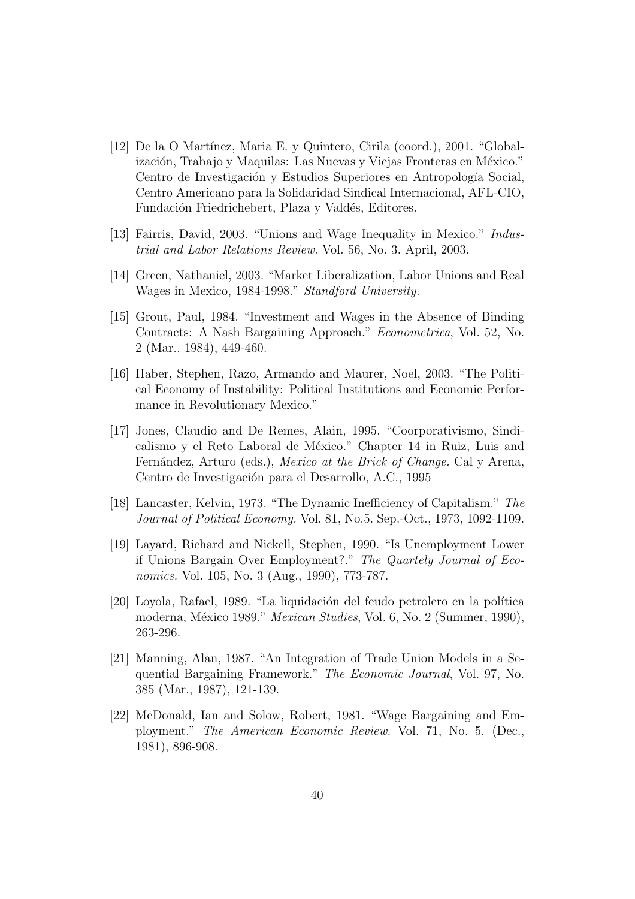[12] De la O Martínez, Maria E. y Quintero, Cirila (coord.), 2001. "Globalización, Trabajo y Maquilas: Las Nuevas y Viejas Fronteras en México." Centro de Investigación y Estudios Superiores en Antropología Social, Centro Americano para la Solidaridad Sindical Internacional, AFL-CIO, Fundación Friedrichebert, Plaza y Valdés, Editores.

[13] Fairris, David, 2003. "Unions and Wage Inequality in Mexico." *Industrial and Labor Relations Review.* Vol. 56, No. 3. April, 2003.

[14] Green, Nathaniel, 2003. "Market Liberalization, Labor Unions and Real Wages in Mexico, 1984-1998." *Standford University.*

[15] Grout, Paul, 1984. "Investment and Wages in the Absence of Binding Contracts: A Nash Bargaining Approach." *Econometrica*, Vol. 52, No. 2 (Mar., 1984), 449-460.

[16] Haber, Stephen, Razo, Armando and Maurer, Noel, 2003. "The Political Economy of Instability: Political Institutions and Economic Performance in Revolutionary Mexico."

[17] Jones, Claudio and De Remes, Alain, 1995. "Coorporativismo, Sindicalismo y el Reto Laboral de México." Chapter 14 in Ruiz, Luis and Fernández, Arturo (eds.), *Mexico at the Brick of Change.* Cal y Arena, Centro de Investigación para el Desarrollo, A.C., 1995

[18] Lancaster, Kelvin, 1973. "The Dynamic Inefficiency of Capitalism." *The Journal of Political Economy.* Vol. 81, No.5. Sep.-Oct., 1973, 1092-1109.

[19] Layard, Richard and Nickell, Stephen, 1990. "Is Unemployment Lower if Unions Bargain Over Employment?." *The Quartely Journal of Economics.* Vol. 105, No. 3 (Aug., 1990), 773-787.

[20] Loyola, Rafael, 1989. "La liquidación del feudo petrolero en la política moderna, México 1989." *Mexican Studies*, Vol. 6, No. 2 (Summer, 1990), 263-296.

[21] Manning, Alan, 1987. "An Integration of Trade Union Models in a Sequential Bargaining Framework." *The Economic Journal*, Vol. 97, No. 385 (Mar., 1987), 121-139.

[22] McDonald, Ian and Solow, Robert, 1981. "Wage Bargaining and Employment." *The American Economic Review.* Vol. 71, No. 5, (Dec., 1981), 896-908.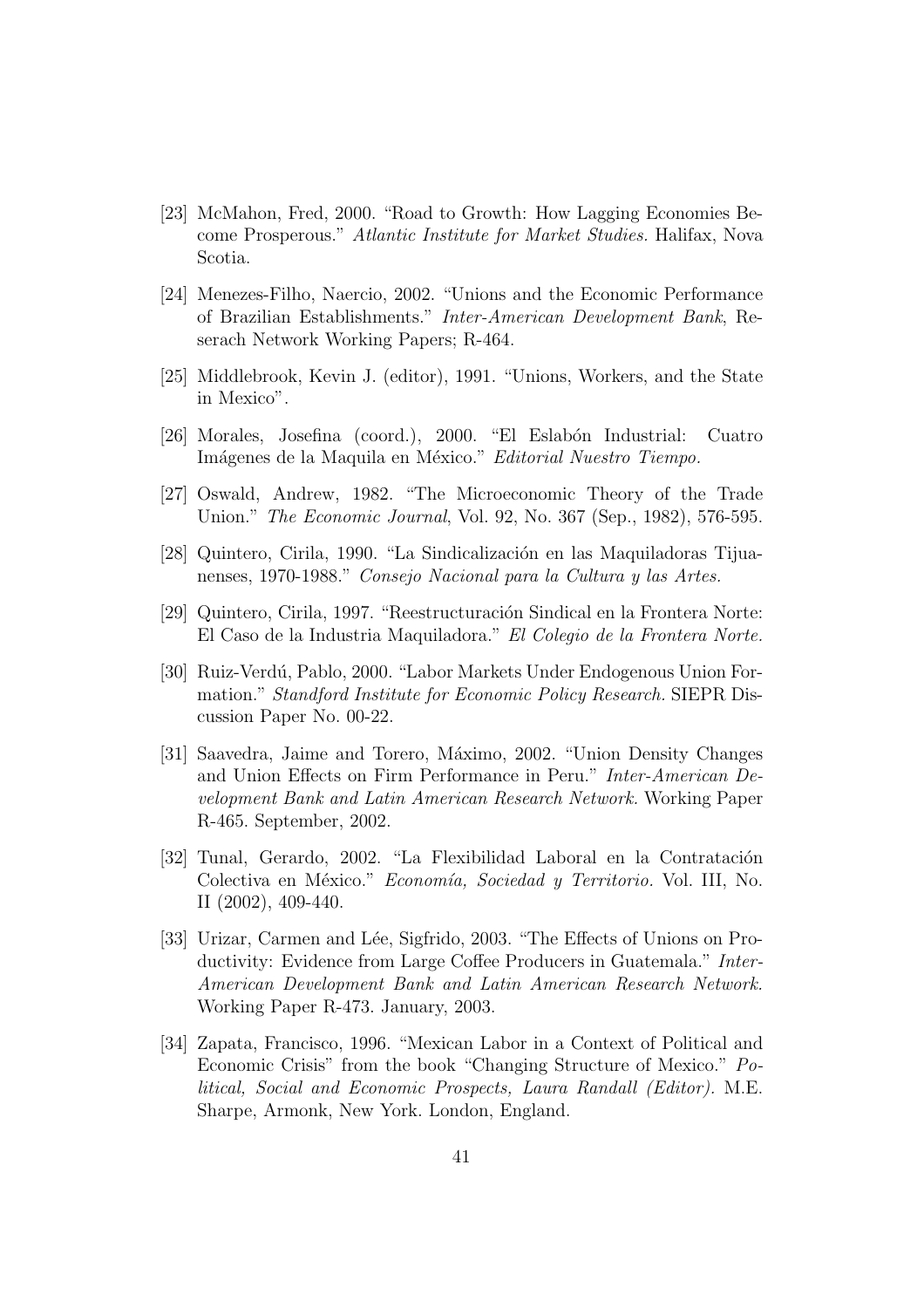[23] McMahon, Fred, 2000. "Road to Growth: How Lagging Economies Become Prosperous." *Atlantic Institute for Market Studies.* Halifax, Nova Scotia.

[24] Menezes-Filho, Naercio, 2002. "Unions and the Economic Performance of Brazilian Establishments." *Inter-American Development Bank*, Reserach Network Working Papers; R-464.

[25] Middlebrook, Kevin J. (editor), 1991. "Unions, Workers, and the State in Mexico".

[26] Morales, Josefina (coord.), 2000. "El Eslabón Industrial: Cuatro Imágenes de la Maquila en México." *Editorial Nuestro Tiempo.*

[27] Oswald, Andrew, 1982. "The Microeconomic Theory of the Trade Union." *The Economic Journal*, Vol. 92, No. 367 (Sep., 1982), 576-595.

[28] Quintero, Cirila, 1990. "La Sindicalización en las Maquiladoras Tijuanenses, 1970-1988." *Consejo Nacional para la Cultura y las Artes.*

[29] Quintero, Cirila, 1997. "Reestructuración Sindical en la Frontera Norte: El Caso de la Industria Maquiladora." *El Colegio de la Frontera Norte.*

[30] Ruiz-Verdú, Pablo, 2000. "Labor Markets Under Endogenous Union Formation." *Standford Institute for Economic Policy Research.* SIEPR Discussion Paper No. 00-22.

[31] Saavedra, Jaime and Torero, Máximo, 2002. "Union Density Changes and Union Effects on Firm Performance in Peru." *Inter-American Development Bank and Latin American Research Network.* Working Paper R-465. September, 2002.

[32] Tunal, Gerardo, 2002. "La Flexibilidad Laboral en la Contratación Colectiva en México." *Economía, Sociedad y Territorio.* Vol. III, No. II (2002), 409-440.

[33] Urizar, Carmen and Lée, Sigfrido, 2003. "The Effects of Unions on Productivity: Evidence from Large Coffee Producers in Guatemala." *Inter-American Development Bank and Latin American Research Network.* Working Paper R-473. January, 2003.

[34] Zapata, Francisco, 1996. "Mexican Labor in a Context of Political and Economic Crisis" from the book "Changing Structure of Mexico." *Political, Social and Economic Prospects, Laura Randall (Editor).* M.E. Sharpe, Armonk, New York. London, England.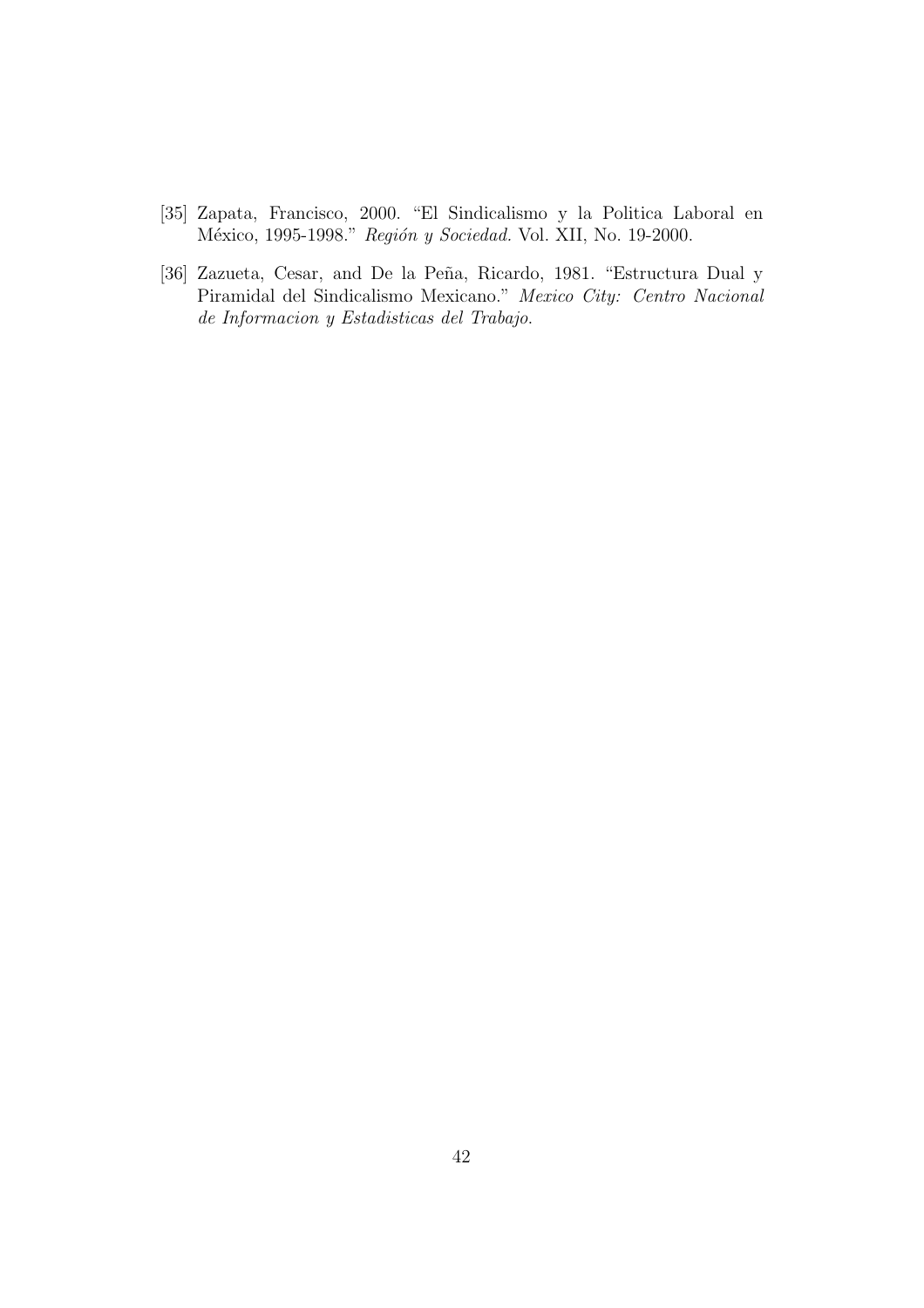[35] Zapata, Francisco, 2000. "El Sindicalismo y la Politica Laboral en México, 1995-1998." *Región y Sociedad.* Vol. XII, No. 19-2000.

[36] Zazueta, Cesar, and De la Peña, Ricardo, 1981. "Estructura Dual y Piramidal del Sindicalismo Mexicano." *Mexico City: Centro Nacional de Informacion y Estadisticas del Trabajo.*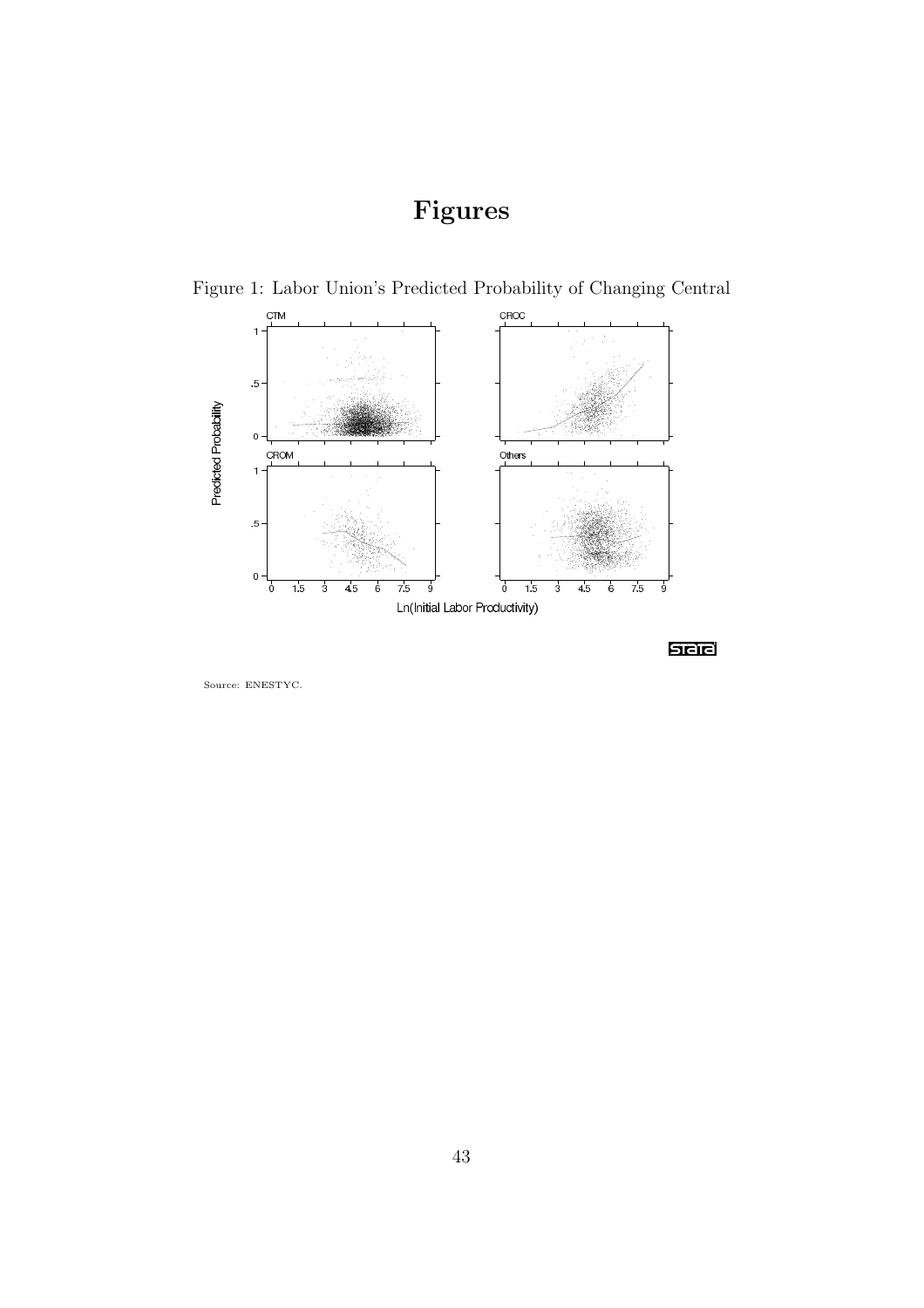# Figures

Figure 1: Labor Union's Predicted Probability of Changing Central

Source: ENESTYC.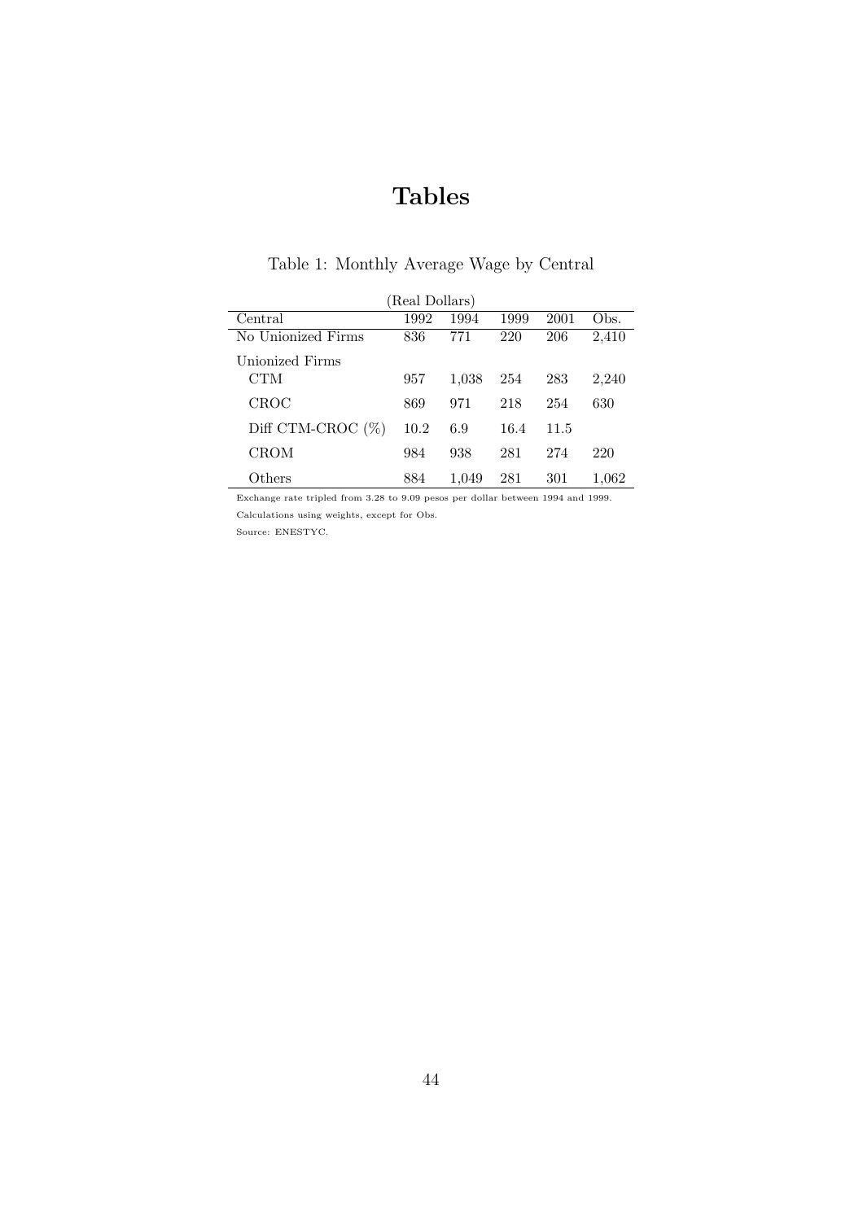# Tables

Table 1: Monthly Average Wage by Central

(Real Dollars)

| Central | 1992 | 1994 | 1999 | 2001 | Obs. |
|---|---|---|---|---|---|
| No Unionized Firms | 836 | 771 | 220 | 206 | 2,410 |
| Unionized Firms | | | | | |
| CTM | 957 | 1,038 | 254 | 283 | 2,240 |
| CROC | 869 | 971 | 218 | 254 | 630 |
| Diff CTM-CROC (%) | 10.2 | 6.9 | 16.4 | 11.5 | |
| CROM | 984 | 938 | 281 | 274 | 220 |
| Others | 884 | 1,049 | 281 | 301 | 1,062 |

Exchange rate tripled from 3.28 to 9.09 pesos per dollar between 1994 and 1999.

Calculations using weights, except for Obs.

Source: ENESTYC.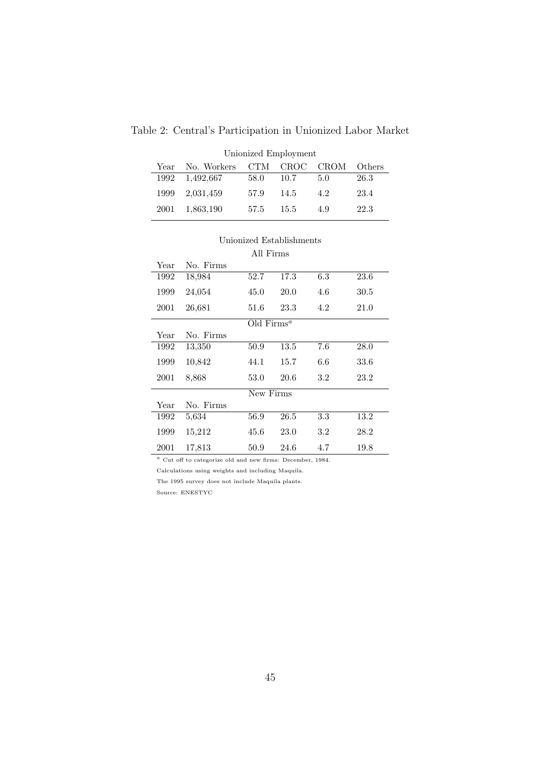Table 2: Central's Participation in Unionized Labor Market

| Unionized Employment | | | | | |
|---|---|---|---|---|---|
| Year | No. Workers | CTM | CROC | CROM | Others |
| 1992 | 1,492,667 | 58.0 | 10.7 | 5.0 | 26.3 |
| 1999 | 2,031,459 | 57.9 | 14.5 | 4.2 | 23.4 |
| 2001 | 1,863,190 | 57.5 | 15.5 | 4.9 | 22.3 |

| Unionized Establishments | | | | | |
|---|---|---|---|---|---|
| **All Firms** | | | | | |
| Year | No. Firms | | | | |
| 1992 | 18,984 | 52.7 | 17.3 | 6.3 | 23.6 |
| 1999 | 24,054 | 45.0 | 20.0 | 4.6 | 30.5 |
| 2001 | 26,681 | 51.6 | 23.3 | 4.2 | 21.0 |
| **Old Firms[a]** | | | | | |
| Year | No. Firms | | | | |
| 1992 | 13,350 | 50.9 | 13.5 | 7.6 | 28.0 |
| 1999 | 10,842 | 44.1 | 15.7 | 6.6 | 33.6 |
| 2001 | 8,868 | 53.0 | 20.6 | 3.2 | 23.2 |
| **New Firms** | | | | | |
| Year | No. Firms | | | | |
| 1992 | 5,634 | 56.9 | 26.5 | 3.3 | 13.2 |
| 1999 | 15,212 | 45.6 | 23.0 | 3.2 | 28.2 |
| 2001 | 17,813 | 50.9 | 24.6 | 4.7 | 19.8 |

[a] Cut off to categorize old and new firms: December, 1984.

Calculations using weights and including Maquila.

The 1995 survey does not include Maquila plants.

Source: ENESTYC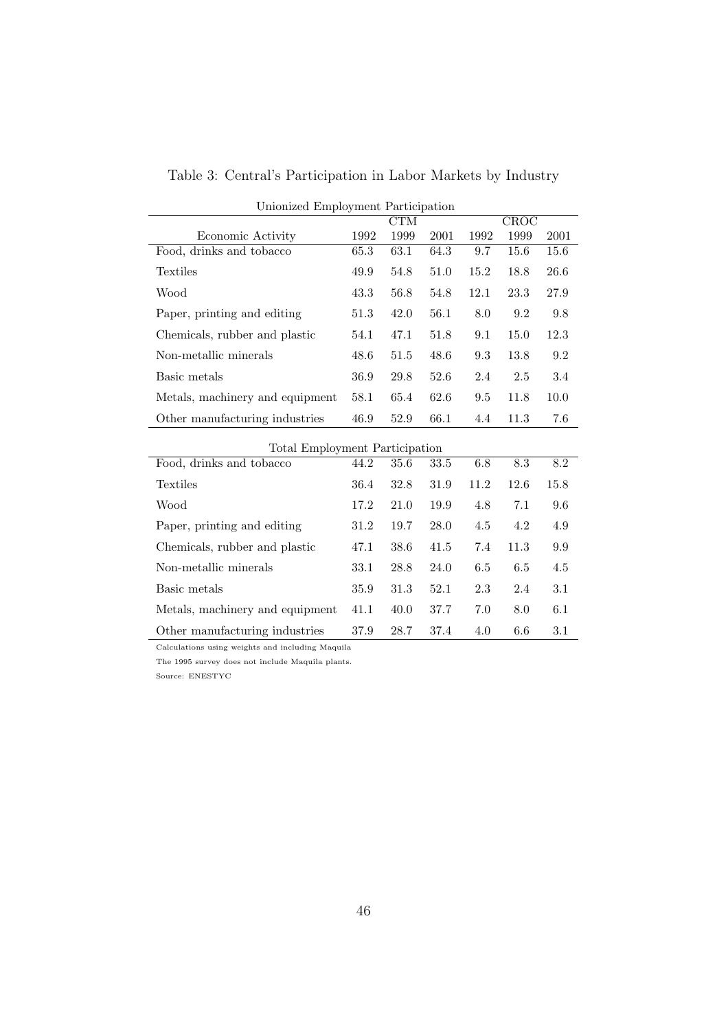Table 3: Central's Participation in Labor Markets by Industry

Unionized Employment Participation

| Economic Activity | CTM 1992 | CTM 1999 | CTM 2001 | CROC 1992 | CROC 1999 | CROC 2001 |
|---|---|---|---|---|---|---|
| Food, drinks and tobacco | 65.3 | 63.1 | 64.3 | 9.7 | 15.6 | 15.6 |
| Textiles | 49.9 | 54.8 | 51.0 | 15.2 | 18.8 | 26.6 |
| Wood | 43.3 | 56.8 | 54.8 | 12.1 | 23.3 | 27.9 |
| Paper, printing and editing | 51.3 | 42.0 | 56.1 | 8.0 | 9.2 | 9.8 |
| Chemicals, rubber and plastic | 54.1 | 47.1 | 51.8 | 9.1 | 15.0 | 12.3 |
| Non-metallic minerals | 48.6 | 51.5 | 48.6 | 9.3 | 13.8 | 9.2 |
| Basic metals | 36.9 | 29.8 | 52.6 | 2.4 | 2.5 | 3.4 |
| Metals, machinery and equipment | 58.1 | 65.4 | 62.6 | 9.5 | 11.8 | 10.0 |
| Other manufacturing industries | 46.9 | 52.9 | 66.1 | 4.4 | 11.3 | 7.6 |
| **Total Employment Participation** | | | | | | |
| Food, drinks and tobacco | 44.2 | 35.6 | 33.5 | 6.8 | 8.3 | 8.2 |
| Textiles | 36.4 | 32.8 | 31.9 | 11.2 | 12.6 | 15.8 |
| Wood | 17.2 | 21.0 | 19.9 | 4.8 | 7.1 | 9.6 |
| Paper, printing and editing | 31.2 | 19.7 | 28.0 | 4.5 | 4.2 | 4.9 |
| Chemicals, rubber and plastic | 47.1 | 38.6 | 41.5 | 7.4 | 11.3 | 9.9 |
| Non-metallic minerals | 33.1 | 28.8 | 24.0 | 6.5 | 6.5 | 4.5 |
| Basic metals | 35.9 | 31.3 | 52.1 | 2.3 | 2.4 | 3.1 |
| Metals, machinery and equipment | 41.1 | 40.0 | 37.7 | 7.0 | 8.0 | 6.1 |
| Other manufacturing industries | 37.9 | 28.7 | 37.4 | 4.0 | 6.6 | 3.1 |

Calculations using weights and including Maquila

The 1995 survey does not include Maquila plants.

Source: ENESTYC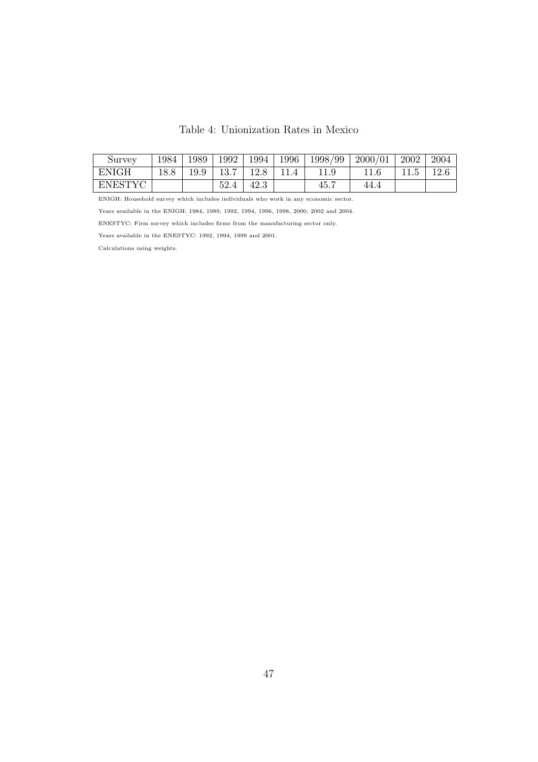Table 4: Unionization Rates in Mexico

| Survey | 1984 | 1989 | 1992 | 1994 | 1996 | 1998/99 | 2000/01 | 2002 | 2004 |
|---|---|---|---|---|---|---|---|---|---|
| ENIGH | 18.8 | 19.9 | 13.7 | 12.8 | 11.4 | 11.9 | 11.6 | 11.5 | 12.6 |
| ENESTYC | | | 52.4 | 42.3 | | 45.7 | 44.4 | | |

ENIGH: Household survey which includes individuals who work in any economic sector.

Years available in the ENIGH: 1984, 1989, 1992, 1994, 1996, 1998, 2000, 2002 and 2004.

ENESTYC: Firm survey which includes firms from the manufacturing sector only.

Years available in the ENESTYC: 1992, 1994, 1999 and 2001.

Calculations using weights.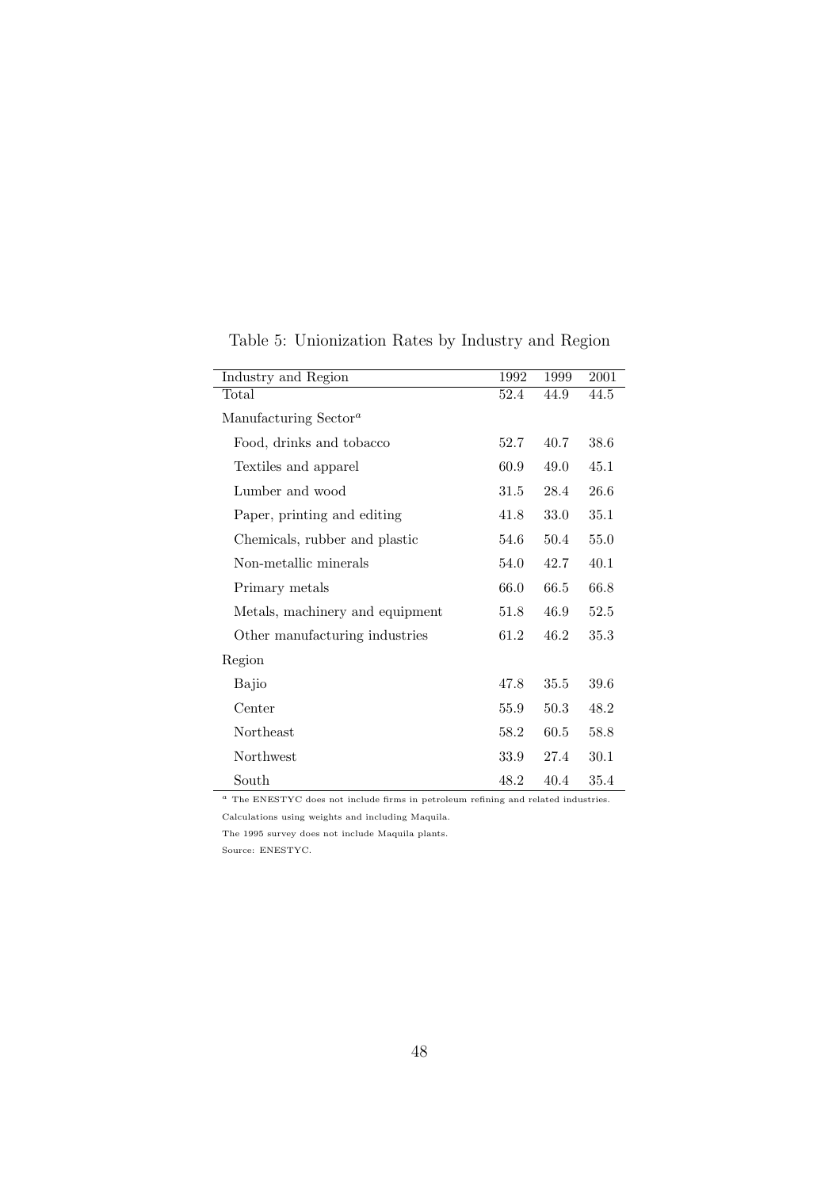Table 5: Unionization Rates by Industry and Region

| Industry and Region | 1992 | 1999 | 2001 |
|---|---|---|---|
| Total | 52.4 | 44.9 | 44.5 |
| Manufacturing Sector[a] | | | |
| Food, drinks and tobacco | 52.7 | 40.7 | 38.6 |
| Textiles and apparel | 60.9 | 49.0 | 45.1 |
| Lumber and wood | 31.5 | 28.4 | 26.6 |
| Paper, printing and editing | 41.8 | 33.0 | 35.1 |
| Chemicals, rubber and plastic | 54.6 | 50.4 | 55.0 |
| Non-metallic minerals | 54.0 | 42.7 | 40.1 |
| Primary metals | 66.0 | 66.5 | 66.8 |
| Metals, machinery and equipment | 51.8 | 46.9 | 52.5 |
| Other manufacturing industries | 61.2 | 46.2 | 35.3 |
| Region | | | |
| Bajio | 47.8 | 35.5 | 39.6 |
| Center | 55.9 | 50.3 | 48.2 |
| Northeast | 58.2 | 60.5 | 58.8 |
| Northwest | 33.9 | 27.4 | 30.1 |
| South | 48.2 | 40.4 | 35.4 |

[a] The ENESTYC does not include firms in petroleum refining and related industries.

Calculations using weights and including Maquila.

The 1995 survey does not include Maquila plants.

Source: ENESTYC.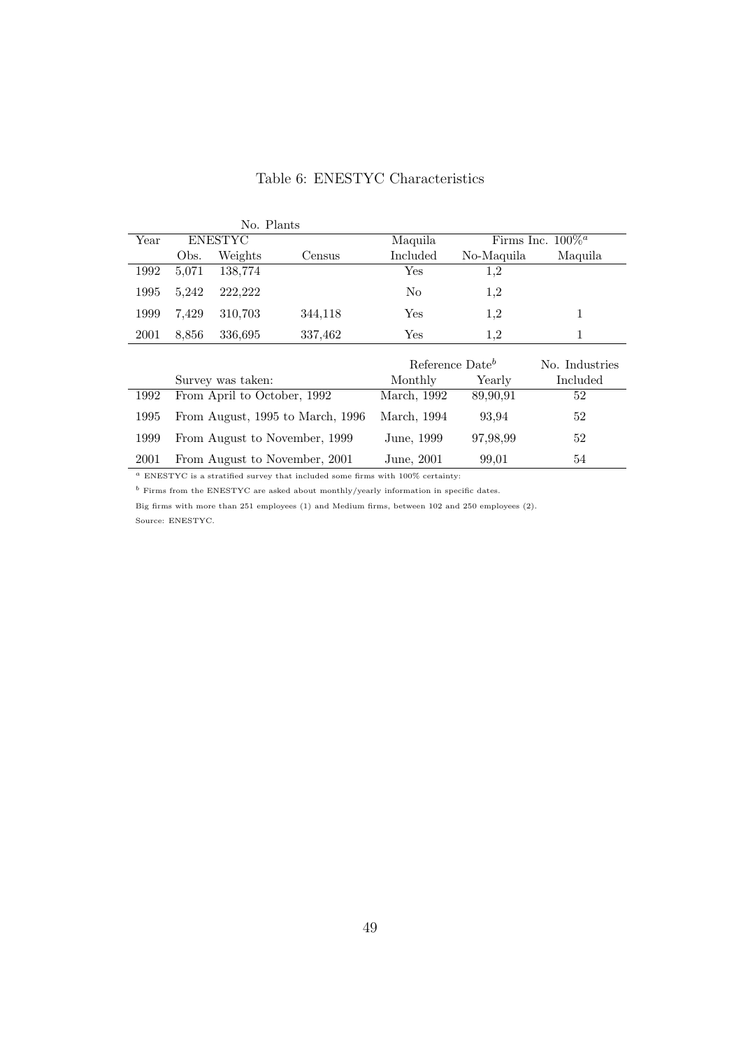# Table 6: ENESTYC Characteristics

| Year | No. Plants | | | Maquila | Firms Inc. 100%[a] | |
|---|---|---|---|---|---|---|
| | ENESTYC | | | | | |
| | Obs. | Weights | Census | Included | No-Maquila | Maquila |
| 1992 | 5,071 | 138,774 | | Yes | 1,2 | |
| 1995 | 5,242 | 222,222 | | No | 1,2 | |
| 1999 | 7,429 | 310,703 | 344,118 | Yes | 1,2 | 1 |
| 2001 | 8,856 | 336,695 | 337,462 | Yes | 1,2 | 1 |

| | Survey was taken: | Reference Date[b] | | No. Industries |
|---|---|---|---|---|
| | | Monthly | Yearly | Included |
| 1992 | From April to October, 1992 | March, 1992 | 89,90,91 | 52 |
| 1995 | From August, 1995 to March, 1996 | March, 1994 | 93,94 | 52 |
| 1999 | From August to November, 1999 | June, 1999 | 97,98,99 | 52 |
| 2001 | From August to November, 2001 | June, 2001 | 99,01 | 54 |

[a] ENESTYC is a stratified survey that included some firms with 100% certainty:

[b] Firms from the ENESTYC are asked about monthly/yearly information in specific dates.

Big firms with more than 251 employees (1) and Medium firms, between 102 and 250 employees (2).

Source: ENESTYC.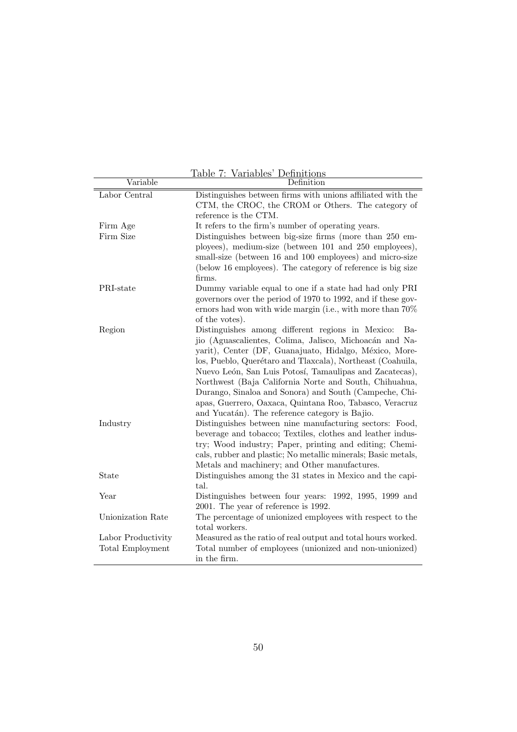Table 7: Variables' Definitions

| Variable | Definition |
|---|---|
| Labor Central | Distinguishes between firms with unions affiliated with the CTM, the CROC, the CROM or Others. The category of reference is the CTM. |
| Firm Age | It refers to the firm's number of operating years. |
| Firm Size | Distinguishes between big-size firms (more than 250 employees), medium-size (between 101 and 250 employees), small-size (between 16 and 100 employees) and micro-size (below 16 employees). The category of reference is big size firms. |
| PRI-state | Dummy variable equal to one if a state had had only PRI governors over the period of 1970 to 1992, and if these governors had won with wide margin (i.e., with more than 70% of the votes). |
| Region | Distinguishes among different regions in Mexico: Bajio (Aguascalientes, Colima, Jalisco, Michoacán and Nayarit), Center (DF, Guanajuato, Hidalgo, México, Morelos, Pueblo, Querétaro and Tlaxcala), Northeast (Coahuila, Nuevo León, San Luis Potosí, Tamaulipas and Zacatecas), Northwest (Baja California Norte and South, Chihuahua, Durango, Sinaloa and Sonora) and South (Campeche, Chiapas, Guerrero, Oaxaca, Quintana Roo, Tabasco, Veracruz and Yucatán). The reference category is Bajio. |
| Industry | Distinguishes between nine manufacturing sectors: Food, beverage and tobacco; Textiles, clothes and leather industry; Wood industry; Paper, printing and editing; Chemicals, rubber and plastic; No metallic minerals; Basic metals, Metals and machinery; and Other manufactures. |
| State | Distinguishes among the 31 states in Mexico and the capital. |
| Year | Distinguishes between four years: 1992, 1995, 1999 and 2001. The year of reference is 1992. |
| Unionization Rate | The percentage of unionized employees with respect to the total workers. |
| Labor Productivity | Measured as the ratio of real output and total hours worked. |
| Total Employment | Total number of employees (unionized and non-unionized) in the firm. |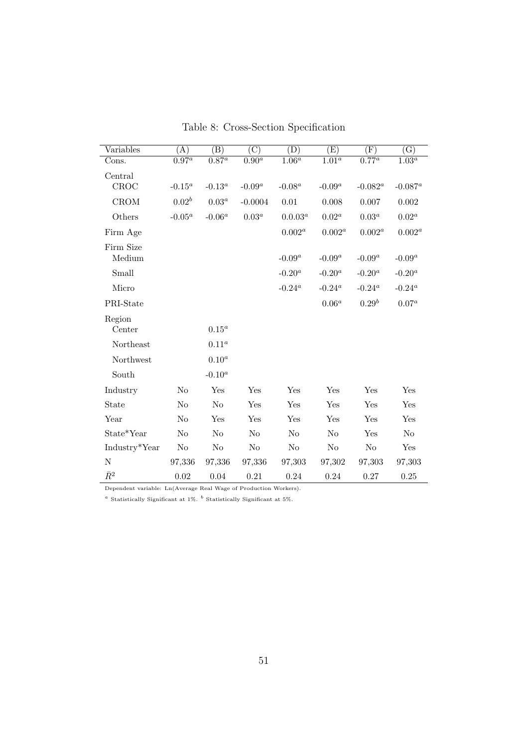Table 8: Cross-Section Specification

| Variables | (A) | (B) | (C) | (D) | (E) | (F) | (G) |
|---|---|---|---|---|---|---|---|
| Cons. | $0.97^a$ | $0.87^a$ | $0.90^a$ | $1.06^a$ | $1.01^a$ | $0.77^a$ | $1.03^a$ |
| Central | | | | | | | |
| CROC | $-0.15^a$ | $-0.13^a$ | $-0.09^a$ | $-0.08^a$ | $-0.09^a$ | $-0.082^a$ | $-0.087^a$ |
| CROM | $0.02^b$ | $0.03^a$ | -0.0004 | 0.01 | 0.008 | 0.007 | 0.002 |
| Others | $-0.05^a$ | $-0.06^a$ | $0.03^a$ | $0.0.03^a$ | $0.02^a$ | $0.03^a$ | $0.02^a$ |
| Firm Age | | | | $0.002^a$ | $0.002^a$ | $0.002^a$ | $0.002^a$ |
| Firm Size | | | | | | | |
| Medium | | | | $-0.09^a$ | $-0.09^a$ | $-0.09^a$ | $-0.09^a$ |
| Small | | | | $-0.20^a$ | $-0.20^a$ | $-0.20^a$ | $-0.20^a$ |
| Micro | | | | $-0.24^a$ | $-0.24^a$ | $-0.24^a$ | $-0.24^a$ |
| PRI-State | | | | | $0.06^a$ | $0.29^b$ | $0.07^a$ |
| Region | | | | | | | |
| Center | | $0.15^a$ | | | | | |
| Northeast | | $0.11^a$ | | | | | |
| Northwest | | $0.10^a$ | | | | | |
| South | | $-0.10^a$ | | | | | |
| Industry | No | Yes | Yes | Yes | Yes | Yes | Yes |
| State | No | No | Yes | Yes | Yes | Yes | Yes |
| Year | No | Yes | Yes | Yes | Yes | Yes | Yes |
| State*Year | No | No | No | No | No | Yes | No |
| Industry*Year | No | No | No | No | No | No | Yes |
| N | 97,336 | 97,336 | 97,336 | 97,303 | 97,302 | 97,303 | 97,303 |
| $\bar{R}^2$ | 0.02 | 0.04 | 0.21 | 0.24 | 0.24 | 0.27 | 0.25 |

Dependent variable: Ln(Average Real Wage of Production Workers).

[a] Statistically Significant at 1%. [b] Statistically Significant at 5%.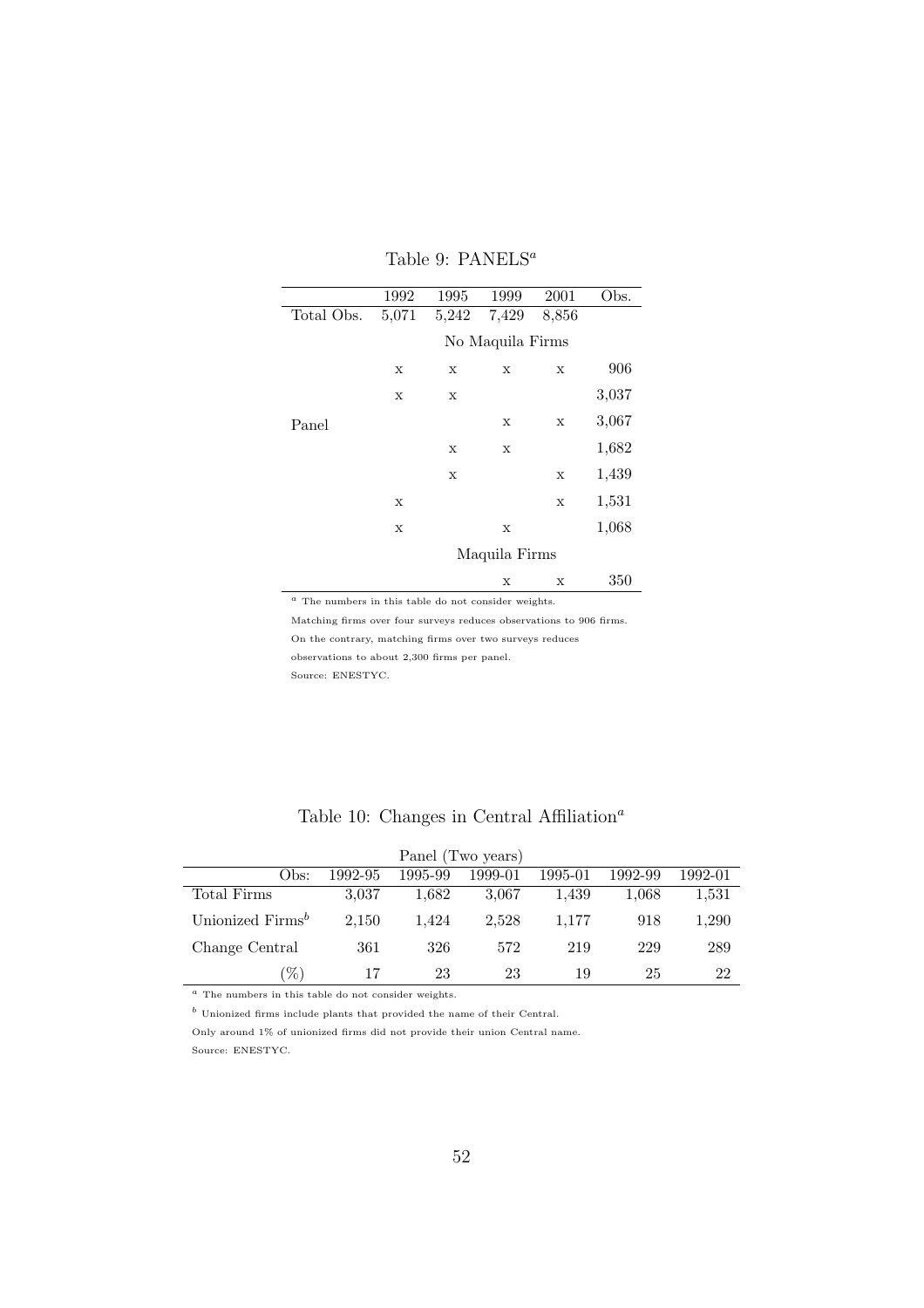Table 9: PANELS[a]

| | 1992 | 1995 | 1999 | 2001 | Obs. |
|---|---|---|---|---|---|
| Total Obs. | 5,071 | 5,242 | 7,429 | 8,856 | |
| | No Maquila Firms | | | | |
| Panel | x | x | x | x | 906 |
| | x | x | | | 3,037 |
| | | | x | x | 3,067 |
| | | x | x | | 1,682 |
| | | x | | x | 1,439 |
| | x | | | x | 1,531 |
| | x | | x | | 1,068 |
| | Maquila Firms | | | | |
| | | | x | x | 350 |

[a] The numbers in this table do not consider weights.

Matching firms over four surveys reduces observations to 906 firms.

On the contrary, matching firms over two surveys reduces

observations to about 2,300 firms per panel.

Source: ENESTYC.

Table 10: Changes in Central Affiliation[a]

| Panel (Two years) | | | | | | |
|---|---|---|---|---|---|---|
| Obs: | 1992-95 | 1995-99 | 1999-01 | 1995-01 | 1992-99 | 1992-01 |
| Total Firms | 3,037 | 1,682 | 3,067 | 1,439 | 1,068 | 1,531 |
| Unionized Firms[b] | 2,150 | 1,424 | 2,528 | 1,177 | 918 | 1,290 |
| Change Central | 361 | 326 | 572 | 219 | 229 | 289 |
| (%) | 17 | 23 | 23 | 19 | 25 | 22 |

[a] The numbers in this table do not consider weights.

[b] Unionized firms include plants that provided the name of their Central.

Only around 1% of unionized firms did not provide their union Central name.

Source: ENESTYC.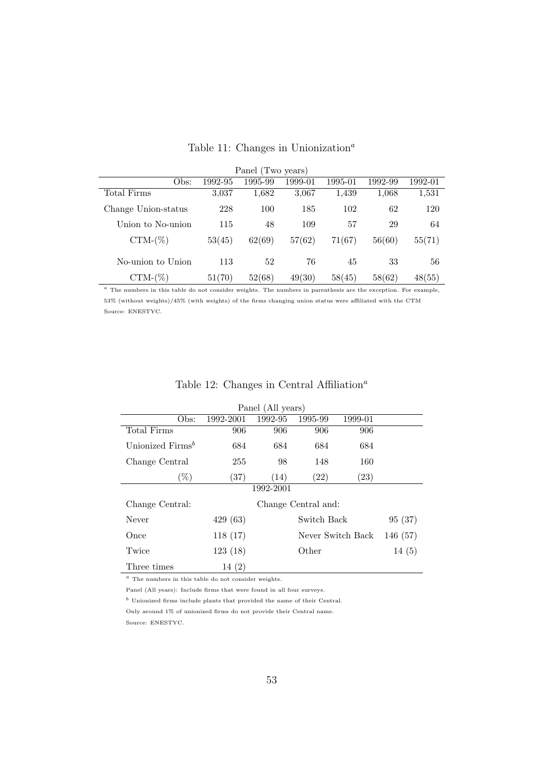Table 11: Changes in Unionization[a]

| Panel (Two years) | | | | | | |
|---|---|---|---|---|---|---|
| Obs: | 1992-95 | 1995-99 | 1999-01 | 1995-01 | 1992-99 | 1992-01 |
| Total Firms | 3,037 | 1,682 | 3,067 | 1,439 | 1,068 | 1,531 |
| Change Union-status | 228 | 100 | 185 | 102 | 62 | 120 |
| Union to No-union | 115 | 48 | 109 | 57 | 29 | 64 |
| CTM-(%) | 53(45) | 62(69) | 57(62) | 71(67) | 56(60) | 55(71) |
| No-union to Union | 113 | 52 | 76 | 45 | 33 | 56 |
| CTM-(%) | 51(70) | 52(68) | 49(30) | 58(45) | 58(62) | 48(55) |

[a] The numbers in this table do not consider weights. The numbers in parenthesis are the exception. For example, 53% (without weights)/45% (with weights) of the firms changing union status were affiliated with the CTM
Source: ENESTYC.

Table 12: Changes in Central Affiliation[a]

| Panel (All years) | | | | | |
|---|---|---|---|---|---|
| Obs: | 1992-2001 | 1992-95 | 1995-99 | 1999-01 | |
| Total Firms | 906 | 906 | 906 | 906 | |
| Unionized Firms[b] | 684 | 684 | 684 | 684 | |
| Change Central | 255 | 98 | 148 | 160 | |
| (%) | (37) | (14) | (22) | (23) | |
| | | 1992-2001 | | | |
| Change Central: | | Change Central and: | | | |
| Never | 429 (63) | | Switch Back | | 95 (37) |
| Once | 118 (17) | | Never Switch Back | | 146 (57) |
| Twice | 123 (18) | | Other | | 14 (5) |
| Three times | 14 (2) | | | | |

[a] The numbers in this table do not consider weights.
Panel (All years): Include firms that were found in all four surveys.
[b] Unionized firms include plants that provided the name of their Central.
Only around 1% of unionized firms do not provide their Central name.
Source: ENESTYC.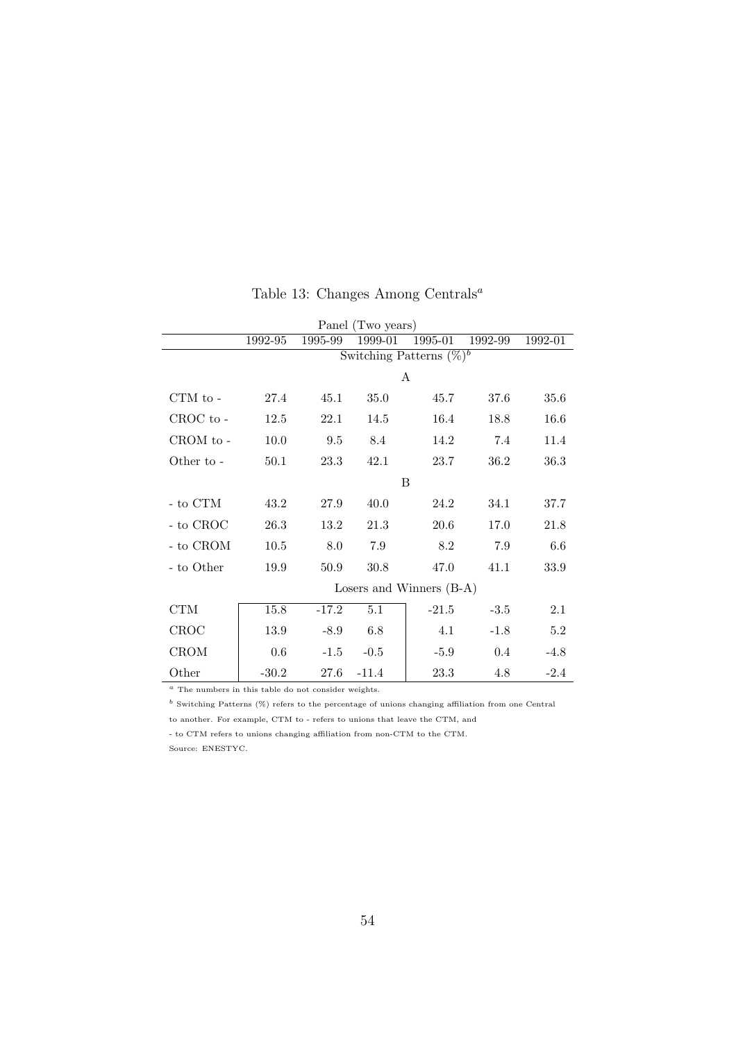Table 13: Changes Among Centrals[a]

| Panel (Two years) | | | | | | |
|---|---|---|---|---|---|---|
| | 1992-95 | 1995-99 | 1999-01 | 1995-01 | 1992-99 | 1992-01 |
| | Switching Patterns (%)[b] | | | | | |
| | A | | | | | |
| CTM to - | 27.4 | 45.1 | 35.0 | 45.7 | 37.6 | 35.6 |
| CROC to - | 12.5 | 22.1 | 14.5 | 16.4 | 18.8 | 16.6 |
| CROM to - | 10.0 | 9.5 | 8.4 | 14.2 | 7.4 | 11.4 |
| Other to - | 50.1 | 23.3 | 42.1 | 23.7 | 36.2 | 36.3 |
| | B | | | | | |
| - to CTM | 43.2 | 27.9 | 40.0 | 24.2 | 34.1 | 37.7 |
| - to CROC | 26.3 | 13.2 | 21.3 | 20.6 | 17.0 | 21.8 |
| - to CROM | 10.5 | 8.0 | 7.9 | 8.2 | 7.9 | 6.6 |
| - to Other | 19.9 | 50.9 | 30.8 | 47.0 | 41.1 | 33.9 |
| | Losers and Winners (B-A) | | | | | |
| CTM | 15.8 | -17.2 | 5.1 | -21.5 | -3.5 | 2.1 |
| CROC | 13.9 | -8.9 | 6.8 | 4.1 | -1.8 | 5.2 |
| CROM | 0.6 | -1.5 | -0.5 | -5.9 | 0.4 | -4.8 |
| Other | -30.2 | 27.6 | -11.4 | 23.3 | 4.8 | -2.4 |

[a] The numbers in this table do not consider weights.

[b] Switching Patterns (%) refers to the percentage of unions changing affiliation from one Central to another. For example, CTM to - refers to unions that leave the CTM, and - to CTM refers to unions changing affiliation from non-CTM to the CTM.

Source: ENESTYC.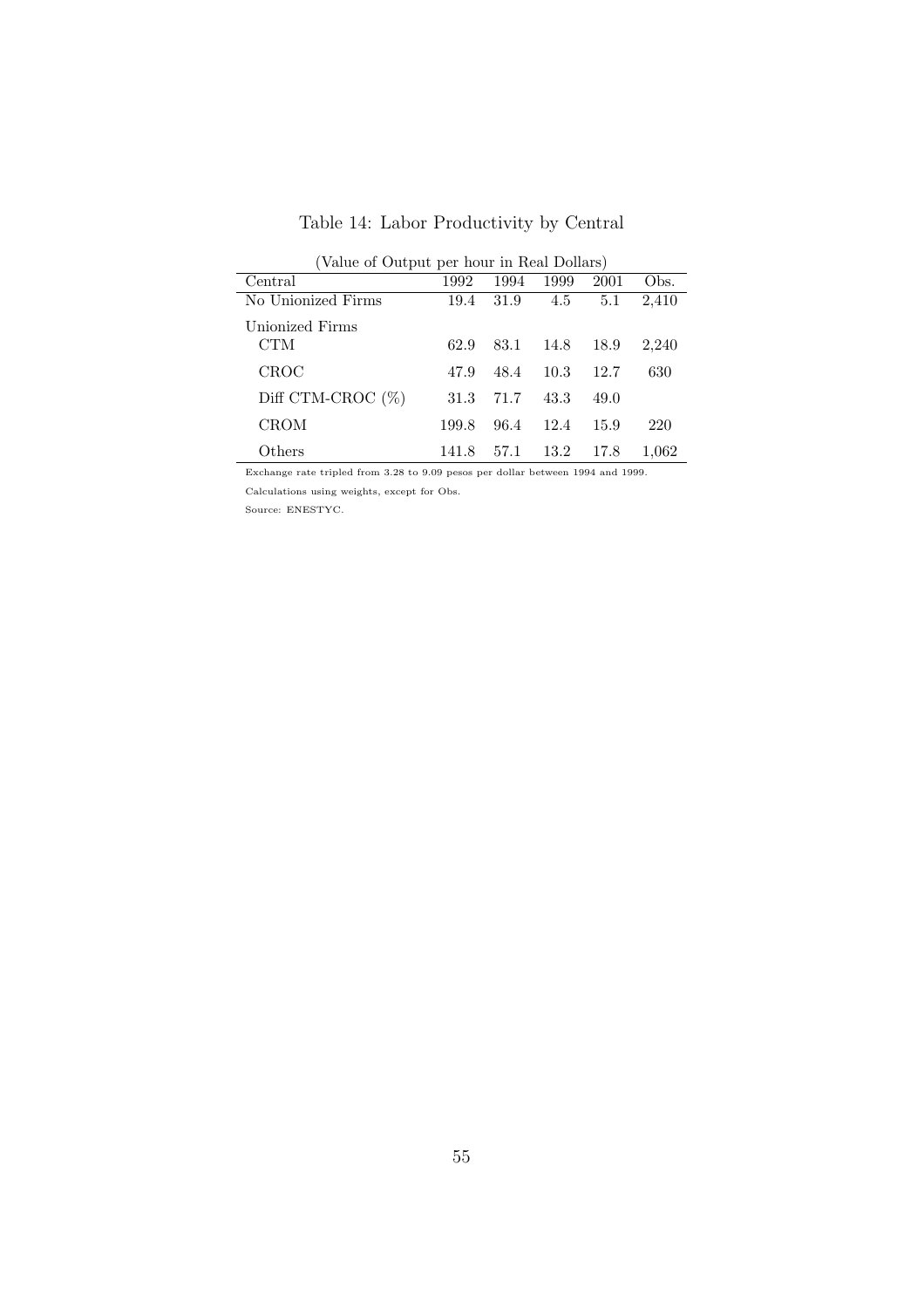Table 14: Labor Productivity by Central

(Value of Output per hour in Real Dollars)

| Central | 1992 | 1994 | 1999 | 2001 | Obs. |
|---|---|---|---|---|---|
| No Unionized Firms | 19.4 | 31.9 | 4.5 | 5.1 | 2,410 |
| Unionized Firms | | | | | |
| CTM | 62.9 | 83.1 | 14.8 | 18.9 | 2,240 |
| CROC | 47.9 | 48.4 | 10.3 | 12.7 | 630 |
| Diff CTM-CROC (%) | 31.3 | 71.7 | 43.3 | 49.0 | |
| CROM | 199.8 | 96.4 | 12.4 | 15.9 | 220 |
| Others | 141.8 | 57.1 | 13.2 | 17.8 | 1,062 |

Exchange rate tripled from 3.28 to 9.09 pesos per dollar between 1994 and 1999.

Calculations using weights, except for Obs.

Source: ENESTYC.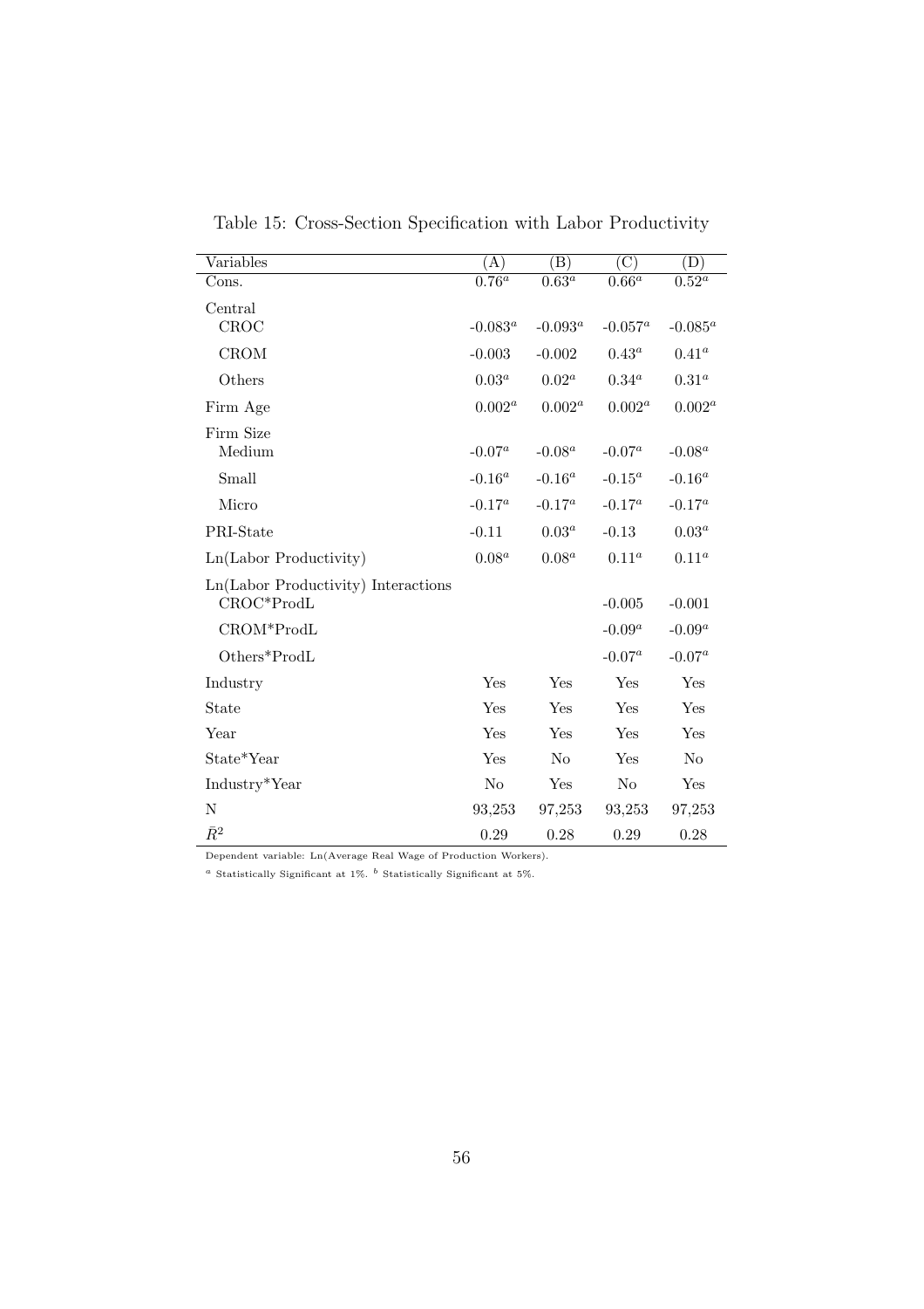Table 15: Cross-Section Specification with Labor Productivity

| Variables | (A) | (B) | (C) | (D) |
|---|---|---|---|---|
| Cons. | $0.76^a$ | $0.63^a$ | $0.66^a$ | $0.52^a$ |
| Central | | | | |
| CROC | $-0.083^a$ | $-0.093^a$ | $-0.057^a$ | $-0.085^a$ |
| CROM | -0.003 | -0.002 | $0.43^a$ | $0.41^a$ |
| Others | $0.03^a$ | $0.02^a$ | $0.34^a$ | $0.31^a$ |
| Firm Age | $0.002^a$ | $0.002^a$ | $0.002^a$ | $0.002^a$ |
| Firm Size | | | | |
| Medium | $-0.07^a$ | $-0.08^a$ | $-0.07^a$ | $-0.08^a$ |
| Small | $-0.16^a$ | $-0.16^a$ | $-0.15^a$ | $-0.16^a$ |
| Micro | $-0.17^a$ | $-0.17^a$ | $-0.17^a$ | $-0.17^a$ |
| PRI-State | -0.11 | $0.03^a$ | -0.13 | $0.03^a$ |
| Ln(Labor Productivity) | $0.08^a$ | $0.08^a$ | $0.11^a$ | $0.11^a$ |
| Ln(Labor Productivity) Interactions | | | | |
| CROC*ProdL | | | -0.005 | -0.001 |
| CROM*ProdL | | | $-0.09^a$ | $-0.09^a$ |
| Others*ProdL | | | $-0.07^a$ | $-0.07^a$ |
| Industry | Yes | Yes | Yes | Yes |
| State | Yes | Yes | Yes | Yes |
| Year | Yes | Yes | Yes | Yes |
| State*Year | Yes | No | Yes | No |
| Industry*Year | No | Yes | No | Yes |
| N | 93,253 | 97,253 | 93,253 | 97,253 |
| $\bar{R}^2$ | 0.29 | 0.28 | 0.29 | 0.28 |

Dependent variable: Ln(Average Real Wage of Production Workers).

[a] Statistically Significant at 1%. [b] Statistically Significant at 5%.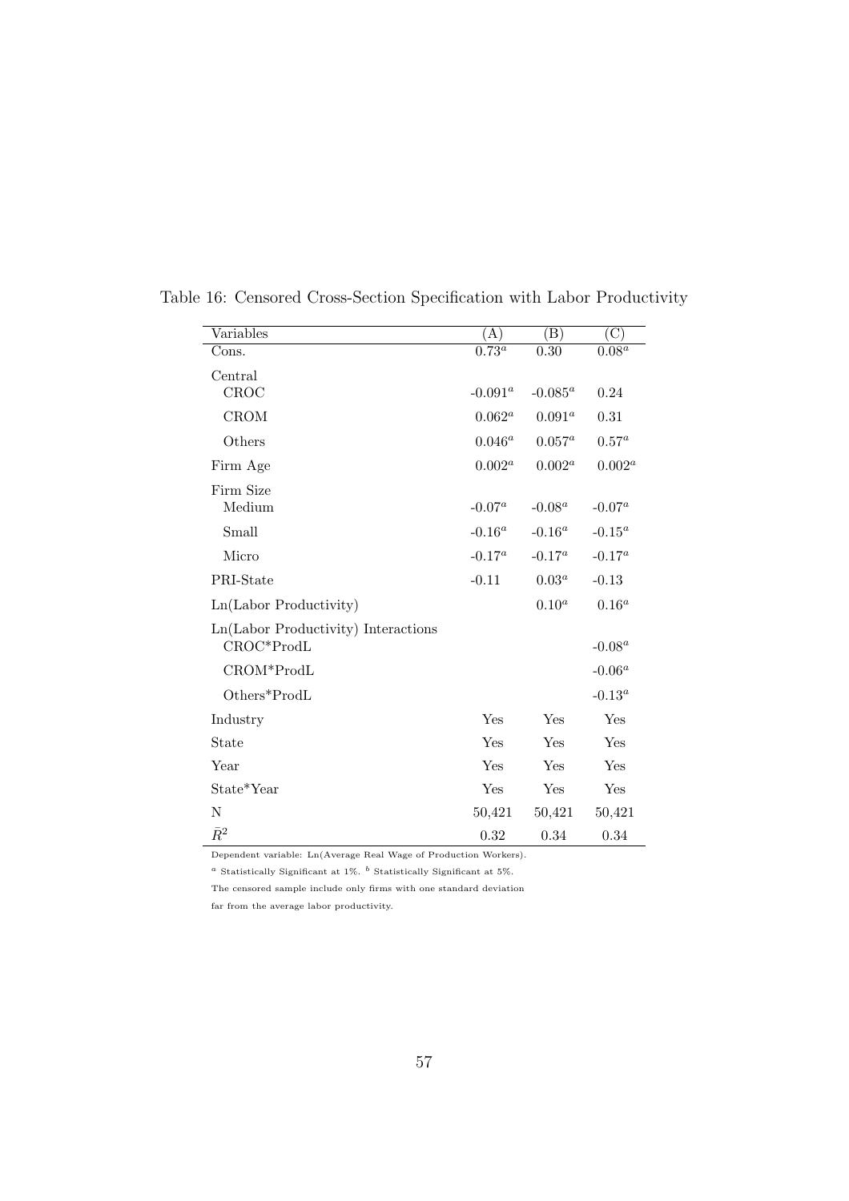Table 16: Censored Cross-Section Specification with Labor Productivity

| Variables | (A) | (B) | (C) |
|---|---|---|---|
| Cons. | $0.73^a$ | 0.30 | $0.08^a$ |
| Central | | | |
| CROC | $-0.091^a$ | $-0.085^a$ | 0.24 |
| CROM | $0.062^a$ | $0.091^a$ | 0.31 |
| Others | $0.046^a$ | $0.057^a$ | $0.57^a$ |
| Firm Age | $0.002^a$ | $0.002^a$ | $0.002^a$ |
| Firm Size | | | |
| Medium | $-0.07^a$ | $-0.08^a$ | $-0.07^a$ |
| Small | $-0.16^a$ | $-0.16^a$ | $-0.15^a$ |
| Micro | $-0.17^a$ | $-0.17^a$ | $-0.17^a$ |
| PRI-State | -0.11 | $0.03^a$ | -0.13 |
| Ln(Labor Productivity) | | $0.10^a$ | $0.16^a$ |
| Ln(Labor Productivity) Interactions | | | |
| CROC*ProdL | | | $-0.08^a$ |
| CROM*ProdL | | | $-0.06^a$ |
| Others*ProdL | | | $-0.13^a$ |
| Industry | Yes | Yes | Yes |
| State | Yes | Yes | Yes |
| Year | Yes | Yes | Yes |
| State*Year | Yes | Yes | Yes |
| N | 50,421 | 50,421 | 50,421 |
| $\bar{R}^2$ | 0.32 | 0.34 | 0.34 |

Dependent variable: Ln(Average Real Wage of Production Workers).

[a] Statistically Significant at 1%. [b] Statistically Significant at 5%.

The censored sample include only firms with one standard deviation far from the average labor productivity.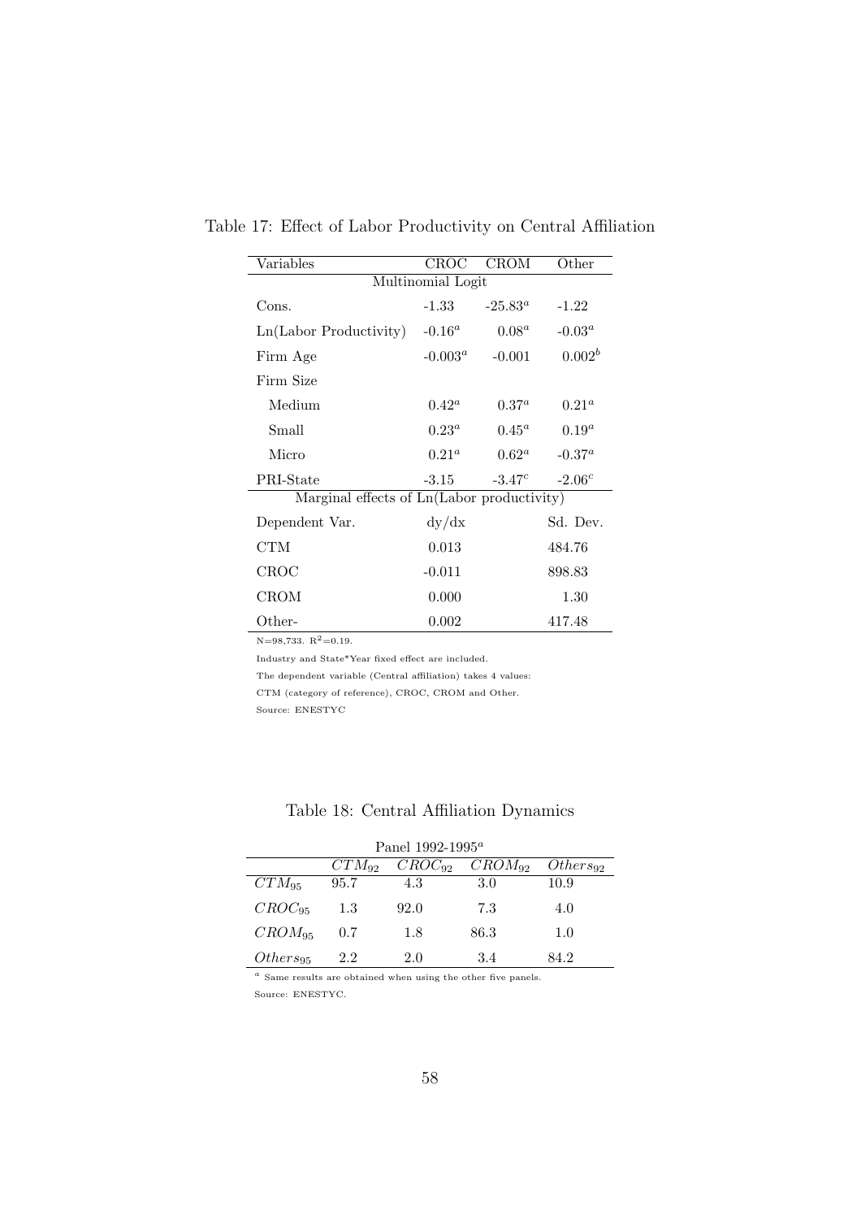Table 17: Effect of Labor Productivity on Central Affiliation

| Variables | CROC | CROM | Other |
|---|---|---|---|
| Multinomial Logit | | | |
| Cons. | -1.33 | $-25.83^{a}$ | -1.22 |
| Ln(Labor Productivity) | $-0.16^{a}$ | $0.08^{a}$ | $-0.03^{a}$ |
| Firm Age | $-0.003^{a}$ | -0.001 | $0.002^{b}$ |
| Firm Size | | | |
| Medium | $0.42^{a}$ | $0.37^{a}$ | $0.21^{a}$ |
| Small | $0.23^{a}$ | $0.45^{a}$ | $0.19^{a}$ |
| Micro | $0.21^{a}$ | $0.62^{a}$ | $-0.37^{a}$ |
| PRI-State | -3.15 | $-3.47^{c}$ | $-2.06^{c}$ |
| Marginal effects of Ln(Labor productivity) | | | |
| Dependent Var. | dy/dx | | Sd. Dev. |
| CTM | 0.013 | | 484.76 |
| CROC | -0.011 | | 898.83 |
| CROM | 0.000 | | 1.30 |
| Other- | 0.002 | | 417.48 |

N=98,733. $R^2$=0.19.

Industry and State*Year fixed effect are included.

The dependent variable (Central affiliation) takes 4 values:

CTM (category of reference), CROC, CROM and Other.

Source: ENESTYC

Table 18: Central Affiliation Dynamics

| Panel 1992-1995[a] | | | | |
|---|---|---|---|---|
| | $CTM_{92}$ | $CROC_{92}$ | $CROM_{92}$ | $Others_{92}$ |
| $CTM_{95}$ | 95.7 | 4.3 | 3.0 | 10.9 |
| $CROC_{95}$ | 1.3 | 92.0 | 7.3 | 4.0 |
| $CROM_{95}$ | 0.7 | 1.8 | 86.3 | 1.0 |
| $Others_{95}$ | 2.2 | 2.0 | 3.4 | 84.2 |

[a] Same results are obtained when using the other five panels.

Source: ENESTYC.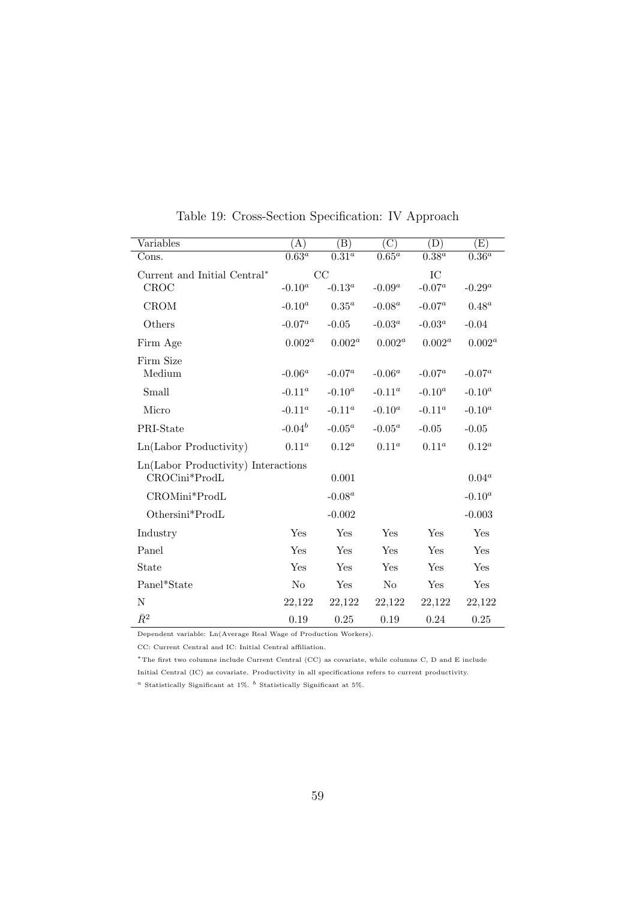Table 19: Cross-Section Specification: IV Approach

| Variables | (A) | (B) | (C) | (D) | (E) |
|---|---|---|---|---|---|
| Cons. | 0.63[a] | 0.31[a] | 0.65[a] | 0.38[a] | 0.36[a] |
| Current and Initial Central* | CC | | | IC | |
| CROC | -0.10[a] | -0.13[a] | -0.09[a] | -0.07[a] | -0.29[a] |
| CROM | -0.10[a] | 0.35[a] | -0.08[a] | -0.07[a] | 0.48[a] |
| Others | -0.07[a] | -0.05 | -0.03[a] | -0.03[a] | -0.04 |
| Firm Age | 0.002[a] | 0.002[a] | 0.002[a] | 0.002[a] | 0.002[a] |
| Firm Size | | | | | |
| Medium | -0.06[a] | -0.07[a] | -0.06[a] | -0.07[a] | -0.07[a] |
| Small | -0.11[a] | -0.10[a] | -0.11[a] | -0.10[a] | -0.10[a] |
| Micro | -0.11[a] | -0.11[a] | -0.10[a] | -0.11[a] | -0.10[a] |
| PRI-State | -0.04[b] | -0.05[a] | -0.05[a] | -0.05 | -0.05 |
| Ln(Labor Productivity) | 0.11[a] | 0.12[a] | 0.11[a] | 0.11[a] | 0.12[a] |
| Ln(Labor Productivity) Interactions | | | | | |
| CROCini*ProdL | | 0.001 | | | 0.04[a] |
| CROMini*ProdL | | -0.08[a] | | | -0.10[a] |
| Othersini*ProdL | | -0.002 | | | -0.003 |
| Industry | Yes | Yes | Yes | Yes | Yes |
| Panel | Yes | Yes | Yes | Yes | Yes |
| State | Yes | Yes | Yes | Yes | Yes |
| Panel*State | No | Yes | No | Yes | Yes |
| N | 22,122 | 22,122 | 22,122 | 22,122 | 22,122 |
| $\bar{R}^2$ | 0.19 | 0.25 | 0.19 | 0.24 | 0.25 |

Dependent variable: Ln(Average Real Wage of Production Workers).

CC: Current Central and IC: Initial Central affiliation.

*The first two columns include Current Central (CC) as covariate, while columns C, D and E include Initial Central (IC) as covariate. Productivity in all specifications refers to current productivity.

[a] Statistically Significant at 1%. [b] Statistically Significant at 5%.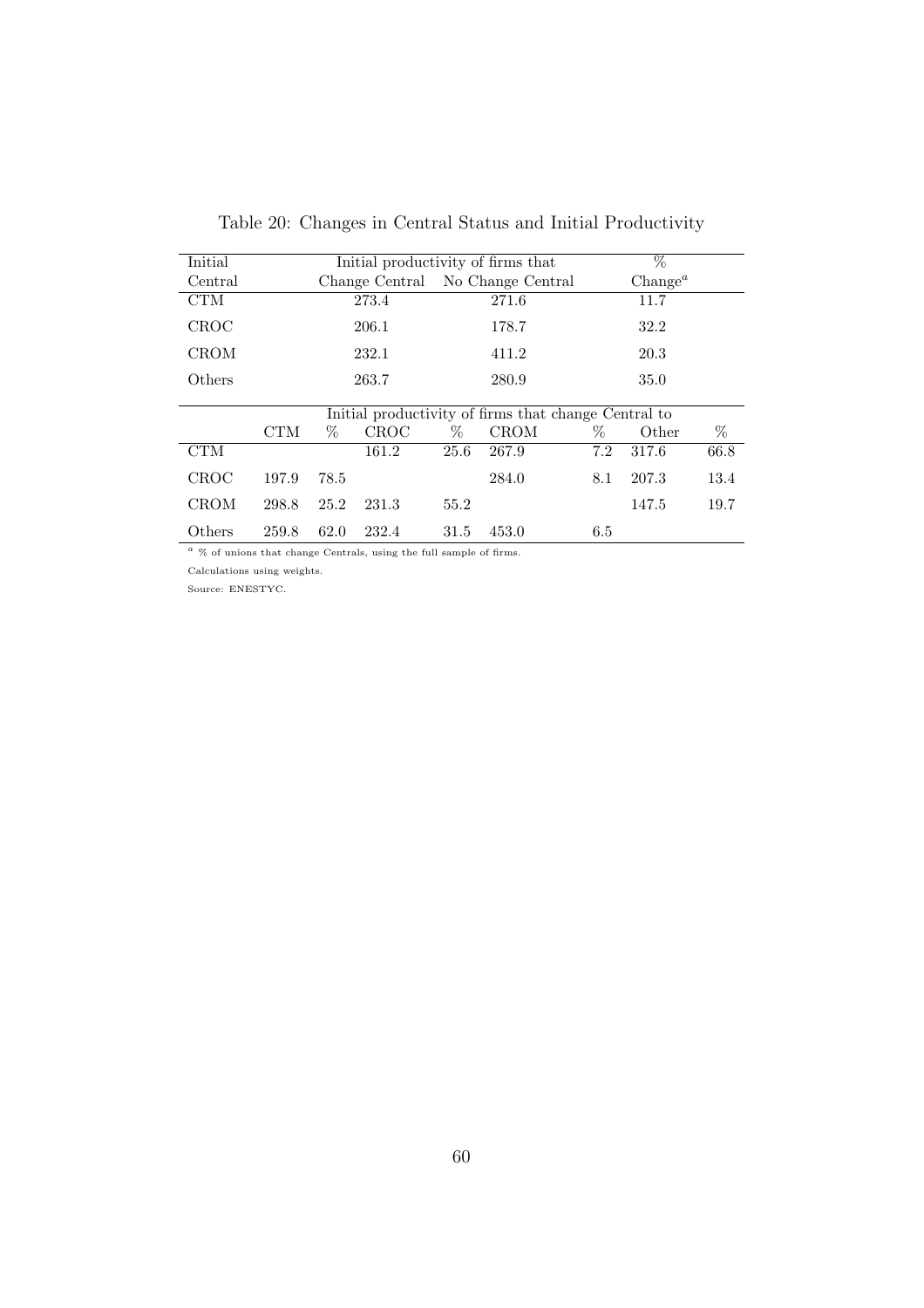Table 20: Changes in Central Status and Initial Productivity

| Initial Central | Initial productivity of firms that Change Central | No Change Central | % Change[a] |
|---|---|---|---|
| CTM | 273.4 | 271.6 | 11.7 |
| CROC | 206.1 | 178.7 | 32.2 |
| CROM | 232.1 | 411.2 | 20.3 |
| Others | 263.7 | 280.9 | 35.0 |

| | Initial productivity of firms that change Central to | | | | | | | |
|---|---|---|---|---|---|---|---|---|
| | CTM | % | CROC | % | CROM | % | Other | % |
| CTM | | | 161.2 | 25.6 | 267.9 | 7.2 | 317.6 | 66.8 |
| CROC | 197.9 | 78.5 | | | 284.0 | 8.1 | 207.3 | 13.4 |
| CROM | 298.8 | 25.2 | 231.3 | 55.2 | | | 147.5 | 19.7 |
| Others | 259.8 | 62.0 | 232.4 | 31.5 | 453.0 | 6.5 | | |

[a] % of unions that change Centrals, using the full sample of firms.

Calculations using weights.

Source: ENESTYC.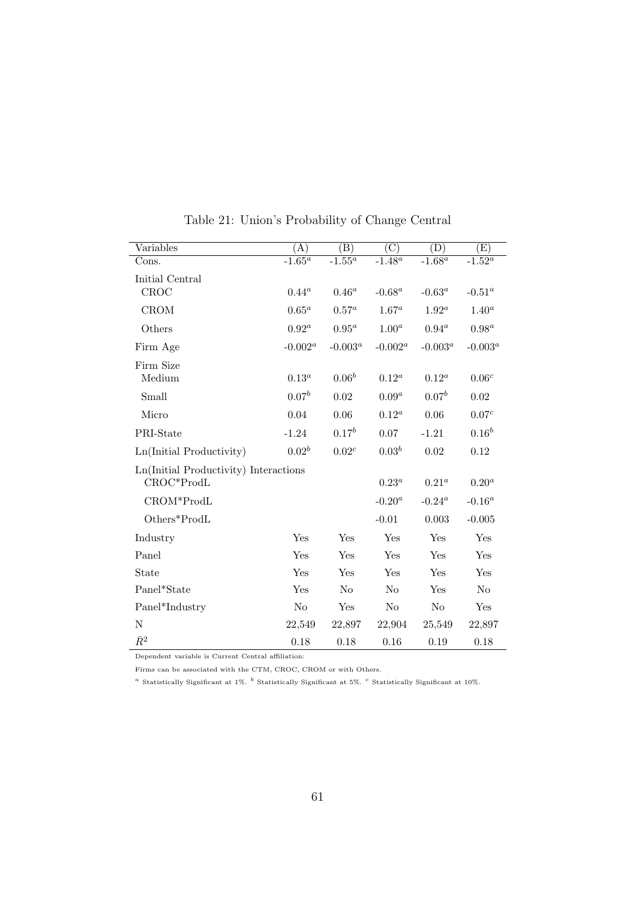Table 21: Union's Probability of Change Central

| Variables | (A) | (B) | (C) | (D) | (E) |
|---|---|---|---|---|---|
| Cons. | -1.65[a] | -1.55[a] | -1.48[a] | -1.68[a] | -1.52[a] |
| Initial Central | | | | | |
| CROC | 0.44[a] | 0.46[a] | -0.68[a] | -0.63[a] | -0.51[a] |
| CROM | 0.65[a] | 0.57[a] | 1.67[a] | 1.92[a] | 1.40[a] |
| Others | 0.92[a] | 0.95[a] | 1.00[a] | 0.94[a] | 0.98[a] |
| Firm Age | -0.002[a] | -0.003[a] | -0.002[a] | -0.003[a] | -0.003[a] |
| Firm Size | | | | | |
| Medium | 0.13[a] | 0.06[b] | 0.12[a] | 0.12[a] | 0.06[c] |
| Small | 0.07[b] | 0.02 | 0.09[a] | 0.07[b] | 0.02 |
| Micro | 0.04 | 0.06 | 0.12[a] | 0.06 | 0.07[c] |
| PRI-State | -1.24 | 0.17[b] | 0.07 | -1.21 | 0.16[b] |
| Ln(Initial Productivity) | 0.02[b] | 0.02[c] | 0.03[b] | 0.02 | 0.12 |
| Ln(Initial Productivity) Interactions | | | | | |
| CROC*ProdL | | | 0.23[a] | 0.21[a] | 0.20[a] |
| CROM*ProdL | | | -0.20[a] | -0.24[a] | -0.16[a] |
| Others*ProdL | | | -0.01 | 0.003 | -0.005 |
| Industry | Yes | Yes | Yes | Yes | Yes |
| Panel | Yes | Yes | Yes | Yes | Yes |
| State | Yes | Yes | Yes | Yes | Yes |
| Panel*State | Yes | No | No | Yes | No |
| Panel*Industry | No | Yes | No | No | Yes |
| N | 22,549 | 22,897 | 22,904 | 25,549 | 22,897 |
| $\bar{R}^2$ | 0.18 | 0.18 | 0.16 | 0.19 | 0.18 |

Dependent variable is Current Central affiliation:

Firms can be associated with the CTM, CROC, CROM or with Others.

[a] Statistically Significant at 1%. [b] Statistically Significant at 5%. [c] Statistically Significant at 10%.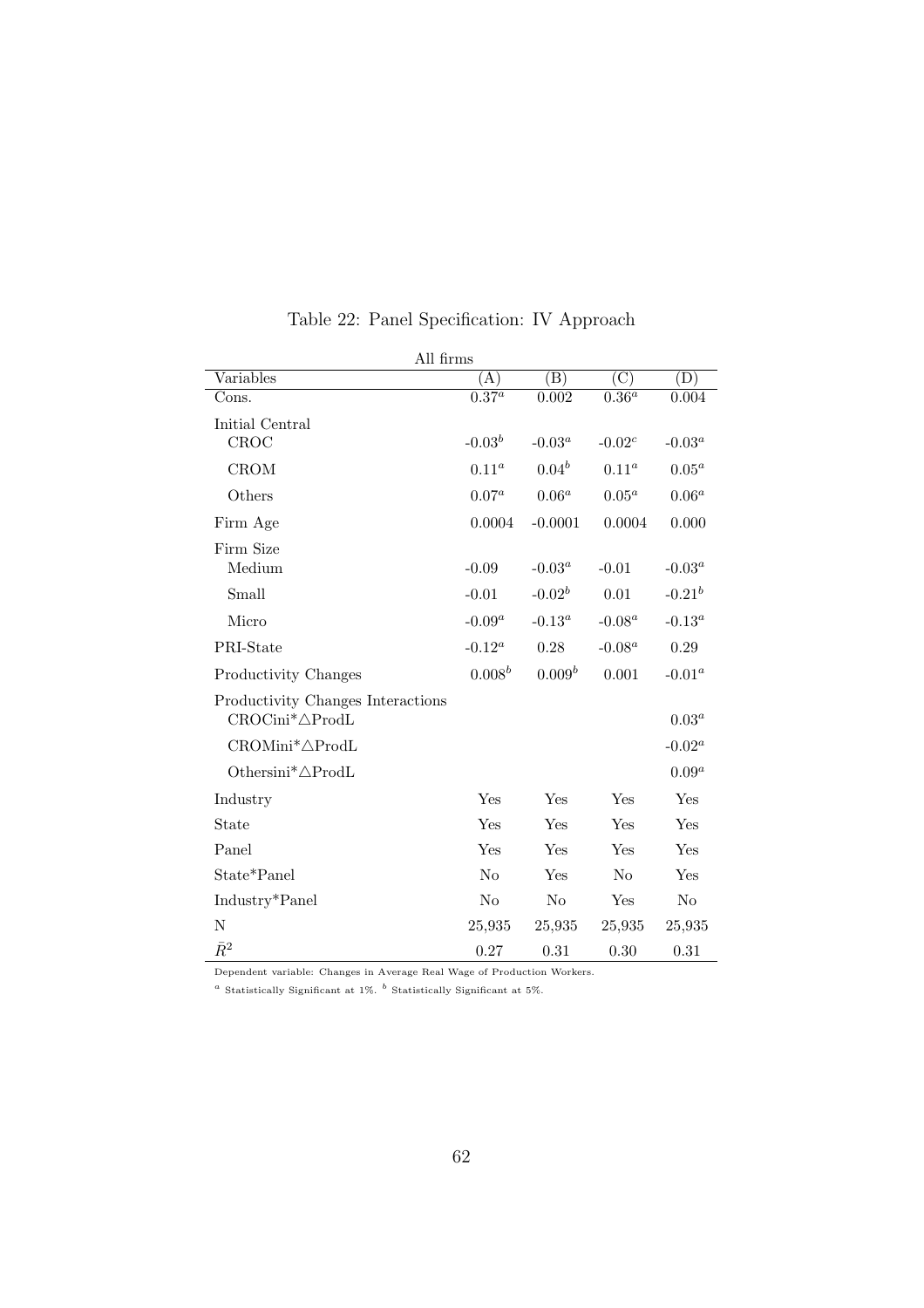Table 22: Panel Specification: IV Approach

| All firms | | | | |
|---|---|---|---|---|
| Variables | (A) | (B) | (C) | (D) |
| Cons. | 0.37[a] | 0.002 | 0.36[a] | 0.004 |
| Initial Central | | | | |
| CROC | -0.03[b] | -0.03[a] | -0.02[c] | -0.03[a] |
| CROM | 0.11[a] | 0.04[b] | 0.11[a] | 0.05[a] |
| Others | 0.07[a] | 0.06[a] | 0.05[a] | 0.06[a] |
| Firm Age | 0.0004 | -0.0001 | 0.0004 | 0.000 |
| Firm Size | | | | |
| Medium | -0.09 | -0.03[a] | -0.01 | -0.03[a] |
| Small | -0.01 | -0.02[b] | 0.01 | -0.21[b] |
| Micro | -0.09[a] | -0.13[a] | -0.08[a] | -0.13[a] |
| PRI-State | -0.12[a] | 0.28 | -0.08[a] | 0.29 |
| Productivity Changes | 0.008[b] | 0.009[b] | 0.001 | -0.01[a] |
| Productivity Changes Interactions | | | | |
| CROCini*△ProdL | | | | 0.03[a] |
| CROMini*△ProdL | | | | -0.02[a] |
| Othersini*△ProdL | | | | 0.09[a] |
| Industry | Yes | Yes | Yes | Yes |
| State | Yes | Yes | Yes | Yes |
| Panel | Yes | Yes | Yes | Yes |
| State*Panel | No | Yes | No | Yes |
| Industry*Panel | No | No | Yes | No |
| N | 25,935 | 25,935 | 25,935 | 25,935 |
| $\bar{R}^2$ | 0.27 | 0.31 | 0.30 | 0.31 |

Dependent variable: Changes in Average Real Wage of Production Workers.

[a] Statistically Significant at 1%. [b] Statistically Significant at 5%.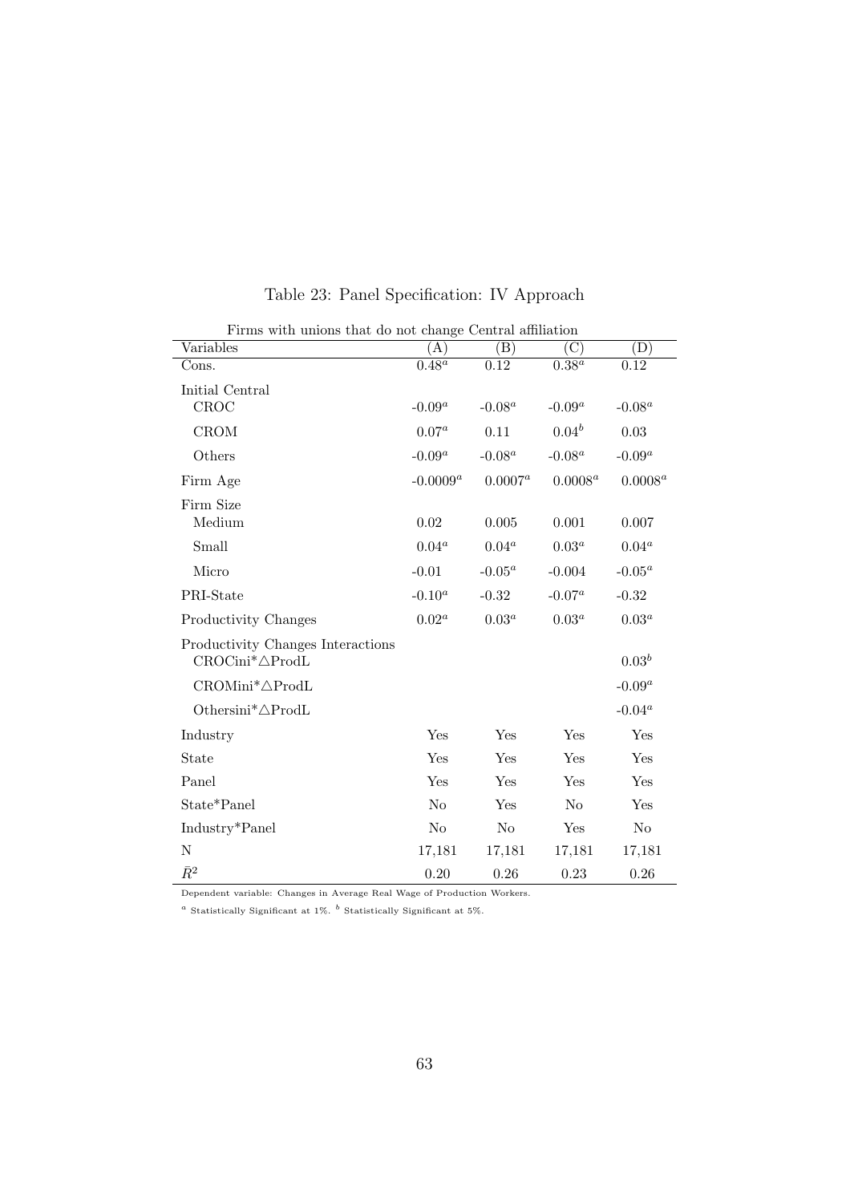Table 23: Panel Specification: IV Approach

Firms with unions that do not change Central affiliation

| Variables | (A) | (B) | (C) | (D) |
|---|---|---|---|---|
| Cons. | $0.48^a$ | 0.12 | $0.38^a$ | 0.12 |
| Initial Central | | | | |
| CROC | $-0.09^a$ | $-0.08^a$ | $-0.09^a$ | $-0.08^a$ |
| CROM | $0.07^a$ | 0.11 | $0.04^b$ | 0.03 |
| Others | $-0.09^a$ | $-0.08^a$ | $-0.08^a$ | $-0.09^a$ |
| Firm Age | $-0.0009^a$ | $0.0007^a$ | $0.0008^a$ | $0.0008^a$ |
| Firm Size | | | | |
| Medium | 0.02 | 0.005 | 0.001 | 0.007 |
| Small | $0.04^a$ | $0.04^a$ | $0.03^a$ | $0.04^a$ |
| Micro | -0.01 | $-0.05^a$ | -0.004 | $-0.05^a$ |
| PRI-State | $-0.10^a$ | -0.32 | $-0.07^a$ | -0.32 |
| Productivity Changes | $0.02^a$ | $0.03^a$ | $0.03^a$ | $0.03^a$ |
| Productivity Changes Interactions | | | | |
| CROCini*△ProdL | | | | $0.03^b$ |
| CROMini*△ProdL | | | | $-0.09^a$ |
| Othersini*△ProdL | | | | $-0.04^a$ |
| Industry | Yes | Yes | Yes | Yes |
| State | Yes | Yes | Yes | Yes |
| Panel | Yes | Yes | Yes | Yes |
| State*Panel | No | Yes | No | Yes |
| Industry*Panel | No | No | Yes | No |
| N | 17,181 | 17,181 | 17,181 | 17,181 |
| $\bar{R}^2$ | 0.20 | 0.26 | 0.23 | 0.26 |

Dependent variable: Changes in Average Real Wage of Production Workers.

[a] Statistically Significant at 1%. [b] Statistically Significant at 5%.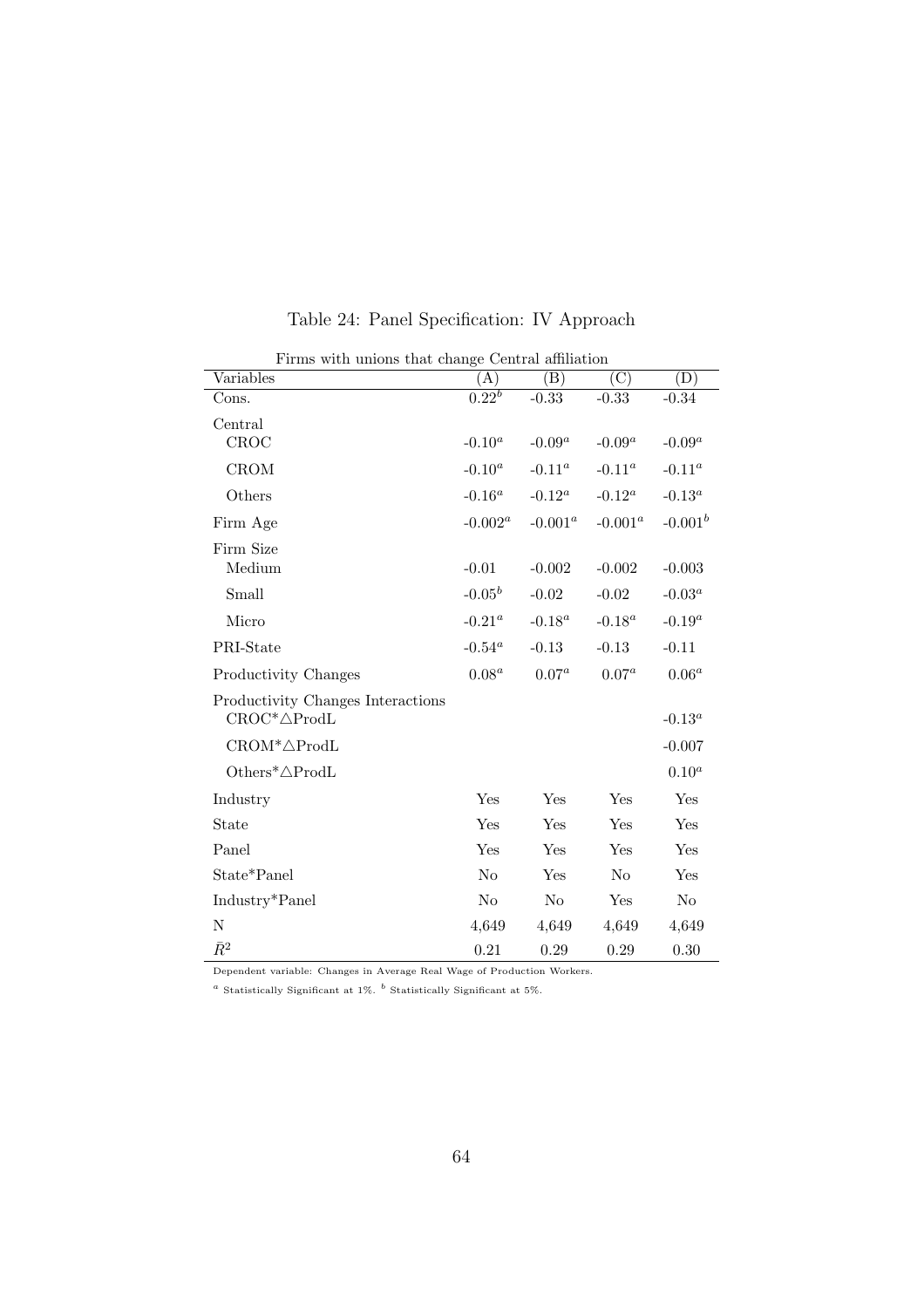Table 24: Panel Specification: IV Approach

Firms with unions that change Central affiliation

| Variables | (A) | (B) | (C) | (D) |
|---|---|---|---|---|
| Cons. | 0.22[b] | -0.33 | -0.33 | -0.34 |
| Central | | | | |
| CROC | -0.10[a] | -0.09[a] | -0.09[a] | -0.09[a] |
| CROM | -0.10[a] | -0.11[a] | -0.11[a] | -0.11[a] |
| Others | -0.16[a] | -0.12[a] | -0.12[a] | -0.13[a] |
| Firm Age | -0.002[a] | -0.001[a] | -0.001[a] | -0.001[b] |
| Firm Size | | | | |
| Medium | -0.01 | -0.002 | -0.002 | -0.003 |
| Small | -0.05[b] | -0.02 | -0.02 | -0.03[a] |
| Micro | -0.21[a] | -0.18[a] | -0.18[a] | -0.19[a] |
| PRI-State | -0.54[a] | -0.13 | -0.13 | -0.11 |
| Productivity Changes | 0.08[a] | 0.07[a] | 0.07[a] | 0.06[a] |
| Productivity Changes Interactions | | | | |
| CROC*$\triangle$ProdL | | | | -0.13[a] |
| CROM*$\triangle$ProdL | | | | -0.007 |
| Others*$\triangle$ProdL | | | | 0.10[a] |
| Industry | Yes | Yes | Yes | Yes |
| State | Yes | Yes | Yes | Yes |
| Panel | Yes | Yes | Yes | Yes |
| State*Panel | No | Yes | No | Yes |
| Industry*Panel | No | No | Yes | No |
| N | 4,649 | 4,649 | 4,649 | 4,649 |
| $\bar{R}^2$ | 0.21 | 0.29 | 0.29 | 0.30 |

Dependent variable: Changes in Average Real Wage of Production Workers.

[a] Statistically Significant at 1%. [b] Statistically Significant at 5%.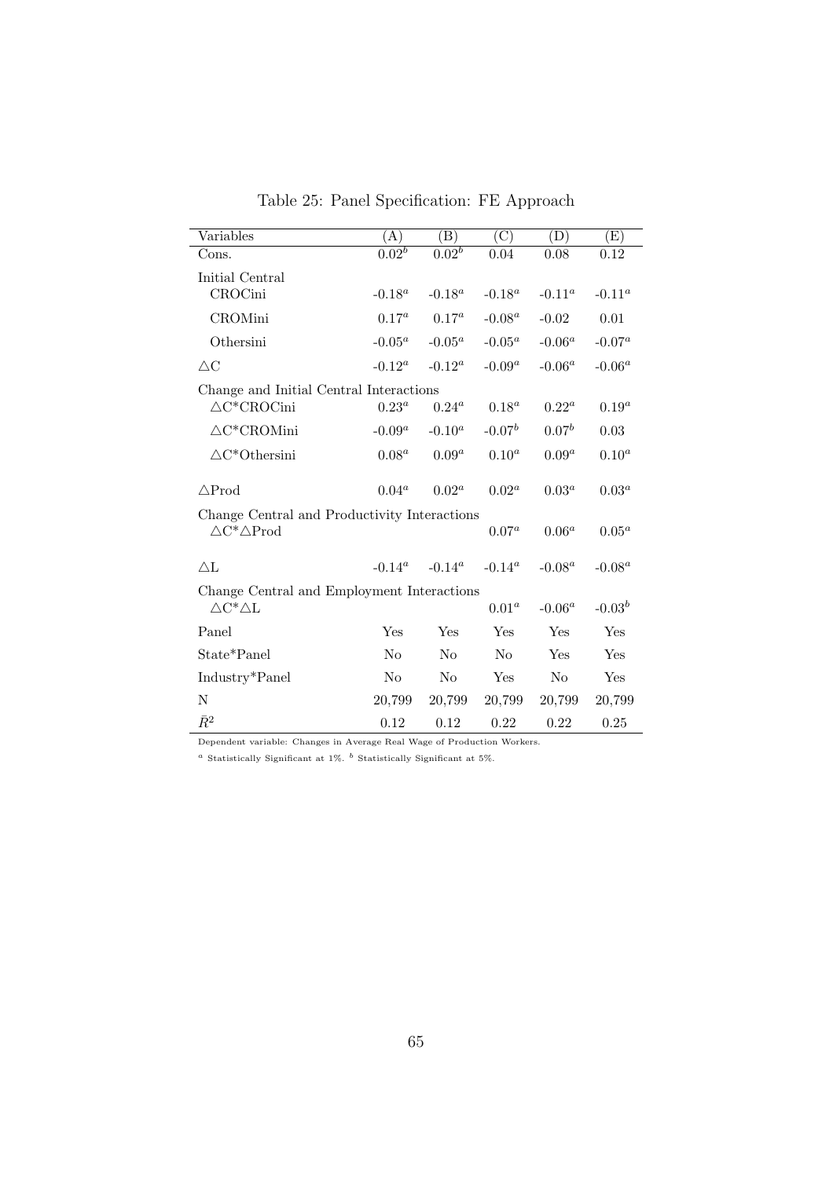Table 25: Panel Specification: FE Approach

| Variables | (A) | (B) | (C) | (D) | (E) |
|---|---|---|---|---|---|
| Cons. | $0.02^b$ | $0.02^b$ | 0.04 | 0.08 | 0.12 |
| Initial Central | | | | | |
| CROCini | $-0.18^a$ | $-0.18^a$ | $-0.18^a$ | $-0.11^a$ | $-0.11^a$ |
| CROMini | $0.17^a$ | $0.17^a$ | $-0.08^a$ | -0.02 | 0.01 |
| Othersini | $-0.05^a$ | $-0.05^a$ | $-0.05^a$ | $-0.06^a$ | $-0.07^a$ |
| $\triangle$C | $-0.12^a$ | $-0.12^a$ | $-0.09^a$ | $-0.06^a$ | $-0.06^a$ |
| Change and Initial Central Interactions | | | | | |
| $\triangle$C*CROCini | $0.23^a$ | $0.24^a$ | $0.18^a$ | $0.22^a$ | $0.19^a$ |
| $\triangle$C*CROMini | $-0.09^a$ | $-0.10^a$ | $-0.07^b$ | $0.07^b$ | 0.03 |
| $\triangle$C*Othersini | $0.08^a$ | $0.09^a$ | $0.10^a$ | $0.09^a$ | $0.10^a$ |
| $\triangle$Prod | $0.04^a$ | $0.02^a$ | $0.02^a$ | $0.03^a$ | $0.03^a$ |
| Change Central and Productivity Interactions | | | | | |
| $\triangle$C*$\triangle$Prod | | | $0.07^a$ | $0.06^a$ | $0.05^a$ |
| $\triangle$L | $-0.14^a$ | $-0.14^a$ | $-0.14^a$ | $-0.08^a$ | $-0.08^a$ |
| Change Central and Employment Interactions | | | | | |
| $\triangle$C*$\triangle$L | | | $0.01^a$ | $-0.06^a$ | $-0.03^b$ |
| Panel | Yes | Yes | Yes | Yes | Yes |
| State*Panel | No | No | No | Yes | Yes |
| Industry*Panel | No | No | Yes | No | Yes |
| N | 20,799 | 20,799 | 20,799 | 20,799 | 20,799 |
| $\bar{R}^2$ | 0.12 | 0.12 | 0.22 | 0.22 | 0.25 |

Dependent variable: Changes in Average Real Wage of Production Workers.

[a] Statistically Significant at 1%. [b] Statistically Significant at 5%.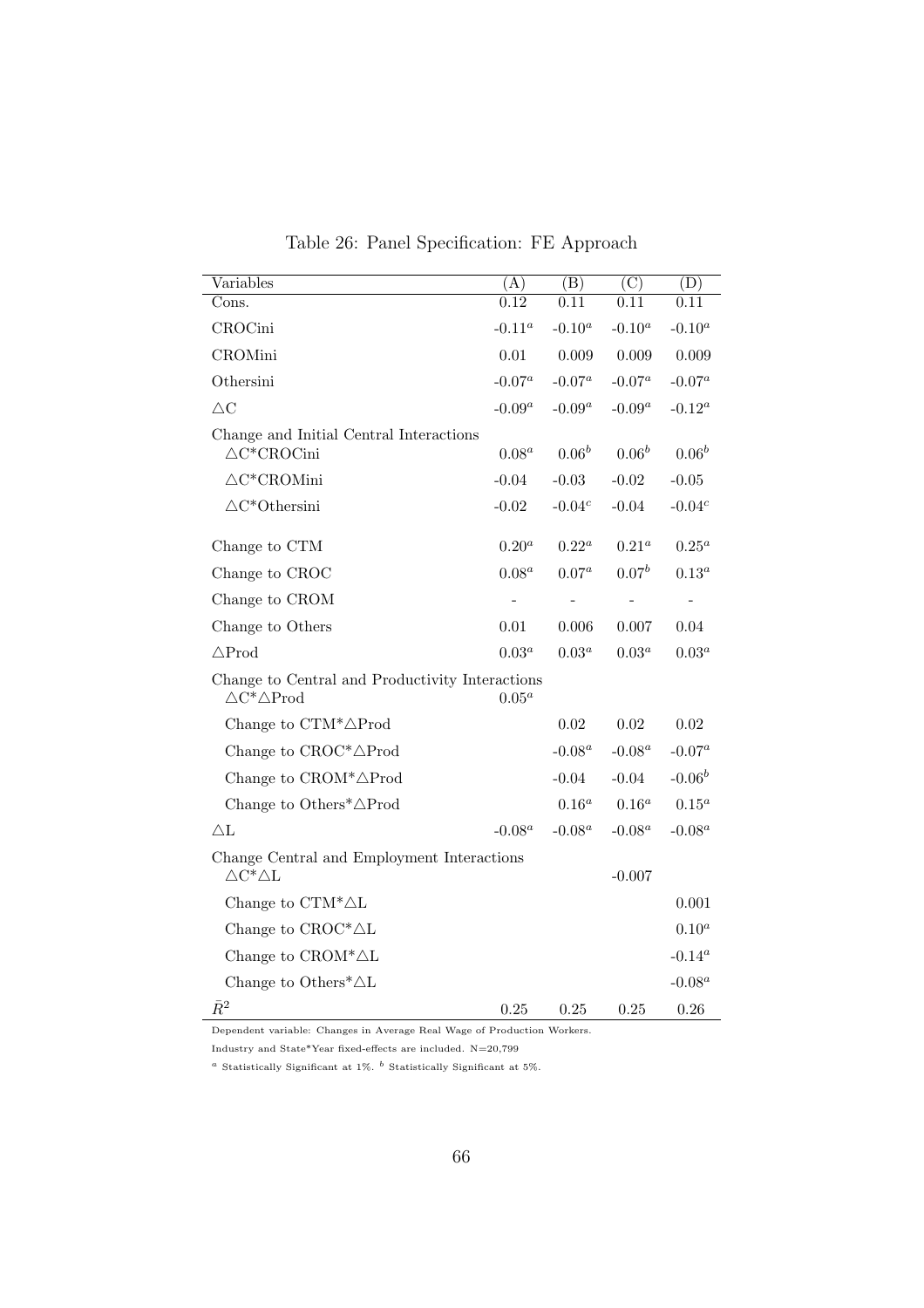Table 26: Panel Specification: FE Approach

| Variables | (A) | (B) | (C) | (D) |
|---|---|---|---|---|
| Cons. | 0.12 | 0.11 | 0.11 | 0.11 |
| CROCini | -0.11[a] | -0.10[a] | -0.10[a] | -0.10[a] |
| CROMini | 0.01 | 0.009 | 0.009 | 0.009 |
| Othersini | -0.07[a] | -0.07[a] | -0.07[a] | -0.07[a] |
| $\triangle$C | -0.09[a] | -0.09[a] | -0.09[a] | -0.12[a] |
| Change and Initial Central Interactions | | | | |
| $\triangle$C*CROCini | 0.08[a] | 0.06[b] | 0.06[b] | 0.06[b] |
| $\triangle$C*CROMini | -0.04 | -0.03 | -0.02 | -0.05 |
| $\triangle$C*Othersini | -0.02 | -0.04[c] | -0.04 | -0.04[c] |
| Change to CTM | 0.20[a] | 0.22[a] | 0.21[a] | 0.25[a] |
| Change to CROC | 0.08[a] | 0.07[a] | 0.07[b] | 0.13[a] |
| Change to CROM | - | - | - | - |
| Change to Others | 0.01 | 0.006 | 0.007 | 0.04 |
| $\triangle$Prod | 0.03[a] | 0.03[a] | 0.03[a] | 0.03[a] |
| Change to Central and Productivity Interactions | | | | |
| $\triangle$C*$\triangle$Prod | 0.05[a] | | | |
| Change to CTM*$\triangle$Prod | | 0.02 | 0.02 | 0.02 |
| Change to CROC*$\triangle$Prod | | -0.08[a] | -0.08[a] | -0.07[a] |
| Change to CROM*$\triangle$Prod | | -0.04 | -0.04 | -0.06[b] |
| Change to Others*$\triangle$Prod | | 0.16[a] | 0.16[a] | 0.15[a] |
| $\triangle$L | -0.08[a] | -0.08[a] | -0.08[a] | -0.08[a] |
| Change Central and Employment Interactions | | | | |
| $\triangle$C*$\triangle$L | | | -0.007 | |
| Change to CTM*$\triangle$L | | | | 0.001 |
| Change to CROC*$\triangle$L | | | | 0.10[a] |
| Change to CROM*$\triangle$L | | | | -0.14[a] |
| Change to Others*$\triangle$L | | | | -0.08[a] |
| $\bar{R}^2$ | 0.25 | 0.25 | 0.25 | 0.26 |

Dependent variable: Changes in Average Real Wage of Production Workers.

Industry and State*Year fixed-effects are included. N=20,799

[a] Statistically Significant at 1%. [b] Statistically Significant at 5%.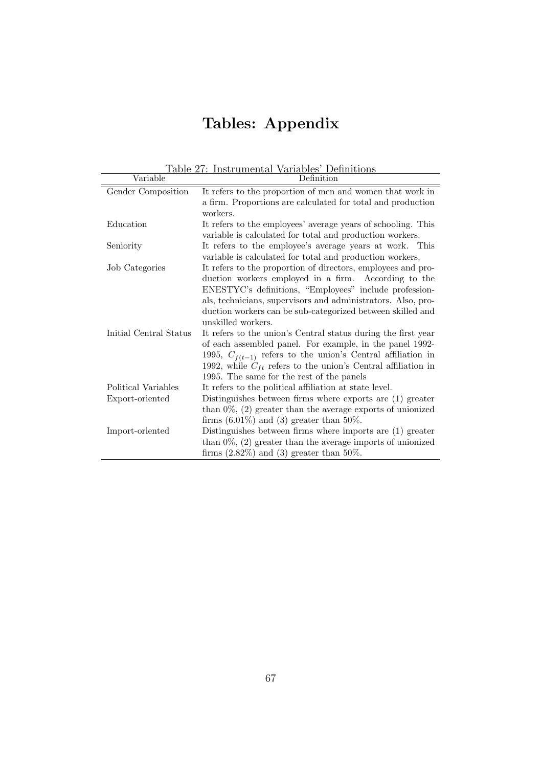# Tables: Appendix

Table 27: Instrumental Variables' Definitions

| Variable | Definition |
|---|---|
| Gender Composition | It refers to the proportion of men and women that work in a firm. Proportions are calculated for total and production workers. |
| Education | It refers to the employees' average years of schooling. This variable is calculated for total and production workers. |
| Seniority | It refers to the employee's average years at work. This variable is calculated for total and production workers. |
| Job Categories | It refers to the proportion of directors, employees and production workers employed in a firm. According to the ENESTYC's definitions, "Employees" include professionals, technicians, supervisors and administrators. Also, production workers can be sub-categorized between skilled and unskilled workers. |
| Initial Central Status | It refers to the union's Central status during the first year of each assembled panel. For example, in the panel 1992-1995, $C_{f(t-1)}$ refers to the union's Central affiliation in 1992, while $C_{ft}$ refers to the union's Central affiliation in 1995. The same for the rest of the panels |
| Political Variables | It refers to the political affiliation at state level. |
| Export-oriented | Distinguishes between firms where exports are (1) greater than 0%, (2) greater than the average exports of unionized firms (6.01%) and (3) greater than 50%. |
| Import-oriented | Distinguishes between firms where imports are (1) greater than 0%, (2) greater than the average imports of unionized firms (2.82%) and (3) greater than 50%. |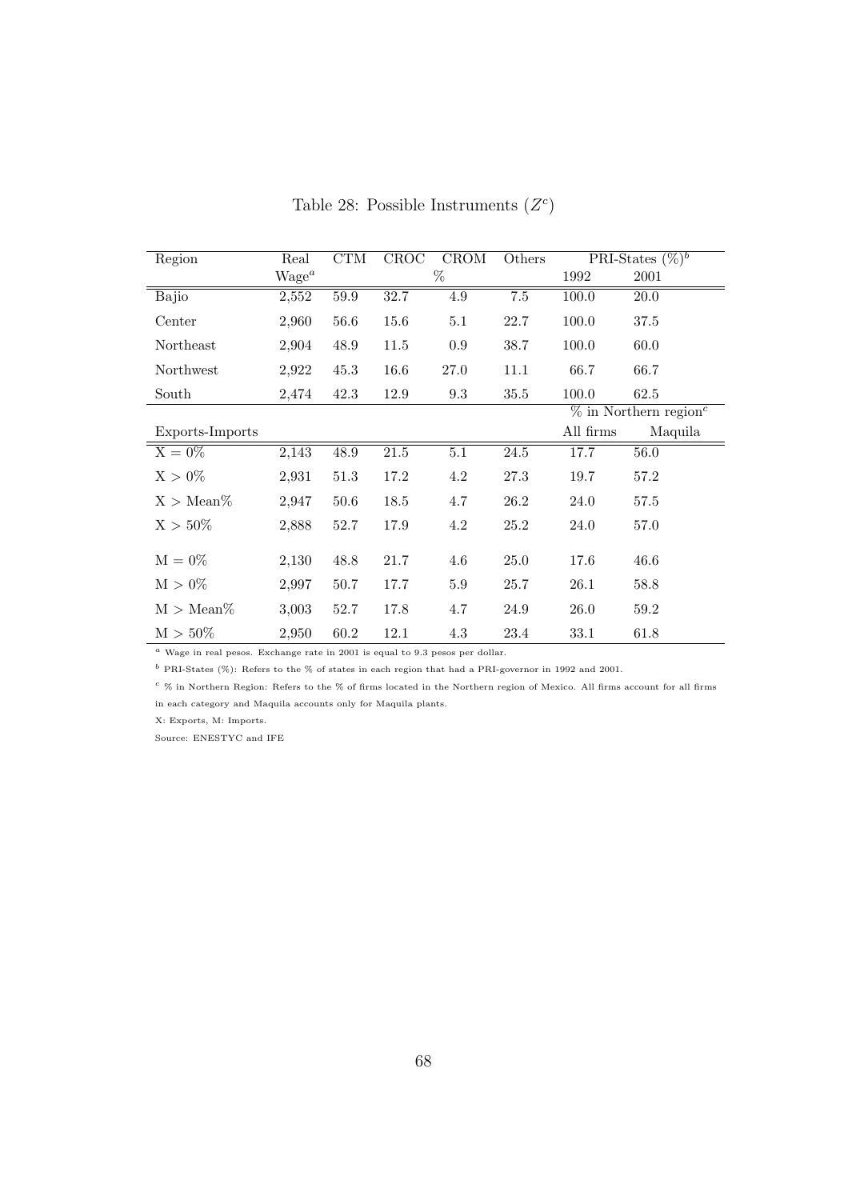Table 28: Possible Instruments ($Z^c$)

| Region | Real Wage[a] | CTM | CROC | CROM | Others | PRI-States (%)[b] | |
|---|---|---|---|---|---|---|---|
| | | | % | | | 1992 | 2001 |
| Bajio | 2,552 | 59.9 | 32.7 | 4.9 | 7.5 | 100.0 | 20.0 |
| Center | 2,960 | 56.6 | 15.6 | 5.1 | 22.7 | 100.0 | 37.5 |
| Northeast | 2,904 | 48.9 | 11.5 | 0.9 | 38.7 | 100.0 | 60.0 |
| Northwest | 2,922 | 45.3 | 16.6 | 27.0 | 11.1 | 66.7 | 66.7 |
| South | 2,474 | 42.3 | 12.9 | 9.3 | 35.5 | 100.0 | 62.5 |
| | | | | | | % in Northern region[c] | |
| Exports-Imports | | | | | | All firms | Maquila |
| X = 0% | 2,143 | 48.9 | 21.5 | 5.1 | 24.5 | 17.7 | 56.0 |
| X > 0% | 2,931 | 51.3 | 17.2 | 4.2 | 27.3 | 19.7 | 57.2 |
| X > Mean% | 2,947 | 50.6 | 18.5 | 4.7 | 26.2 | 24.0 | 57.5 |
| X > 50% | 2,888 | 52.7 | 17.9 | 4.2 | 25.2 | 24.0 | 57.0 |
| M = 0% | 2,130 | 48.8 | 21.7 | 4.6 | 25.0 | 17.6 | 46.6 |
| M > 0% | 2,997 | 50.7 | 17.7 | 5.9 | 25.7 | 26.1 | 58.8 |
| M > Mean% | 3,003 | 52.7 | 17.8 | 4.7 | 24.9 | 26.0 | 59.2 |
| M > 50% | 2,950 | 60.2 | 12.1 | 4.3 | 23.4 | 33.1 | 61.8 |

[a] Wage in real pesos. Exchange rate in 2001 is equal to 9.3 pesos per dollar.

[b] PRI-States (%): Refers to the % of states in each region that had a PRI-governor in 1992 and 2001.

[c] % in Northern Region: Refers to the % of firms located in the Northern region of Mexico. All firms account for all firms in each category and Maquila accounts only for Maquila plants.

X: Exports, M: Imports.

Source: ENESTYC and IFE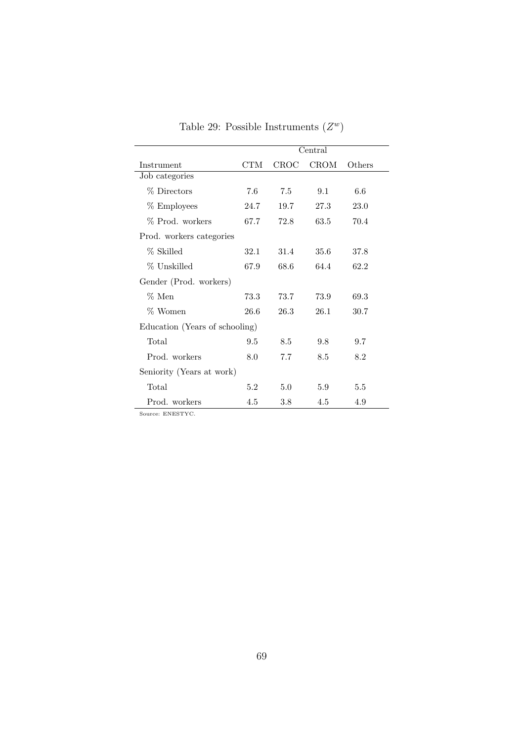Table 29: Possible Instruments ($Z^w$)

| | Central | | | |
|---|---|---|---|---|
| Instrument | CTM | CROC | CROM | Others |
| Job categories | | | | |
| % Directors | 7.6 | 7.5 | 9.1 | 6.6 |
| % Employees | 24.7 | 19.7 | 27.3 | 23.0 |
| % Prod. workers | 67.7 | 72.8 | 63.5 | 70.4 |
| Prod. workers categories | | | | |
| % Skilled | 32.1 | 31.4 | 35.6 | 37.8 |
| % Unskilled | 67.9 | 68.6 | 64.4 | 62.2 |
| Gender (Prod. workers) | | | | |
| % Men | 73.3 | 73.7 | 73.9 | 69.3 |
| % Women | 26.6 | 26.3 | 26.1 | 30.7 |
| Education (Years of schooling) | | | | |
| Total | 9.5 | 8.5 | 9.8 | 9.7 |
| Prod. workers | 8.0 | 7.7 | 8.5 | 8.2 |
| Seniority (Years at work) | | | | |
| Total | 5.2 | 5.0 | 5.9 | 5.5 |
| Prod. workers | 4.5 | 3.8 | 4.5 | 4.9 |

Source: ENESTYC.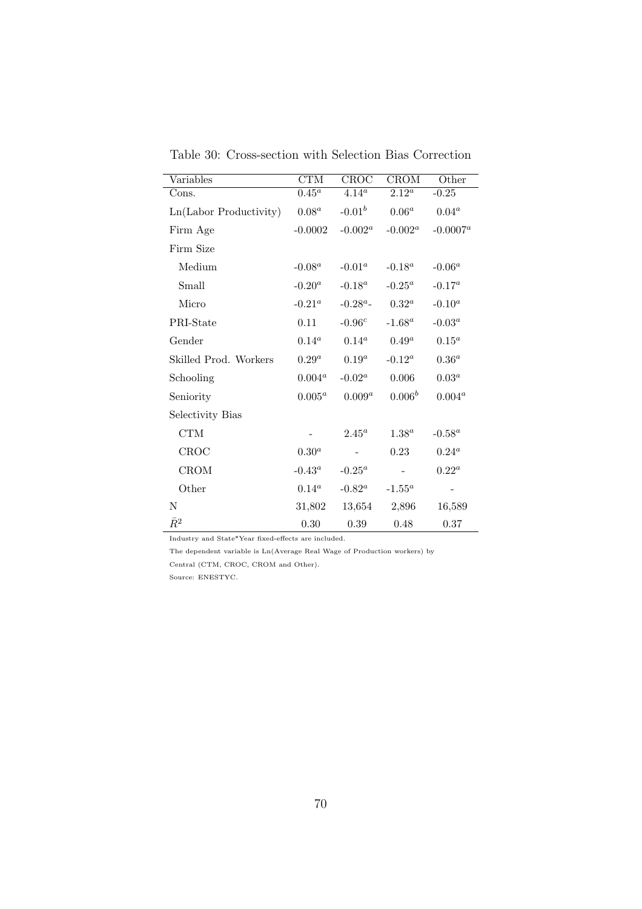Table 30: Cross-section with Selection Bias Correction

| Variables | CTM | CROC | CROM | Other |
|---|---|---|---|---|
| Cons. | $0.45^a$ | $4.14^a$ | $2.12^a$ | -0.25 |
| Ln(Labor Productivity) | $0.08^a$ | $-0.01^b$ | $0.06^a$ | $0.04^a$ |
| Firm Age | -0.0002 | $-0.002^a$ | $-0.002^a$ | $-0.0007^a$ |
| Firm Size | | | | |
| Medium | $-0.08^a$ | $-0.01^a$ | $-0.18^a$ | $-0.06^a$ |
| Small | $-0.20^a$ | $-0.18^a$ | $-0.25^a$ | $-0.17^a$ |
| Micro | $-0.21^a$ | $-0.28^a$- | $0.32^a$ | $-0.10^a$ |
| PRI-State | 0.11 | $-0.96^c$ | $-1.68^a$ | $-0.03^a$ |
| Gender | $0.14^a$ | $0.14^a$ | $0.49^a$ | $0.15^a$ |
| Skilled Prod. Workers | $0.29^a$ | $0.19^a$ | $-0.12^a$ | $0.36^a$ |
| Schooling | $0.004^a$ | $-0.02^a$ | 0.006 | $0.03^a$ |
| Seniority | $0.005^a$ | $0.009^a$ | $0.006^b$ | $0.004^a$ |
| Selectivity Bias | | | | |
| CTM | - | $2.45^a$ | $1.38^a$ | $-0.58^a$ |
| CROC | $0.30^a$ | - | 0.23 | $0.24^a$ |
| CROM | $-0.43^a$ | $-0.25^a$ | - | $0.22^a$ |
| Other | $0.14^a$ | $-0.82^a$ | $-1.55^a$ | - |
| N | 31,802 | 13,654 | 2,896 | 16,589 |
| $\bar{R}^2$ | 0.30 | 0.39 | 0.48 | 0.37 |

Industry and State*Year fixed-effects are included.

The dependent variable is Ln(Average Real Wage of Production workers) by Central (CTM, CROC, CROM and Other).

Source: ENESTYC.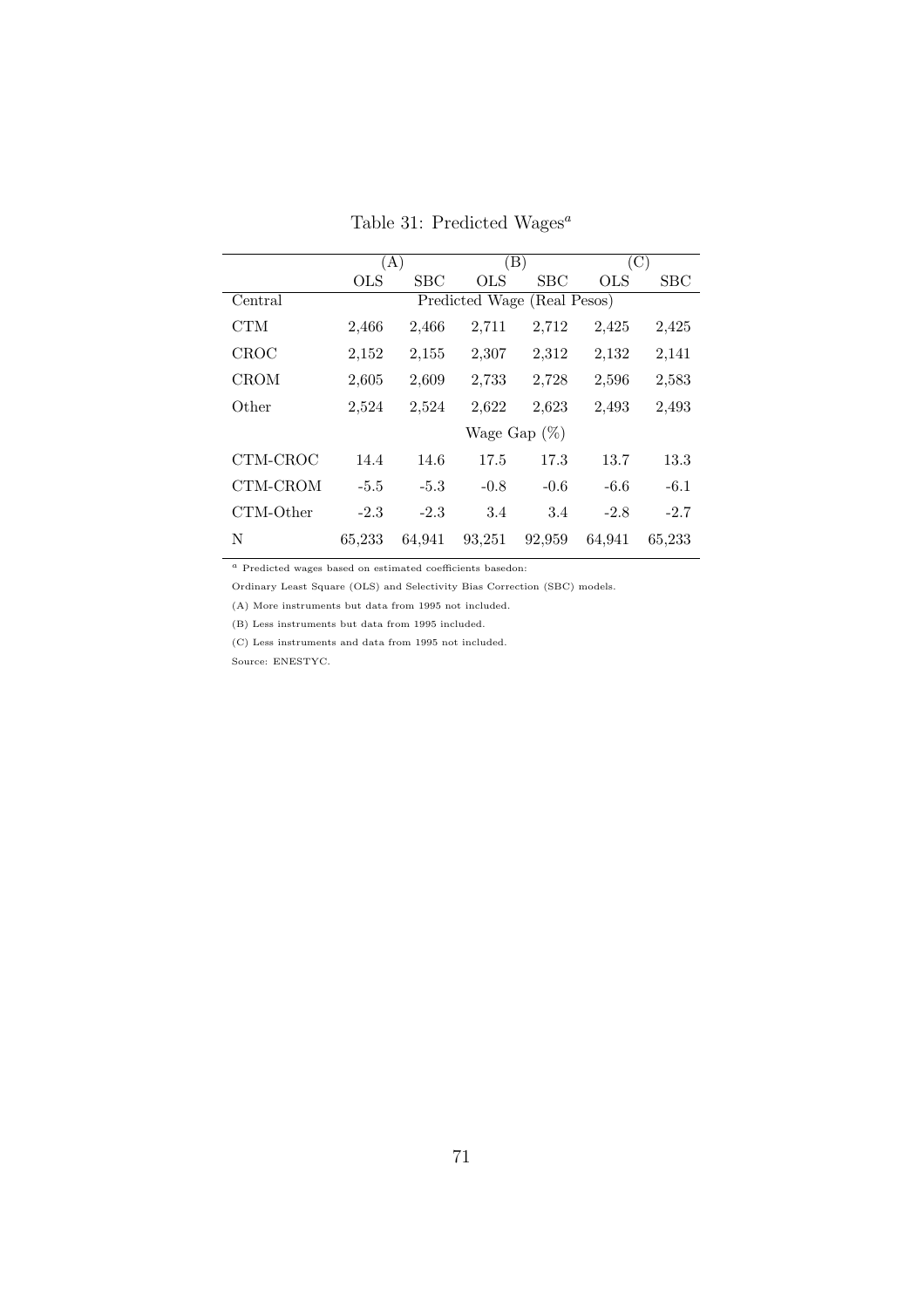Table 31: Predicted Wages[a]

| | (A) | | (B) | | (C) | |
|---|---|---|---|---|---|---|
| | OLS | SBC | OLS | SBC | OLS | SBC |
| Central | Predicted Wage (Real Pesos) | | | | | |
| CTM | 2,466 | 2,466 | 2,711 | 2,712 | 2,425 | 2,425 |
| CROC | 2,152 | 2,155 | 2,307 | 2,312 | 2,132 | 2,141 |
| CROM | 2,605 | 2,609 | 2,733 | 2,728 | 2,596 | 2,583 |
| Other | 2,524 | 2,524 | 2,622 | 2,623 | 2,493 | 2,493 |
| | Wage Gap (%) | | | | | |
| CTM-CROC | 14.4 | 14.6 | 17.5 | 17.3 | 13.7 | 13.3 |
| CTM-CROM | -5.5 | -5.3 | -0.8 | -0.6 | -6.6 | -6.1 |
| CTM-Other | -2.3 | -2.3 | 3.4 | 3.4 | -2.8 | -2.7 |
| N | 65,233 | 64,941 | 93,251 | 92,959 | 64,941 | 65,233 |

[a] Predicted wages based on estimated coefficients basedon:

Ordinary Least Square (OLS) and Selectivity Bias Correction (SBC) models.

(A) More instruments but data from 1995 not included.

(B) Less instruments but data from 1995 included.

(C) Less instruments and data from 1995 not included.

Source: ENESTYC.